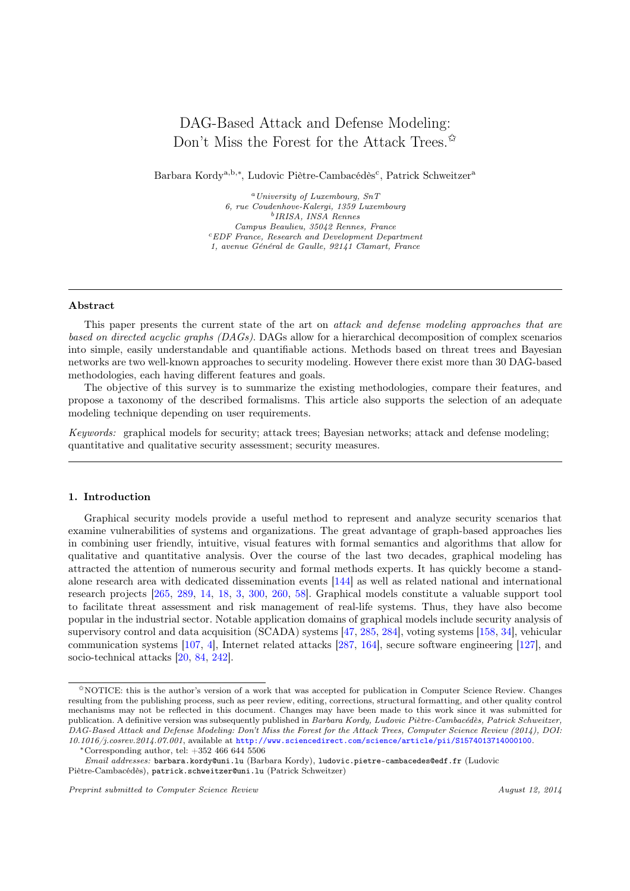# DAG-Based Attack and Defense Modeling: Don't Miss the Forest for the Attack Trees.[☆]

Barbara Kordy[a,b,*], Ludovic Piètre-Cambacédès[c], Patrick Schweitzer[a]

[a] *University of Luxembourg, SnT*
*6, rue Coudenhove-Kalergi, 1359 Luxembourg*
[b] *IRISA, INSA Rennes*
*Campus Beaulieu, 35042 Rennes, France*
[c] *EDF France, Research and Development Department*
*1, avenue Général de Gaulle, 92141 Clamart, France*

---

## Abstract

This paper presents the current state of the art on *attack and defense modeling approaches that are based on directed acyclic graphs (DAGs)*. DAGs allow for a hierarchical decomposition of complex scenarios into simple, easily understandable and quantifiable actions. Methods based on threat trees and Bayesian networks are two well-known approaches to security modeling. However there exist more than 30 DAG-based methodologies, each having different features and goals.

The objective of this survey is to summarize the existing methodologies, compare their features, and propose a taxonomy of the described formalisms. This article also supports the selection of an adequate modeling technique depending on user requirements.

*Keywords:* graphical models for security; attack trees; Bayesian networks; attack and defense modeling; quantitative and qualitative security assessment; security measures.

---

## 1. Introduction

Graphical security models provide a useful method to represent and analyze security scenarios that examine vulnerabilities of systems and organizations. The great advantage of graph-based approaches lies in combining user friendly, intuitive, visual features with formal semantics and algorithms that allow for qualitative and quantitative analysis. Over the course of the last two decades, graphical modeling has attracted the attention of numerous security and formal methods experts. It has quickly become a standalone research area with dedicated dissemination events [144] as well as related national and international research projects [265, 289, 14, 18, 3, 300, 260, 58]. Graphical models constitute a valuable support tool to facilitate threat assessment and risk management of real-life systems. Thus, they have also become popular in the industrial sector. Notable application domains of graphical models include security analysis of supervisory control and data acquisition (SCADA) systems [47, 285, 284], voting systems [158, 34], vehicular communication systems [107, 4], Internet related attacks [287, 164], secure software engineering [127], and socio-technical attacks [20, 84, 242].

[☆]NOTICE: this is the author's version of a work that was accepted for publication in Computer Science Review. Changes resulting from the publishing process, such as peer review, editing, corrections, structural formatting, and other quality control mechanisms may not be reflected in this document. Changes may have been made to this work since it was submitted for publication. A definitive version was subsequently published in *Barbara Kordy, Ludovic Piètre-Cambacédès, Patrick Schweitzer, DAG-Based Attack and Defense Modeling: Don't Miss the Forest for the Attack Trees, Computer Science Review (2014), DOI: 10.1016/j.cosrev.2014.07.001*, available at http://www.sciencedirect.com/science/article/pii/S1574013714000100.

[*]Corresponding author, tel: +352 466 644 5506

*Email addresses:* barbara.kordy@uni.lu (Barbara Kordy), ludovic.pietre-cambacedes@edf.fr (Ludovic Piètre-Cambacédès), patrick.schweitzer@uni.lu (Patrick Schweitzer)

*Preprint submitted to Computer Science Review* *August 12, 2014*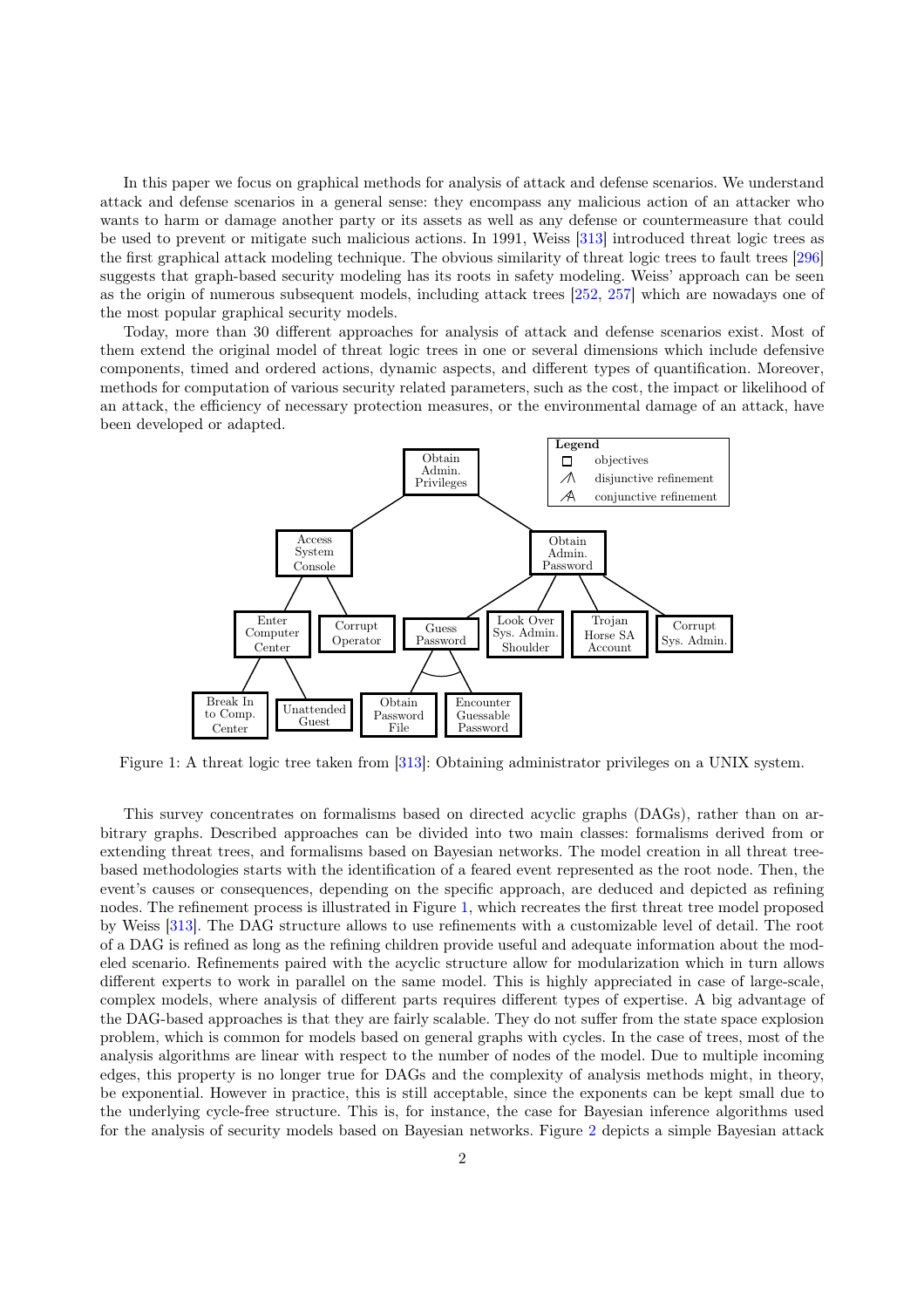In this paper we focus on graphical methods for analysis of attack and defense scenarios. We understand attack and defense scenarios in a general sense: they encompass any malicious action of an attacker who wants to harm or damage another party or its assets as well as any defense or countermeasure that could be used to prevent or mitigate such malicious actions. In 1991, Weiss [313] introduced threat logic trees as the first graphical attack modeling technique. The obvious similarity of threat logic trees to fault trees [296] suggests that graph-based security modeling has its roots in safety modeling. Weiss' approach can be seen as the origin of numerous subsequent models, including attack trees [252, 257] which are nowadays one of the most popular graphical security models.

Today, more than 30 different approaches for analysis of attack and defense scenarios exist. Most of them extend the original model of threat logic trees in one or several dimensions which include defensive components, timed and ordered actions, dynamic aspects, and different types of quantification. Moreover, methods for computation of various security related parameters, such as the cost, the impact or likelihood of an attack, the efficiency of necessary protection measures, or the environmental damage of an attack, have been developed or adapted.

Legend: objectives; disjunctive refinement; conjunctive refinement

Obtain Admin. Privileges
- Access System Console
  - Enter Computer Center
    - Break In to Comp. Center
    - Unattended Guest
  - Corrupt Operator
- Obtain Admin. Password
  - Guess Password (conjunctive)
    - Obtain Password File
    - Encounter Guessable Password
  - Look Over Sys. Admin. Shoulder
  - Trojan Horse SA Account
  - Corrupt Sys. Admin.

Figure 1: A threat logic tree taken from [313]: Obtaining administrator privileges on a UNIX system.

This survey concentrates on formalisms based on directed acyclic graphs (DAGs), rather than on arbitrary graphs. Described approaches can be divided into two main classes: formalisms derived from or extending threat trees, and formalisms based on Bayesian networks. The model creation in all threat tree-based methodologies starts with the identification of a feared event represented as the root node. Then, the event's causes or consequences, depending on the specific approach, are deduced and depicted as refining nodes. The refinement process is illustrated in Figure 1, which recreates the first threat tree model proposed by Weiss [313]. The DAG structure allows to use refinements with a customizable level of detail. The root of a DAG is refined as long as the refining children provide useful and adequate information about the modeled scenario. Refinements paired with the acyclic structure allow for modularization which in turn allows different experts to work in parallel on the same model. This is highly appreciated in case of large-scale, complex models, where analysis of different parts requires different types of expertise. A big advantage of the DAG-based approaches is that they are fairly scalable. They do not suffer from the state space explosion problem, which is common for models based on general graphs with cycles. In the case of trees, most of the analysis algorithms are linear with respect to the number of nodes of the model. Due to multiple incoming edges, this property is no longer true for DAGs and the complexity of analysis methods might, in theory, be exponential. However in practice, this is still acceptable, since the exponents can be kept small due to the underlying cycle-free structure. This is, for instance, the case for Bayesian inference algorithms used for the analysis of security models based on Bayesian networks. Figure 2 depicts a simple Bayesian attack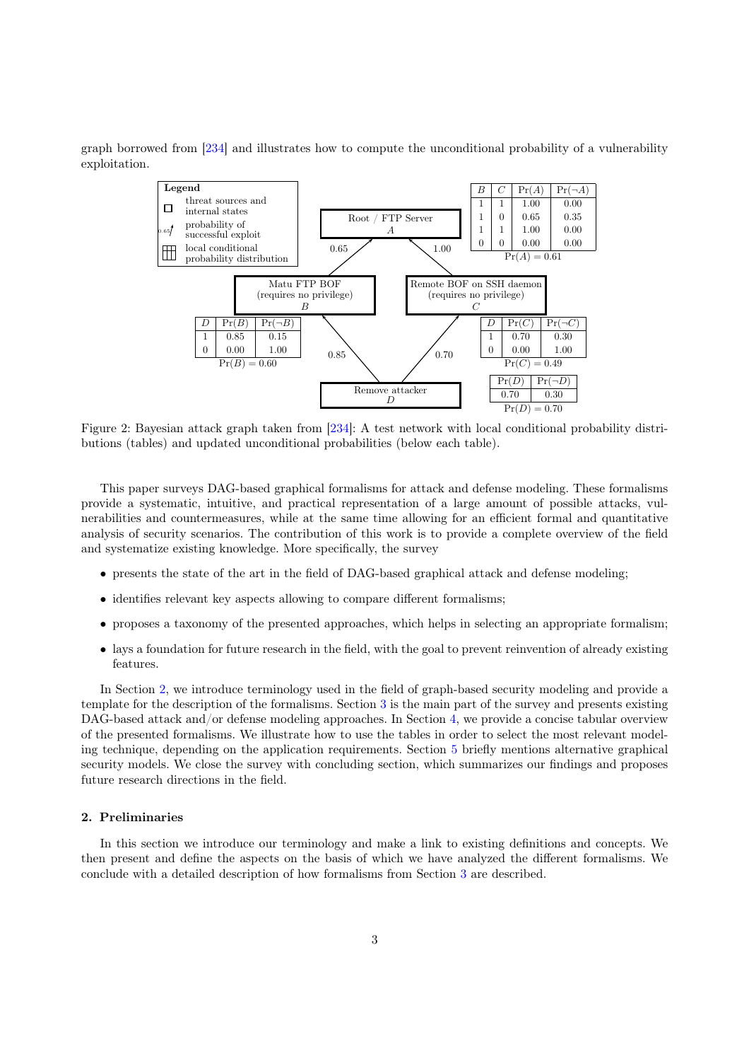graph borrowed from [234] and illustrates how to compute the unconditional probability of a vulnerability exploitation.

| $B$ | $C$ | $\Pr(A)$ | $\Pr(\neg A)$ |
|---|---|---|---|
| 1 | 1 | 1.00 | 0.00 |
| 1 | 0 | 0.65 | 0.35 |
| 1 | 1 | 1.00 | 0.00 |
| 0 | 0 | 0.00 | 0.00 |

$\Pr(A) = 0.61$

| $D$ | $\Pr(B)$ | $\Pr(\neg B)$ |
|---|---|---|
| 1 | 0.85 | 0.15 |
| 0 | 0.00 | 1.00 |

$\Pr(B) = 0.60$

| $D$ | $\Pr(C)$ | $\Pr(\neg C)$ |
|---|---|---|
| 1 | 0.70 | 0.30 |
| 0 | 0.00 | 1.00 |

$\Pr(C) = 0.49$

| $\Pr(D)$ | $\Pr(\neg D)$ |
|---|---|
| 0.70 | 0.30 |

$\Pr(D) = 0.70$

Figure 2: Bayesian attack graph taken from [234]: A test network with local conditional probability distributions (tables) and updated unconditional probabilities (below each table).

This paper surveys DAG-based graphical formalisms for attack and defense modeling. These formalisms provide a systematic, intuitive, and practical representation of a large amount of possible attacks, vulnerabilities and countermeasures, while at the same time allowing for an efficient formal and quantitative analysis of security scenarios. The contribution of this work is to provide a complete overview of the field and systematize existing knowledge. More specifically, the survey

- presents the state of the art in the field of DAG-based graphical attack and defense modeling;
- identifies relevant key aspects allowing to compare different formalisms;
- proposes a taxonomy of the presented approaches, which helps in selecting an appropriate formalism;
- lays a foundation for future research in the field, with the goal to prevent reinvention of already existing features.

In Section 2, we introduce terminology used in the field of graph-based security modeling and provide a template for the description of the formalisms. Section 3 is the main part of the survey and presents existing DAG-based attack and/or defense modeling approaches. In Section 4, we provide a concise tabular overview of the presented formalisms. We illustrate how to use the tables in order to select the most relevant modeling technique, depending on the application requirements. Section 5 briefly mentions alternative graphical security models. We close the survey with concluding section, which summarizes our findings and proposes future research directions in the field.

## 2. Preliminaries

In this section we introduce our terminology and make a link to existing definitions and concepts. We then present and define the aspects on the basis of which we have analyzed the different formalisms. We conclude with a detailed description of how formalisms from Section 3 are described.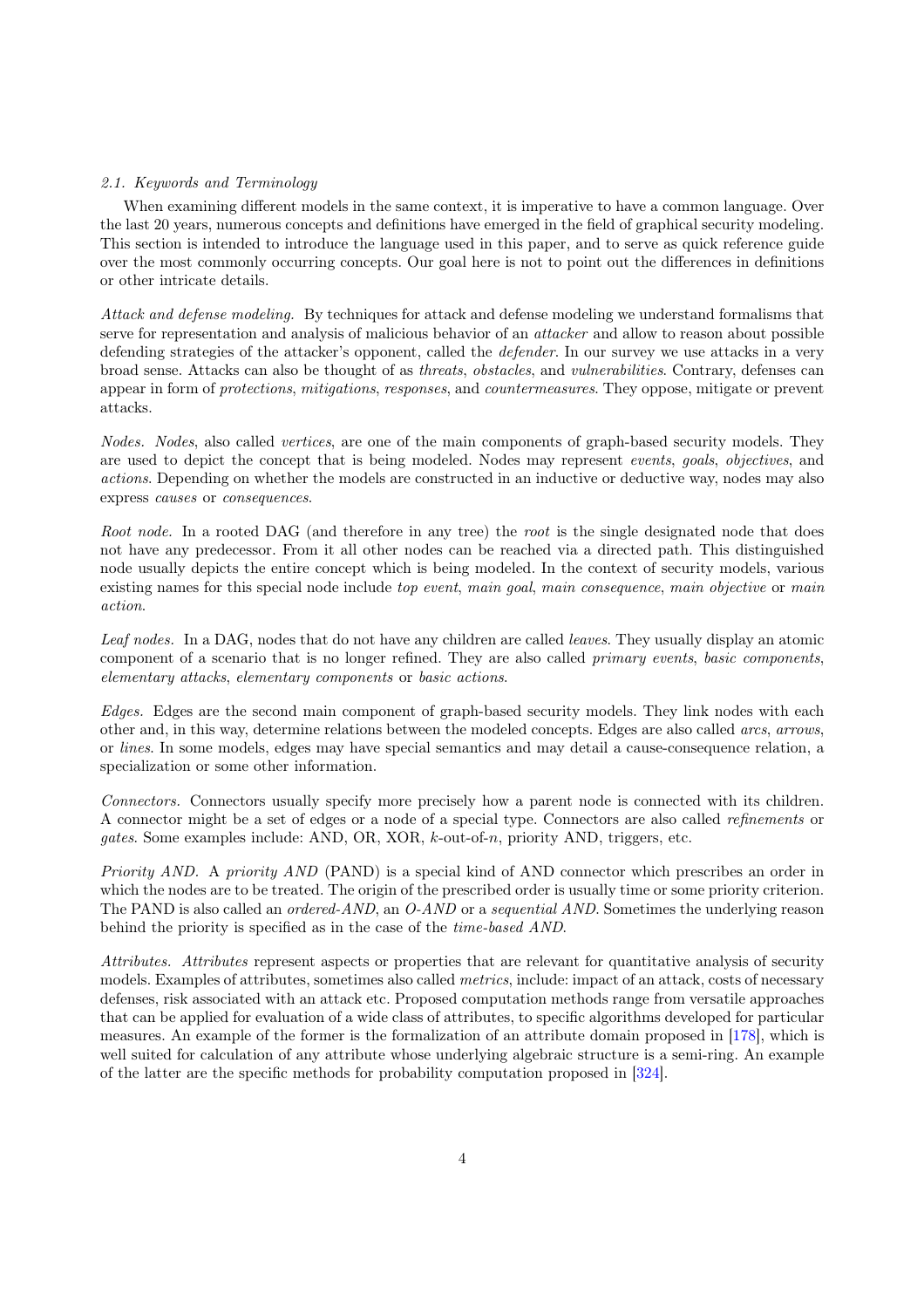### 2.1. Keywords and Terminology

When examining different models in the same context, it is imperative to have a common language. Over the last 20 years, numerous concepts and definitions have emerged in the field of graphical security modeling. This section is intended to introduce the language used in this paper, and to serve as quick reference guide over the most commonly occurring concepts. Our goal here is not to point out the differences in definitions or other intricate details.

*Attack and defense modeling.* By techniques for attack and defense modeling we understand formalisms that serve for representation and analysis of malicious behavior of an *attacker* and allow to reason about possible defending strategies of the attacker's opponent, called the *defender*. In our survey we use attacks in a very broad sense. Attacks can also be thought of as *threats*, *obstacles*, and *vulnerabilities*. Contrary, defenses can appear in form of *protections*, *mitigations*, *responses*, and *countermeasures*. They oppose, mitigate or prevent attacks.

*Nodes.* *Nodes*, also called *vertices*, are one of the main components of graph-based security models. They are used to depict the concept that is being modeled. Nodes may represent *events*, *goals*, *objectives*, and *actions*. Depending on whether the models are constructed in an inductive or deductive way, nodes may also express *causes* or *consequences*.

*Root node.* In a rooted DAG (and therefore in any tree) the *root* is the single designated node that does not have any predecessor. From it all other nodes can be reached via a directed path. This distinguished node usually depicts the entire concept which is being modeled. In the context of security models, various existing names for this special node include *top event*, *main goal*, *main consequence*, *main objective* or *main action*.

*Leaf nodes.* In a DAG, nodes that do not have any children are called *leaves*. They usually display an atomic component of a scenario that is no longer refined. They are also called *primary events*, *basic components*, *elementary attacks*, *elementary components* or *basic actions*.

*Edges.* Edges are the second main component of graph-based security models. They link nodes with each other and, in this way, determine relations between the modeled concepts. Edges are also called *arcs*, *arrows*, or *lines*. In some models, edges may have special semantics and may detail a cause-consequence relation, a specialization or some other information.

*Connectors.* Connectors usually specify more precisely how a parent node is connected with its children. A connector might be a set of edges or a node of a special type. Connectors are also called *refinements* or *gates*. Some examples include: AND, OR, XOR, $k$-out-of-$n$, priority AND, triggers, etc.

*Priority AND.* A *priority AND* (PAND) is a special kind of AND connector which prescribes an order in which the nodes are to be treated. The origin of the prescribed order is usually time or some priority criterion. The PAND is also called an *ordered-AND*, an *O-AND* or a *sequential AND*. Sometimes the underlying reason behind the priority is specified as in the case of the *time-based AND*.

*Attributes.* *Attributes* represent aspects or properties that are relevant for quantitative analysis of security models. Examples of attributes, sometimes also called *metrics*, include: impact of an attack, costs of necessary defenses, risk associated with an attack etc. Proposed computation methods range from versatile approaches that can be applied for evaluation of a wide class of attributes, to specific algorithms developed for particular measures. An example of the former is the formalization of an attribute domain proposed in [178], which is well suited for calculation of any attribute whose underlying algebraic structure is a semi-ring. An example of the latter are the specific methods for probability computation proposed in [324].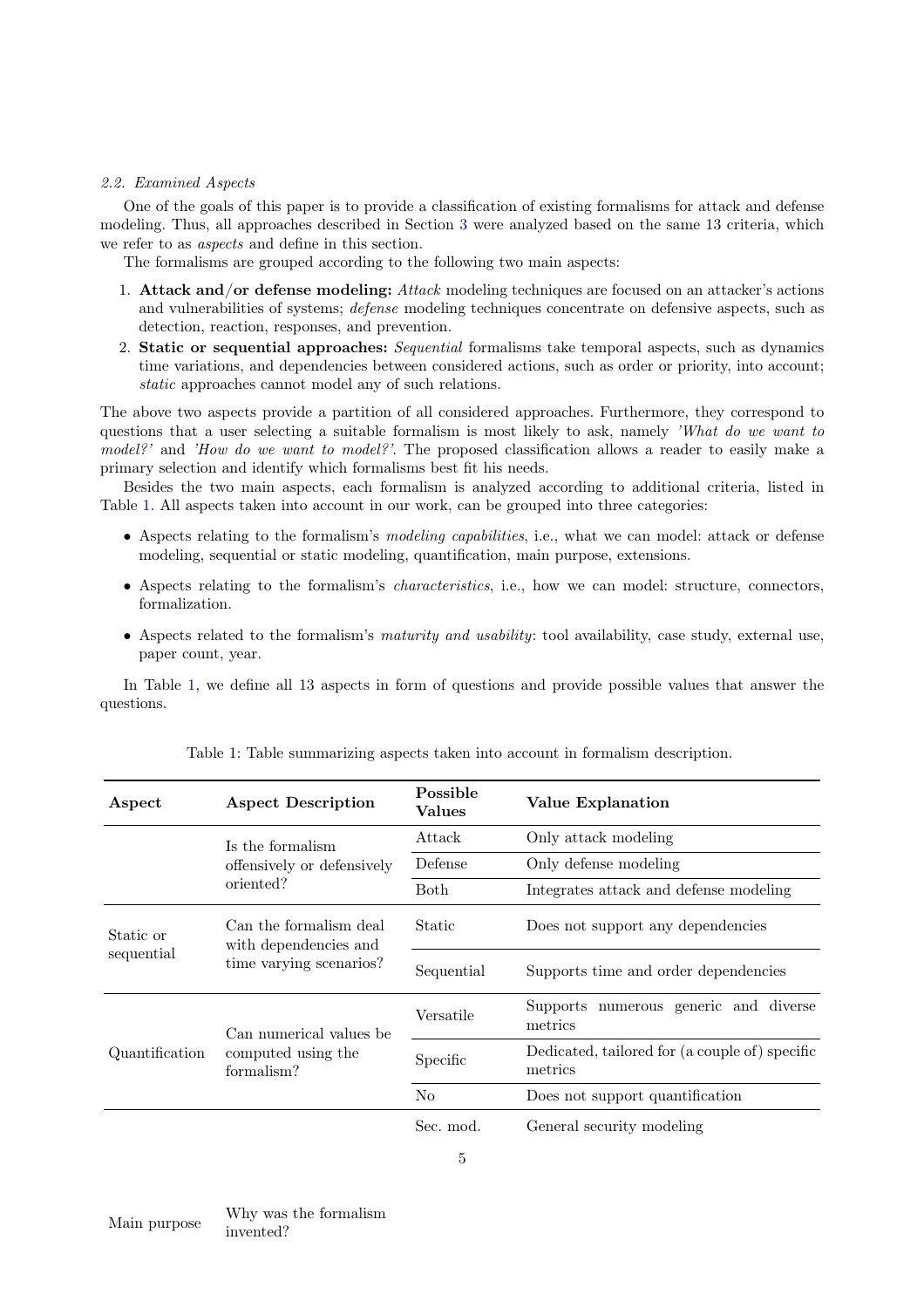*2.2. Examined Aspects*

One of the goals of this paper is to provide a classification of existing formalisms for attack and defense modeling. Thus, all approaches described in Section 3 were analyzed based on the same 13 criteria, which we refer to as *aspects* and define in this section.

The formalisms are grouped according to the following two main aspects:

1. **Attack and/or defense modeling:** *Attack* modeling techniques are focused on an attacker's actions and vulnerabilities of systems; *defense* modeling techniques concentrate on defensive aspects, such as detection, reaction, responses, and prevention.
2. **Static or sequential approaches:** *Sequential* formalisms take temporal aspects, such as dynamics time variations, and dependencies between considered actions, such as order or priority, into account; *static* approaches cannot model any of such relations.

The above two aspects provide a partition of all considered approaches. Furthermore, they correspond to questions that a user selecting a suitable formalism is most likely to ask, namely *'What do we want to model?'* and *'How do we want to model?'*. The proposed classification allows a reader to easily make a primary selection and identify which formalisms best fit his needs.

Besides the two main aspects, each formalism is analyzed according to additional criteria, listed in Table 1. All aspects taken into account in our work, can be grouped into three categories:

- Aspects relating to the formalism's *modeling capabilities*, i.e., what we can model: attack or defense modeling, sequential or static modeling, quantification, main purpose, extensions.
- Aspects relating to the formalism's *characteristics*, i.e., how we can model: structure, connectors, formalization.
- Aspects related to the formalism's *maturity and usability*: tool availability, case study, external use, paper count, year.

In Table 1, we define all 13 aspects in form of questions and provide possible values that answer the questions.

Table 1: Table summarizing aspects taken into account in formalism description.

| Aspect | Aspect Description | Possible Values | Value Explanation |
|---|---|---|---|
| | Is the formalism offensively or defensively oriented? | Attack | Only attack modeling |
| | | Defense | Only defense modeling |
| | | Both | Integrates attack and defense modeling |
| Static or sequential | Can the formalism deal with dependencies and time varying scenarios? | Static | Does not support any dependencies |
| | | Sequential | Supports time and order dependencies |
| Quantification | Can numerical values be computed using the formalism? | Versatile | Supports numerous generic and diverse metrics |
| | | Specific | Dedicated, tailored for (a couple of) specific metrics |
| | | No | Does not support quantification |
| Main purpose | Why was the formalism invented? | Sec. mod. | General security modeling |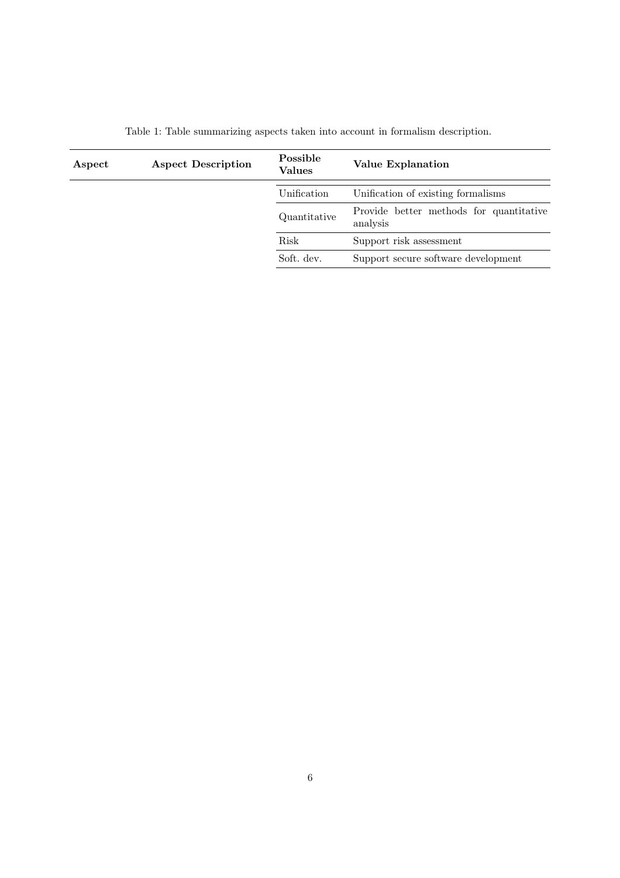Table 1: Table summarizing aspects taken into account in formalism description.

| Aspect | Aspect Description | Possible Values | Value Explanation |
|---|---|---|---|
| | | Unification | Unification of existing formalisms |
| | | Quantitative | Provide better methods for quantitative analysis |
| | | Risk | Support risk assessment |
| | | Soft. dev. | Support secure software development |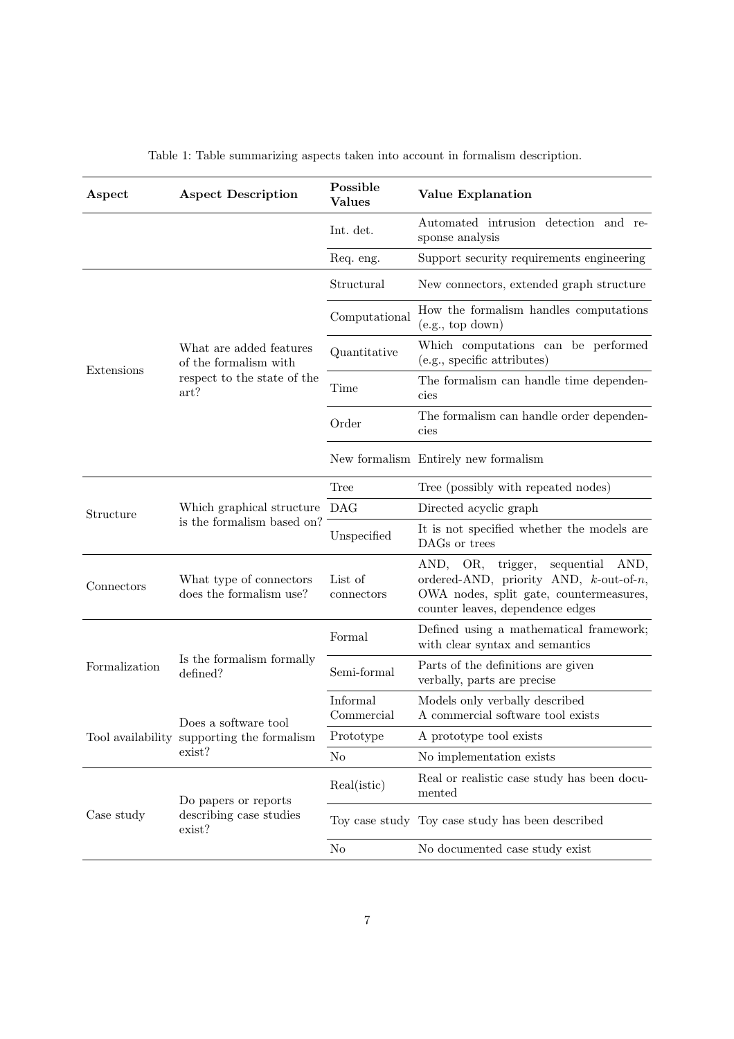Table 1: Table summarizing aspects taken into account in formalism description.

| Aspect | Aspect Description | Possible Values | Value Explanation |
|---|---|---|---|
| | | Int. det. | Automated intrusion detection and response analysis |
| | | Req. eng. | Support security requirements engineering |
| Extensions | What are added features of the formalism with respect to the state of the art? | Structural | New connectors, extended graph structure |
| | | Computational | How the formalism handles computations (e.g., top down) |
| | | Quantitative | Which computations can be performed (e.g., specific attributes) |
| | | Time | The formalism can handle time dependencies |
| | | Order | The formalism can handle order dependencies |
| | | New formalism | Entirely new formalism |
| Structure | Which graphical structure is the formalism based on? | Tree | Tree (possibly with repeated nodes) |
| | | DAG | Directed acyclic graph |
| | | Unspecified | It is not specified whether the models are DAGs or trees |
| Connectors | What type of connectors does the formalism use? | List of connectors | AND, OR, trigger, sequential AND, ordered-AND, priority AND, $k$-out-of-$n$, OWA nodes, split gate, countermeasures, counter leaves, dependence edges |
| Formalization | Is the formalism formally defined? | Formal | Defined using a mathematical framework; with clear syntax and semantics |
| | | Semi-formal | Parts of the definitions are given verbally, parts are precise |
| | | Informal | Models only verbally described |
| Tool availability | Does a software tool supporting the formalism exist? | Commercial | A commercial software tool exists |
| | | Prototype | A prototype tool exists |
| | | No | No implementation exists |
| Case study | Do papers or reports describing case studies exist? | Real(istic) | Real or realistic case study has been documented |
| | | Toy case study | Toy case study has been described |
| | | No | No documented case study exist |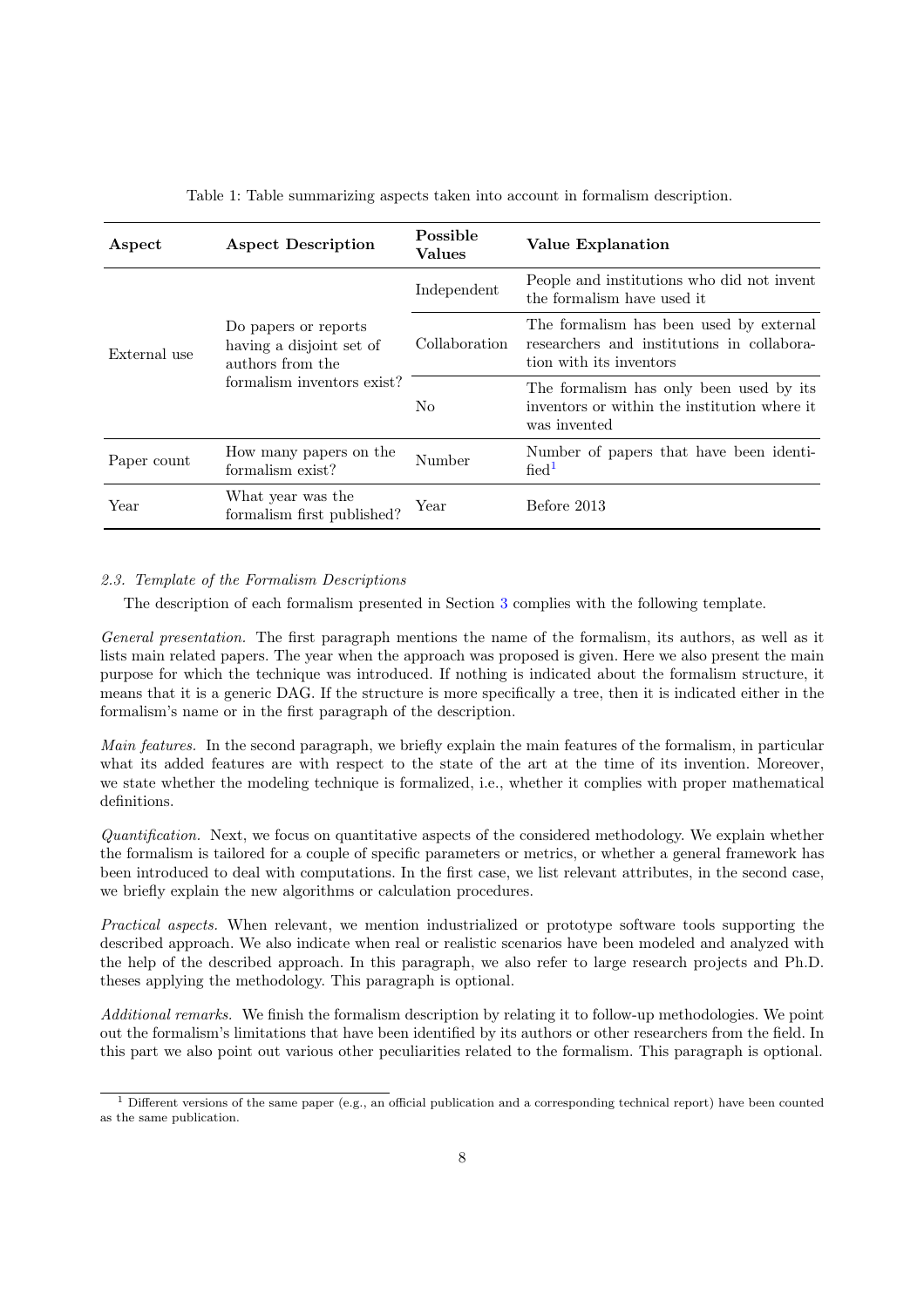Table 1: Table summarizing aspects taken into account in formalism description.

| Aspect | Aspect Description | Possible Values | Value Explanation |
|---|---|---|---|
| External use | Do papers or reports having a disjoint set of authors from the formalism inventors exist? | Independent | People and institutions who did not invent the formalism have used it |
| | | Collaboration | The formalism has been used by external researchers and institutions in collaboration with its inventors |
| | | No | The formalism has only been used by its inventors or within the institution where it was invented |
| Paper count | How many papers on the formalism exist? | Number | Number of papers that have been identified[1] |
| Year | What year was the formalism first published? | Year | Before 2013 |

### 2.3. Template of the Formalism Descriptions

The description of each formalism presented in Section 3 complies with the following template.

*General presentation.* The first paragraph mentions the name of the formalism, its authors, as well as it lists main related papers. The year when the approach was proposed is given. Here we also present the main purpose for which the technique was introduced. If nothing is indicated about the formalism structure, it means that it is a generic DAG. If the structure is more specifically a tree, then it is indicated either in the formalism's name or in the first paragraph of the description.

*Main features.* In the second paragraph, we briefly explain the main features of the formalism, in particular what its added features are with respect to the state of the art at the time of its invention. Moreover, we state whether the modeling technique is formalized, i.e., whether it complies with proper mathematical definitions.

*Quantification.* Next, we focus on quantitative aspects of the considered methodology. We explain whether the formalism is tailored for a couple of specific parameters or metrics, or whether a general framework has been introduced to deal with computations. In the first case, we list relevant attributes, in the second case, we briefly explain the new algorithms or calculation procedures.

*Practical aspects.* When relevant, we mention industrialized or prototype software tools supporting the described approach. We also indicate when real or realistic scenarios have been modeled and analyzed with the help of the described approach. In this paragraph, we also refer to large research projects and Ph.D. theses applying the methodology. This paragraph is optional.

*Additional remarks.* We finish the formalism description by relating it to follow-up methodologies. We point out the formalism's limitations that have been identified by its authors or other researchers from the field. In this part we also point out various other peculiarities related to the formalism. This paragraph is optional.

[1] Different versions of the same paper (e.g., an official publication and a corresponding technical report) have been counted as the same publication.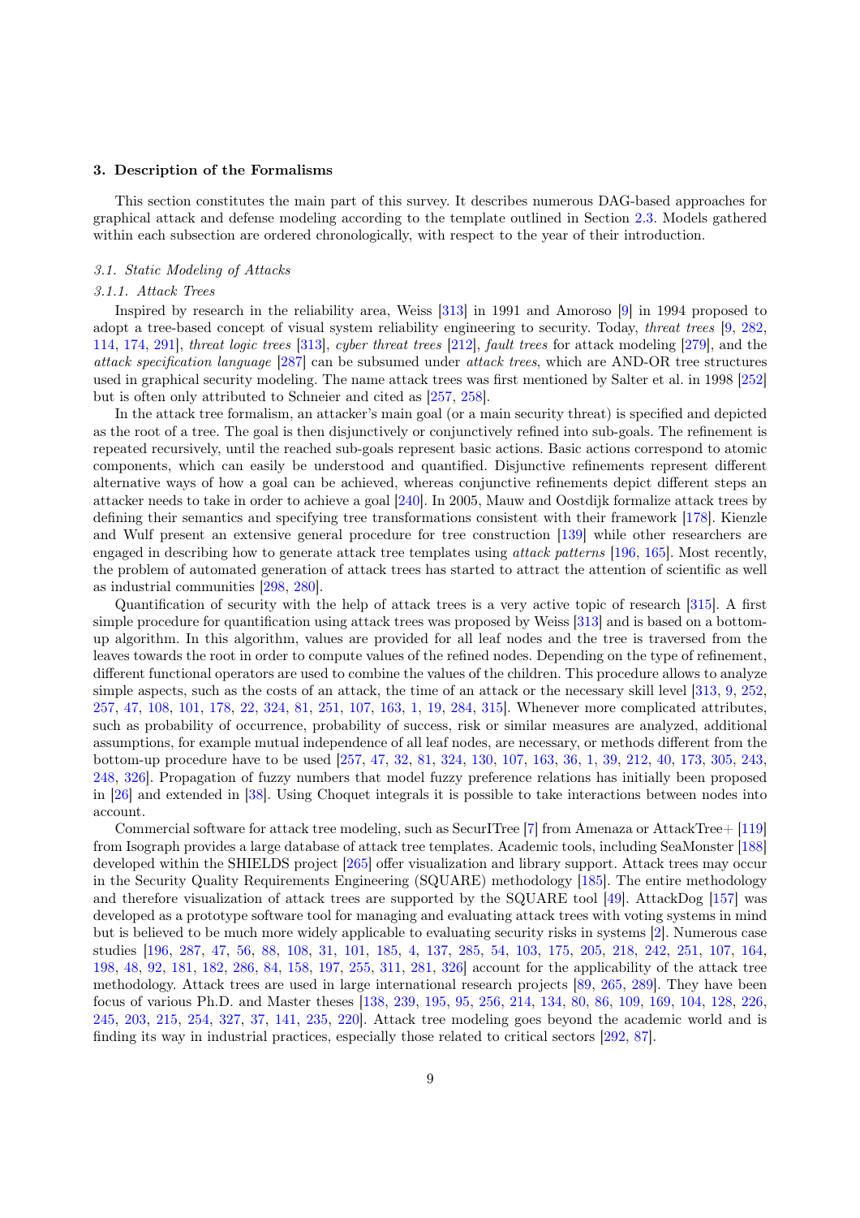## 3. Description of the Formalisms

This section constitutes the main part of this survey. It describes numerous DAG-based approaches for graphical attack and defense modeling according to the template outlined in Section 2.3. Models gathered within each subsection are ordered chronologically, with respect to the year of their introduction.

### 3.1. Static Modeling of Attacks

#### 3.1.1. Attack Trees

Inspired by research in the reliability area, Weiss [313] in 1991 and Amoroso [9] in 1994 proposed to adopt a tree-based concept of visual system reliability engineering to security. Today, *threat trees* [9, 282, 114, 174, 291], *threat logic trees* [313], *cyber threat trees* [212], *fault trees* for attack modeling [279], and the *attack specification language* [287] can be subsumed under *attack trees*, which are AND-OR tree structures used in graphical security modeling. The name attack trees was first mentioned by Salter et al. in 1998 [252] but is often only attributed to Schneier and cited as [257, 258].

In the attack tree formalism, an attacker's main goal (or a main security threat) is specified and depicted as the root of a tree. The goal is then disjunctively or conjunctively refined into sub-goals. The refinement is repeated recursively, until the reached sub-goals represent basic actions. Basic actions correspond to atomic components, which can easily be understood and quantified. Disjunctive refinements represent different alternative ways of how a goal can be achieved, whereas conjunctive refinements depict different steps an attacker needs to take in order to achieve a goal [240]. In 2005, Mauw and Oostdijk formalize attack trees by defining their semantics and specifying tree transformations consistent with their framework [178]. Kienzle and Wulf present an extensive general procedure for tree construction [139] while other researchers are engaged in describing how to generate attack tree templates using *attack patterns* [196, 165]. Most recently, the problem of automated generation of attack trees has started to attract the attention of scientific as well as industrial communities [298, 280].

Quantification of security with the help of attack trees is a very active topic of research [315]. A first simple procedure for quantification using attack trees was proposed by Weiss [313] and is based on a bottom-up algorithm. In this algorithm, values are provided for all leaf nodes and the tree is traversed from the leaves towards the root in order to compute values of the refined nodes. Depending on the type of refinement, different functional operators are used to combine the values of the children. This procedure allows to analyze simple aspects, such as the costs of an attack, the time of an attack or the necessary skill level [313, 9, 252, 257, 47, 108, 101, 178, 22, 324, 81, 251, 107, 163, 1, 19, 284, 315]. Whenever more complicated attributes, such as probability of occurrence, probability of success, risk or similar measures are analyzed, additional assumptions, for example mutual independence of all leaf nodes, are necessary, or methods different from the bottom-up procedure have to be used [257, 47, 32, 81, 324, 130, 107, 163, 36, 1, 39, 212, 40, 173, 305, 243, 248, 326]. Propagation of fuzzy numbers that model fuzzy preference relations has initially been proposed in [26] and extended in [38]. Using Choquet integrals it is possible to take interactions between nodes into account.

Commercial software for attack tree modeling, such as SecurITree [7] from Amenaza or AttackTree+ [119] from Isograph provides a large database of attack tree templates. Academic tools, including SeaMonster [188] developed within the SHIELDS project [265] offer visualization and library support. Attack trees may occur in the Security Quality Requirements Engineering (SQUARE) methodology [185]. The entire methodology and therefore visualization of attack trees are supported by the SQUARE tool [49]. AttackDog [157] was developed as a prototype software tool for managing and evaluating attack trees with voting systems in mind but is believed to be much more widely applicable to evaluating security risks in systems [2]. Numerous case studies [196, 287, 47, 56, 88, 108, 31, 101, 185, 4, 137, 285, 54, 103, 175, 205, 218, 242, 251, 107, 164, 198, 48, 92, 181, 182, 286, 84, 158, 197, 255, 311, 281, 326] account for the applicability of the attack tree methodology. Attack trees are used in large international research projects [89, 265, 289]. They have been focus of various Ph.D. and Master theses [138, 239, 195, 95, 256, 214, 134, 80, 86, 109, 169, 104, 128, 226, 245, 203, 215, 254, 327, 37, 141, 235, 220]. Attack tree modeling goes beyond the academic world and is finding its way in industrial practices, especially those related to critical sectors [292, 87].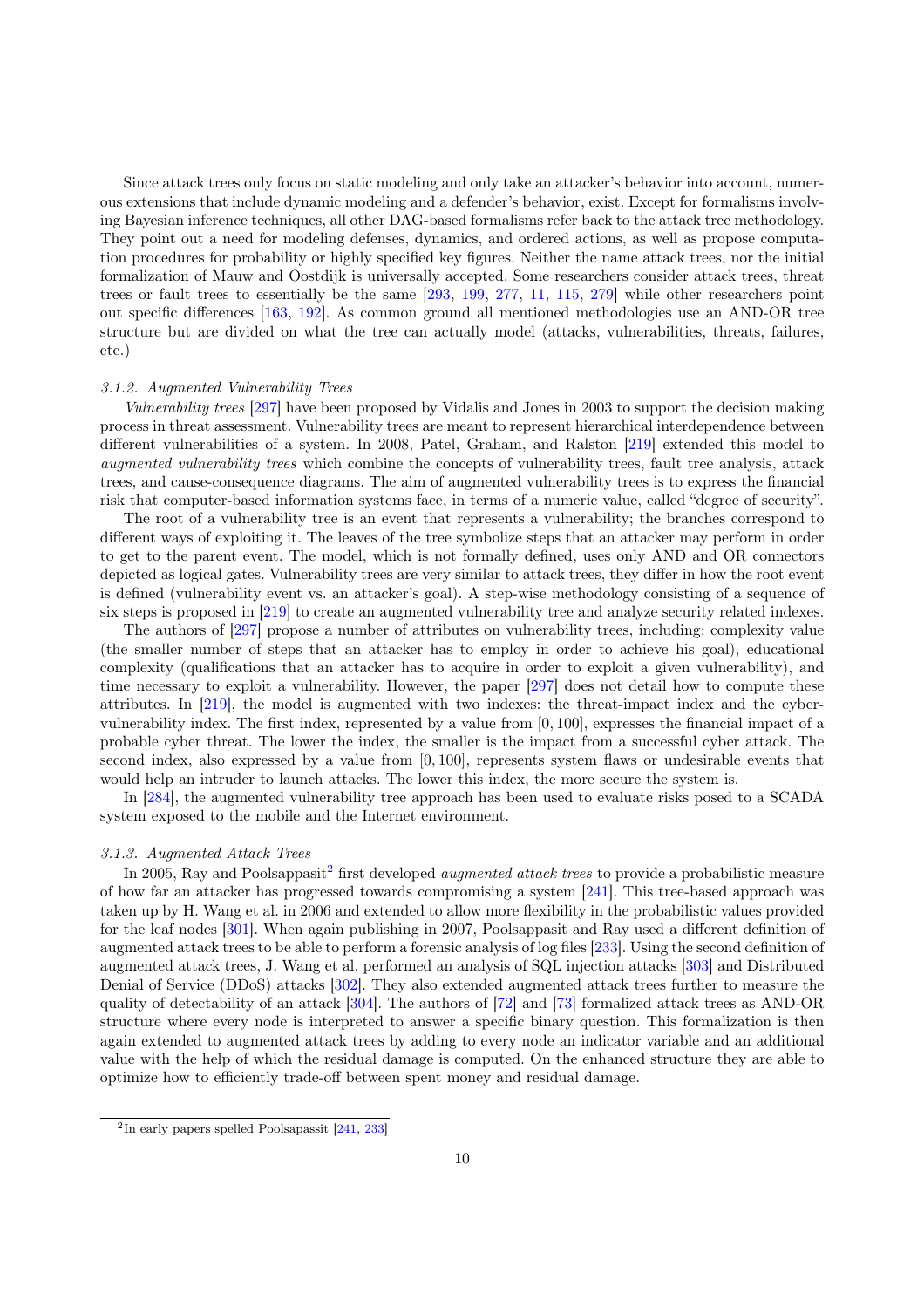Since attack trees only focus on static modeling and only take an attacker's behavior into account, numerous extensions that include dynamic modeling and a defender's behavior, exist. Except for formalisms involving Bayesian inference techniques, all other DAG-based formalisms refer back to the attack tree methodology. They point out a need for modeling defenses, dynamics, and ordered actions, as well as propose computation procedures for probability or highly specified key figures. Neither the name attack trees, nor the initial formalization of Mauw and Oostdijk is universally accepted. Some researchers consider attack trees, threat trees or fault trees to essentially be the same [293, 199, 277, 11, 115, 279] while other researchers point out specific differences [163, 192]. As common ground all mentioned methodologies use an AND-OR tree structure but are divided on what the tree can actually model (attacks, vulnerabilities, threats, failures, etc.)

#### 3.1.2. Augmented Vulnerability Trees

*Vulnerability trees* [297] have been proposed by Vidalis and Jones in 2003 to support the decision making process in threat assessment. Vulnerability trees are meant to represent hierarchical interdependence between different vulnerabilities of a system. In 2008, Patel, Graham, and Ralston [219] extended this model to *augmented vulnerability trees* which combine the concepts of vulnerability trees, fault tree analysis, attack trees, and cause-consequence diagrams. The aim of augmented vulnerability trees is to express the financial risk that computer-based information systems face, in terms of a numeric value, called "degree of security".

The root of a vulnerability tree is an event that represents a vulnerability; the branches correspond to different ways of exploiting it. The leaves of the tree symbolize steps that an attacker may perform in order to get to the parent event. The model, which is not formally defined, uses only AND and OR connectors depicted as logical gates. Vulnerability trees are very similar to attack trees, they differ in how the root event is defined (vulnerability event vs. an attacker's goal). A step-wise methodology consisting of a sequence of six steps is proposed in [219] to create an augmented vulnerability tree and analyze security related indexes.

The authors of [297] propose a number of attributes on vulnerability trees, including: complexity value (the smaller number of steps that an attacker has to employ in order to achieve his goal), educational complexity (qualifications that an attacker has to acquire in order to exploit a given vulnerability), and time necessary to exploit a vulnerability. However, the paper [297] does not detail how to compute these attributes. In [219], the model is augmented with two indexes: the threat-impact index and the cyber-vulnerability index. The first index, represented by a value from $[0, 100]$, expresses the financial impact of a probable cyber threat. The lower the index, the smaller is the impact from a successful cyber attack. The second index, also expressed by a value from $[0, 100]$, represents system flaws or undesirable events that would help an intruder to launch attacks. The lower this index, the more secure the system is.

In [284], the augmented vulnerability tree approach has been used to evaluate risks posed to a SCADA system exposed to the mobile and the Internet environment.

#### 3.1.3. Augmented Attack Trees

In 2005, Ray and Poolsappasit[2] first developed *augmented attack trees* to provide a probabilistic measure of how far an attacker has progressed towards compromising a system [241]. This tree-based approach was taken up by H. Wang et al. in 2006 and extended to allow more flexibility in the probabilistic values provided for the leaf nodes [301]. When again publishing in 2007, Poolsappasit and Ray used a different definition of augmented attack trees to be able to perform a forensic analysis of log files [233]. Using the second definition of augmented attack trees, J. Wang et al. performed an analysis of SQL injection attacks [303] and Distributed Denial of Service (DDoS) attacks [302]. They also extended augmented attack trees further to measure the quality of detectability of an attack [304]. The authors of [72] and [73] formalized attack trees as AND-OR structure where every node is interpreted to answer a specific binary question. This formalization is then again extended to augmented attack trees by adding to every node an indicator variable and an additional value with the help of which the residual damage is computed. On the enhanced structure they are able to optimize how to efficiently trade-off between spent money and residual damage.

[2] In early papers spelled Poolsapassit [241, 233]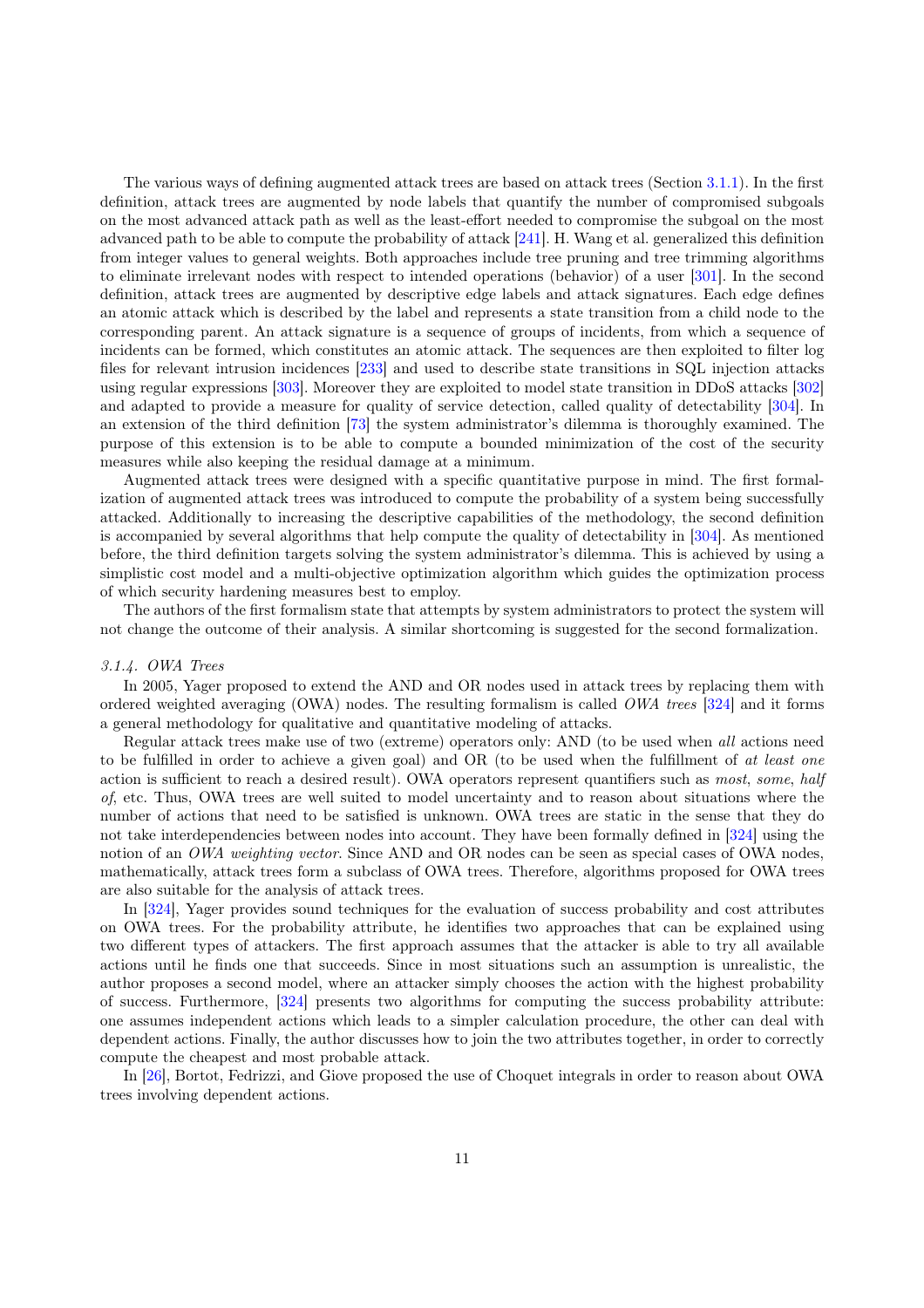The various ways of defining augmented attack trees are based on attack trees (Section 3.1.1). In the first definition, attack trees are augmented by node labels that quantify the number of compromised subgoals on the most advanced attack path as well as the least-effort needed to compromise the subgoal on the most advanced path to be able to compute the probability of attack [241]. H. Wang et al. generalized this definition from integer values to general weights. Both approaches include tree pruning and tree trimming algorithms to eliminate irrelevant nodes with respect to intended operations (behavior) of a user [301]. In the second definition, attack trees are augmented by descriptive edge labels and attack signatures. Each edge defines an atomic attack which is described by the label and represents a state transition from a child node to the corresponding parent. An attack signature is a sequence of groups of incidents, from which a sequence of incidents can be formed, which constitutes an atomic attack. The sequences are then exploited to filter log files for relevant intrusion incidences [233] and used to describe state transitions in SQL injection attacks using regular expressions [303]. Moreover they are exploited to model state transition in DDoS attacks [302] and adapted to provide a measure for quality of service detection, called quality of detectability [304]. In an extension of the third definition [73] the system administrator's dilemma is thoroughly examined. The purpose of this extension is to be able to compute a bounded minimization of the cost of the security measures while also keeping the residual damage at a minimum.

Augmented attack trees were designed with a specific quantitative purpose in mind. The first formalization of augmented attack trees was introduced to compute the probability of a system being successfully attacked. Additionally to increasing the descriptive capabilities of the methodology, the second definition is accompanied by several algorithms that help compute the quality of detectability in [304]. As mentioned before, the third definition targets solving the system administrator's dilemma. This is achieved by using a simplistic cost model and a multi-objective optimization algorithm which guides the optimization process of which security hardening measures best to employ.

The authors of the first formalism state that attempts by system administrators to protect the system will not change the outcome of their analysis. A similar shortcoming is suggested for the second formalization.

### *3.1.4. OWA Trees*

In 2005, Yager proposed to extend the AND and OR nodes used in attack trees by replacing them with ordered weighted averaging (OWA) nodes. The resulting formalism is called *OWA trees* [324] and it forms a general methodology for qualitative and quantitative modeling of attacks.

Regular attack trees make use of two (extreme) operators only: AND (to be used when *all* actions need to be fulfilled in order to achieve a given goal) and OR (to be used when the fulfillment of *at least one* action is sufficient to reach a desired result). OWA operators represent quantifiers such as *most*, *some*, *half of*, etc. Thus, OWA trees are well suited to model uncertainty and to reason about situations where the number of actions that need to be satisfied is unknown. OWA trees are static in the sense that they do not take interdependencies between nodes into account. They have been formally defined in [324] using the notion of an *OWA weighting vector*. Since AND and OR nodes can be seen as special cases of OWA nodes, mathematically, attack trees form a subclass of OWA trees. Therefore, algorithms proposed for OWA trees are also suitable for the analysis of attack trees.

In [324], Yager provides sound techniques for the evaluation of success probability and cost attributes on OWA trees. For the probability attribute, he identifies two approaches that can be explained using two different types of attackers. The first approach assumes that the attacker is able to try all available actions until he finds one that succeeds. Since in most situations such an assumption is unrealistic, the author proposes a second model, where an attacker simply chooses the action with the highest probability of success. Furthermore, [324] presents two algorithms for computing the success probability attribute: one assumes independent actions which leads to a simpler calculation procedure, the other can deal with dependent actions. Finally, the author discusses how to join the two attributes together, in order to correctly compute the cheapest and most probable attack.

In [26], Bortot, Fedrizzi, and Giove proposed the use of Choquet integrals in order to reason about OWA trees involving dependent actions.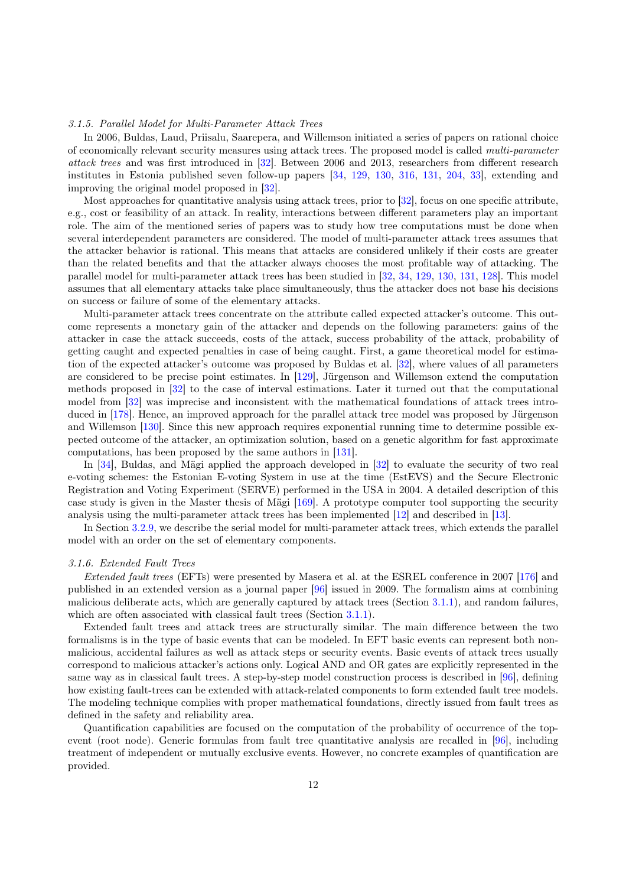### 3.1.5. Parallel Model for Multi-Parameter Attack Trees

In 2006, Buldas, Laud, Priisalu, Saarepera, and Willemson initiated a series of papers on rational choice of economically relevant security measures using attack trees. The proposed model is called *multi-parameter attack trees* and was first introduced in [32]. Between 2006 and 2013, researchers from different research institutes in Estonia published seven follow-up papers [34, 129, 130, 316, 131, 204, 33], extending and improving the original model proposed in [32].

Most approaches for quantitative analysis using attack trees, prior to [32], focus on one specific attribute, e.g., cost or feasibility of an attack. In reality, interactions between different parameters play an important role. The aim of the mentioned series of papers was to study how tree computations must be done when several interdependent parameters are considered. The model of multi-parameter attack trees assumes that the attacker behavior is rational. This means that attacks are considered unlikely if their costs are greater than the related benefits and that the attacker always chooses the most profitable way of attacking. The parallel model for multi-parameter attack trees has been studied in [32, 34, 129, 130, 131, 128]. This model assumes that all elementary attacks take place simultaneously, thus the attacker does not base his decisions on success or failure of some of the elementary attacks.

Multi-parameter attack trees concentrate on the attribute called expected attacker's outcome. This outcome represents a monetary gain of the attacker and depends on the following parameters: gains of the attacker in case the attack succeeds, costs of the attack, success probability of the attack, probability of getting caught and expected penalties in case of being caught. First, a game theoretical model for estimation of the expected attacker's outcome was proposed by Buldas et al. [32], where values of all parameters are considered to be precise point estimates. In [129], Jürgenson and Willemson extend the computation methods proposed in [32] to the case of interval estimations. Later it turned out that the computational model from [32] was imprecise and inconsistent with the mathematical foundations of attack trees introduced in [178]. Hence, an improved approach for the parallel attack tree model was proposed by Jürgenson and Willemson [130]. Since this new approach requires exponential running time to determine possible expected outcome of the attacker, an optimization solution, based on a genetic algorithm for fast approximate computations, has been proposed by the same authors in [131].

In [34], Buldas, and Mägi applied the approach developed in [32] to evaluate the security of two real e-voting schemes: the Estonian E-voting System in use at the time (EstEVS) and the Secure Electronic Registration and Voting Experiment (SERVE) performed in the USA in 2004. A detailed description of this case study is given in the Master thesis of Mägi [169]. A prototype computer tool supporting the security analysis using the multi-parameter attack trees has been implemented [12] and described in [13].

In Section 3.2.9, we describe the serial model for multi-parameter attack trees, which extends the parallel model with an order on the set of elementary components.

### 3.1.6. Extended Fault Trees

*Extended fault trees* (EFTs) were presented by Masera et al. at the ESREL conference in 2007 [176] and published in an extended version as a journal paper [96] issued in 2009. The formalism aims at combining malicious deliberate acts, which are generally captured by attack trees (Section 3.1.1), and random failures, which are often associated with classical fault trees (Section 3.1.1).

Extended fault trees and attack trees are structurally similar. The main difference between the two formalisms is in the type of basic events that can be modeled. In EFT basic events can represent both non-malicious, accidental failures as well as attack steps or security events. Basic events of attack trees usually correspond to malicious attacker's actions only. Logical AND and OR gates are explicitly represented in the same way as in classical fault trees. A step-by-step model construction process is described in [96], defining how existing fault-trees can be extended with attack-related components to form extended fault tree models. The modeling technique complies with proper mathematical foundations, directly issued from fault trees as defined in the safety and reliability area.

Quantification capabilities are focused on the computation of the probability of occurrence of the top-event (root node). Generic formulas from fault tree quantitative analysis are recalled in [96], including treatment of independent or mutually exclusive events. However, no concrete examples of quantification are provided.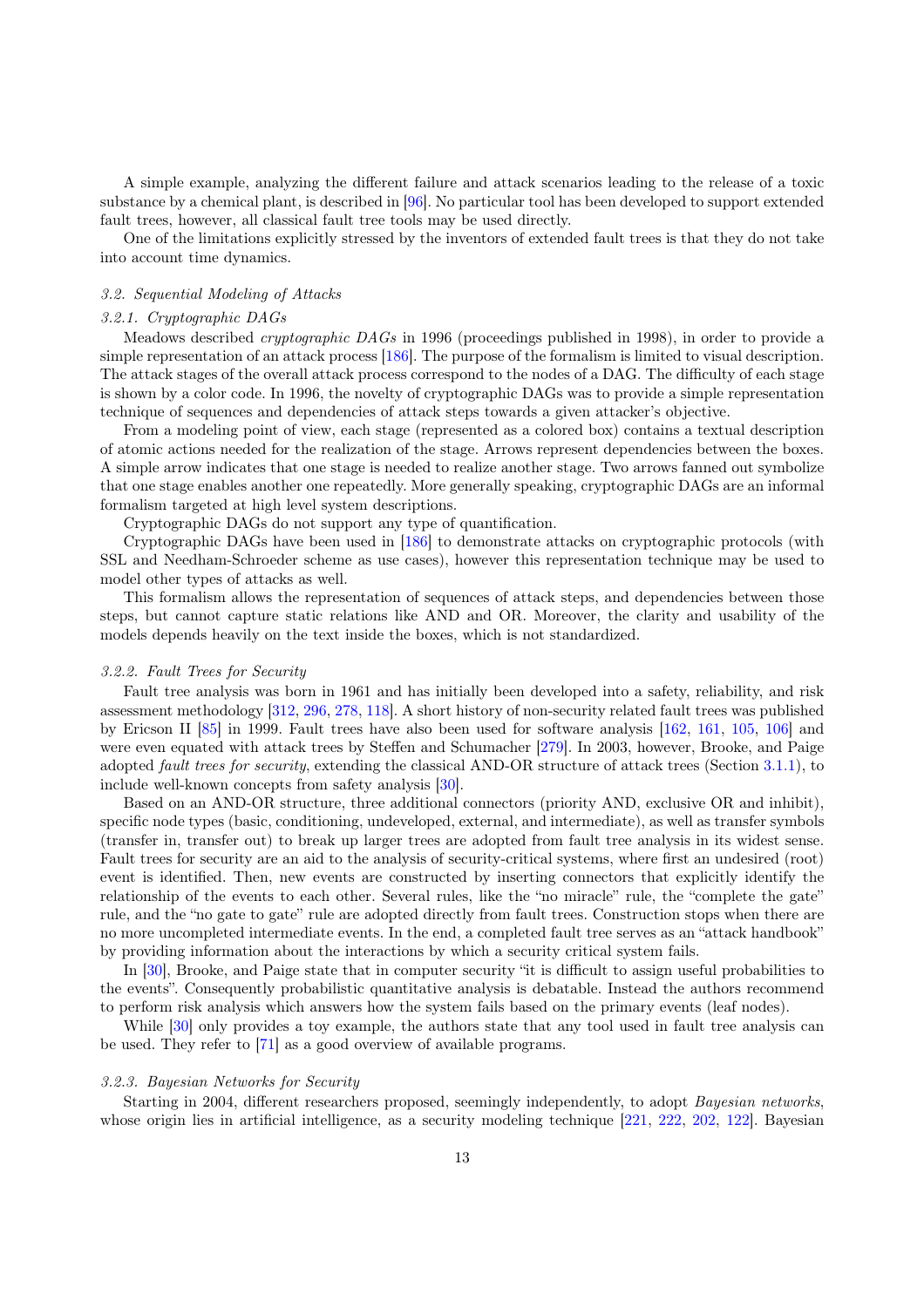A simple example, analyzing the different failure and attack scenarios leading to the release of a toxic substance by a chemical plant, is described in [96]. No particular tool has been developed to support extended fault trees, however, all classical fault tree tools may be used directly.

One of the limitations explicitly stressed by the inventors of extended fault trees is that they do not take into account time dynamics.

### *3.2. Sequential Modeling of Attacks*

#### *3.2.1. Cryptographic DAGs*

Meadows described *cryptographic DAGs* in 1996 (proceedings published in 1998), in order to provide a simple representation of an attack process [186]. The purpose of the formalism is limited to visual description. The attack stages of the overall attack process correspond to the nodes of a DAG. The difficulty of each stage is shown by a color code. In 1996, the novelty of cryptographic DAGs was to provide a simple representation technique of sequences and dependencies of attack steps towards a given attacker's objective.

From a modeling point of view, each stage (represented as a colored box) contains a textual description of atomic actions needed for the realization of the stage. Arrows represent dependencies between the boxes. A simple arrow indicates that one stage is needed to realize another stage. Two arrows fanned out symbolize that one stage enables another one repeatedly. More generally speaking, cryptographic DAGs are an informal formalism targeted at high level system descriptions.

Cryptographic DAGs do not support any type of quantification.

Cryptographic DAGs have been used in [186] to demonstrate attacks on cryptographic protocols (with SSL and Needham-Schroeder scheme as use cases), however this representation technique may be used to model other types of attacks as well.

This formalism allows the representation of sequences of attack steps, and dependencies between those steps, but cannot capture static relations like AND and OR. Moreover, the clarity and usability of the models depends heavily on the text inside the boxes, which is not standardized.

#### *3.2.2. Fault Trees for Security*

Fault tree analysis was born in 1961 and has initially been developed into a safety, reliability, and risk assessment methodology [312, 296, 278, 118]. A short history of non-security related fault trees was published by Ericson II [85] in 1999. Fault trees have also been used for software analysis [162, 161, 105, 106] and were even equated with attack trees by Steffen and Schumacher [279]. In 2003, however, Brooke, and Paige adopted *fault trees for security*, extending the classical AND-OR structure of attack trees (Section 3.1.1), to include well-known concepts from safety analysis [30].

Based on an AND-OR structure, three additional connectors (priority AND, exclusive OR and inhibit), specific node types (basic, conditioning, undeveloped, external, and intermediate), as well as transfer symbols (transfer in, transfer out) to break up larger trees are adopted from fault tree analysis in its widest sense. Fault trees for security are an aid to the analysis of security-critical systems, where first an undesired (root) event is identified. Then, new events are constructed by inserting connectors that explicitly identify the relationship of the events to each other. Several rules, like the "no miracle" rule, the "complete the gate" rule, and the "no gate to gate" rule are adopted directly from fault trees. Construction stops when there are no more uncompleted intermediate events. In the end, a completed fault tree serves as an "attack handbook" by providing information about the interactions by which a security critical system fails.

In [30], Brooke, and Paige state that in computer security "it is difficult to assign useful probabilities to the events". Consequently probabilistic quantitative analysis is debatable. Instead the authors recommend to perform risk analysis which answers how the system fails based on the primary events (leaf nodes).

While [30] only provides a toy example, the authors state that any tool used in fault tree analysis can be used. They refer to [71] as a good overview of available programs.

#### *3.2.3. Bayesian Networks for Security*

Starting in 2004, different researchers proposed, seemingly independently, to adopt *Bayesian networks*, whose origin lies in artificial intelligence, as a security modeling technique [221, 222, 202, 122]. Bayesian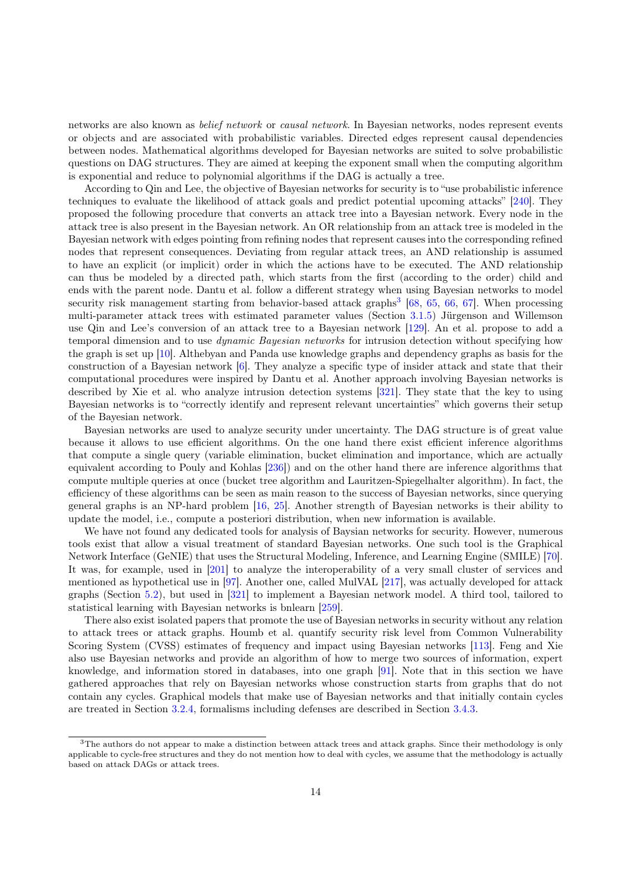networks are also known as *belief network* or *causal network*. In Bayesian networks, nodes represent events or objects and are associated with probabilistic variables. Directed edges represent causal dependencies between nodes. Mathematical algorithms developed for Bayesian networks are suited to solve probabilistic questions on DAG structures. They are aimed at keeping the exponent small when the computing algorithm is exponential and reduce to polynomial algorithms if the DAG is actually a tree.

According to Qin and Lee, the objective of Bayesian networks for security is to "use probabilistic inference techniques to evaluate the likelihood of attack goals and predict potential upcoming attacks" [240]. They proposed the following procedure that converts an attack tree into a Bayesian network. Every node in the attack tree is also present in the Bayesian network. An OR relationship from an attack tree is modeled in the Bayesian network with edges pointing from refining nodes that represent causes into the corresponding refined nodes that represent consequences. Deviating from regular attack trees, an AND relationship is assumed to have an explicit (or implicit) order in which the actions have to be executed. The AND relationship can thus be modeled by a directed path, which starts from the first (according to the order) child and ends with the parent node. Dantu et al. follow a different strategy when using Bayesian networks to model security risk management starting from behavior-based attack graphs[3] [68, 65, 66, 67]. When processing multi-parameter attack trees with estimated parameter values (Section 3.1.5) Jürgenson and Willemson use Qin and Lee's conversion of an attack tree to a Bayesian network [129]. An et al. propose to add a temporal dimension and to use *dynamic Bayesian networks* for intrusion detection without specifying how the graph is set up [10]. Althebyan and Panda use knowledge graphs and dependency graphs as basis for the construction of a Bayesian network [6]. They analyze a specific type of insider attack and state that their computational procedures were inspired by Dantu et al. Another approach involving Bayesian networks is described by Xie et al. who analyze intrusion detection systems [321]. They state that the key to using Bayesian networks is to "correctly identify and represent relevant uncertainties" which governs their setup of the Bayesian network.

Bayesian networks are used to analyze security under uncertainty. The DAG structure is of great value because it allows to use efficient algorithms. On the one hand there exist efficient inference algorithms that compute a single query (variable elimination, bucket elimination and importance, which are actually equivalent according to Pouly and Kohlas [236]) and on the other hand there are inference algorithms that compute multiple queries at once (bucket tree algorithm and Lauritzen-Spiegelhalter algorithm). In fact, the efficiency of these algorithms can be seen as main reason to the success of Bayesian networks, since querying general graphs is an NP-hard problem [16, 25]. Another strength of Bayesian networks is their ability to update the model, i.e., compute a posteriori distribution, when new information is available.

We have not found any dedicated tools for analysis of Baysian networks for security. However, numerous tools exist that allow a visual treatment of standard Bayesian networks. One such tool is the Graphical Network Interface (GeNIE) that uses the Structural Modeling, Inference, and Learning Engine (SMILE) [70]. It was, for example, used in [201] to analyze the interoperability of a very small cluster of services and mentioned as hypothetical use in [97]. Another one, called MulVAL [217], was actually developed for attack graphs (Section 5.2), but used in [321] to implement a Bayesian network model. A third tool, tailored to statistical learning with Bayesian networks is bnlearn [259].

There also exist isolated papers that promote the use of Bayesian networks in security without any relation to attack trees or attack graphs. Houmb et al. quantify security risk level from Common Vulnerability Scoring System (CVSS) estimates of frequency and impact using Bayesian networks [113]. Feng and Xie also use Bayesian networks and provide an algorithm of how to merge two sources of information, expert knowledge, and information stored in databases, into one graph [91]. Note that in this section we have gathered approaches that rely on Bayesian networks whose construction starts from graphs that do not contain any cycles. Graphical models that make use of Bayesian networks and that initially contain cycles are treated in Section 3.2.4, formalisms including defenses are described in Section 3.4.3.

---

[3] The authors do not appear to make a distinction between attack trees and attack graphs. Since their methodology is only applicable to cycle-free structures and they do not mention how to deal with cycles, we assume that the methodology is actually based on attack DAGs or attack trees.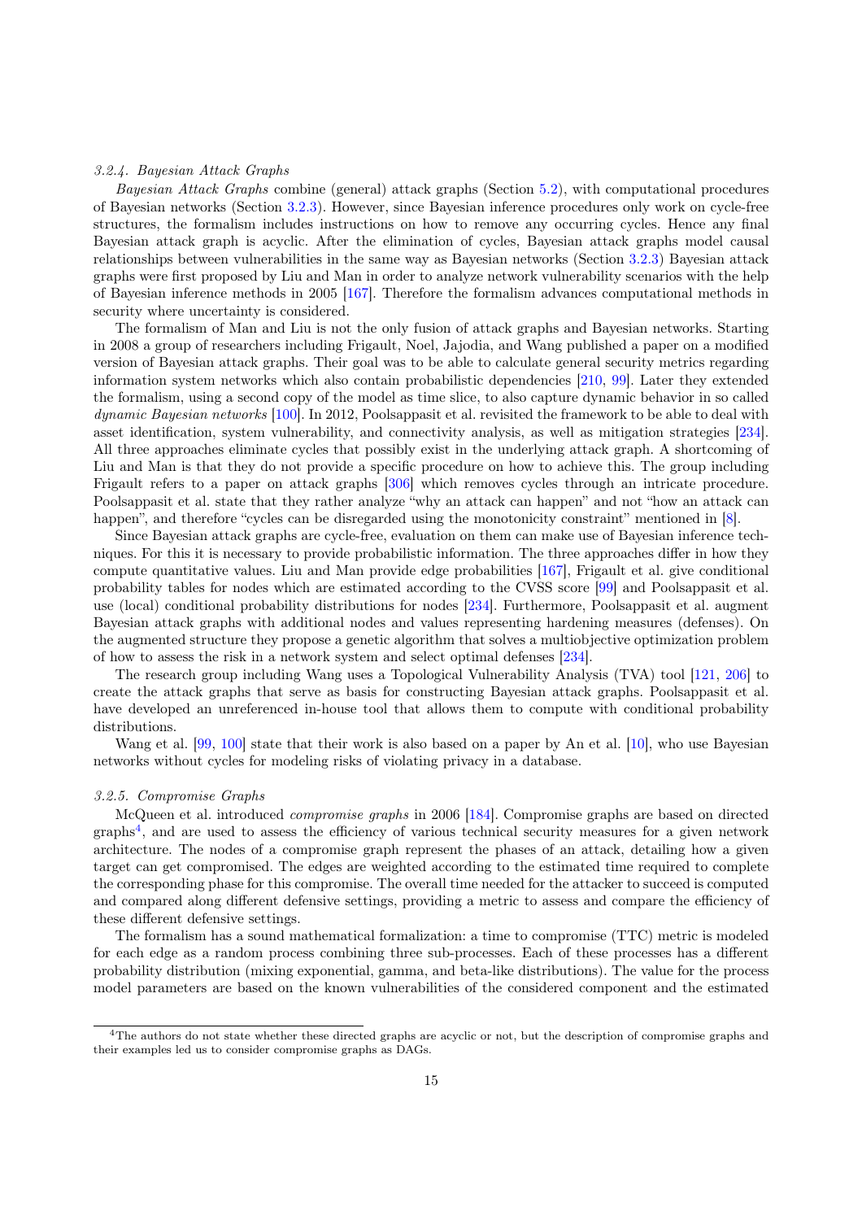### 3.2.4. Bayesian Attack Graphs

*Bayesian Attack Graphs* combine (general) attack graphs (Section 5.2), with computational procedures of Bayesian networks (Section 3.2.3). However, since Bayesian inference procedures only work on cycle-free structures, the formalism includes instructions on how to remove any occurring cycles. Hence any final Bayesian attack graph is acyclic. After the elimination of cycles, Bayesian attack graphs model causal relationships between vulnerabilities in the same way as Bayesian networks (Section 3.2.3) Bayesian attack graphs were first proposed by Liu and Man in order to analyze network vulnerability scenarios with the help of Bayesian inference methods in 2005 [167]. Therefore the formalism advances computational methods in security where uncertainty is considered.

The formalism of Man and Liu is not the only fusion of attack graphs and Bayesian networks. Starting in 2008 a group of researchers including Frigault, Noel, Jajodia, and Wang published a paper on a modified version of Bayesian attack graphs. Their goal was to be able to calculate general security metrics regarding information system networks which also contain probabilistic dependencies [210, 99]. Later they extended the formalism, using a second copy of the model as time slice, to also capture dynamic behavior in so called *dynamic Bayesian networks* [100]. In 2012, Poolsappasit et al. revisited the framework to be able to deal with asset identification, system vulnerability, and connectivity analysis, as well as mitigation strategies [234]. All three approaches eliminate cycles that possibly exist in the underlying attack graph. A shortcoming of Liu and Man is that they do not provide a specific procedure on how to achieve this. The group including Frigault refers to a paper on attack graphs [306] which removes cycles through an intricate procedure. Poolsappasit et al. state that they rather analyze "why an attack can happen" and not "how an attack can happen", and therefore "cycles can be disregarded using the monotonicity constraint" mentioned in [8].

Since Bayesian attack graphs are cycle-free, evaluation on them can make use of Bayesian inference techniques. For this it is necessary to provide probabilistic information. The three approaches differ in how they compute quantitative values. Liu and Man provide edge probabilities [167], Frigault et al. give conditional probability tables for nodes which are estimated according to the CVSS score [99] and Poolsappasit et al. use (local) conditional probability distributions for nodes [234]. Furthermore, Poolsappasit et al. augment Bayesian attack graphs with additional nodes and values representing hardening measures (defenses). On the augmented structure they propose a genetic algorithm that solves a multiobjective optimization problem of how to assess the risk in a network system and select optimal defenses [234].

The research group including Wang uses a Topological Vulnerability Analysis (TVA) tool [121, 206] to create the attack graphs that serve as basis for constructing Bayesian attack graphs. Poolsappasit et al. have developed an unreferenced in-house tool that allows them to compute with conditional probability distributions.

Wang et al. [99, 100] state that their work is also based on a paper by An et al. [10], who use Bayesian networks without cycles for modeling risks of violating privacy in a database.

### 3.2.5. Compromise Graphs

McQueen et al. introduced *compromise graphs* in 2006 [184]. Compromise graphs are based on directed graphs[4], and are used to assess the efficiency of various technical security measures for a given network architecture. The nodes of a compromise graph represent the phases of an attack, detailing how a given target can get compromised. The edges are weighted according to the estimated time required to complete the corresponding phase for this compromise. The overall time needed for the attacker to succeed is computed and compared along different defensive settings, providing a metric to assess and compare the efficiency of these different defensive settings.

The formalism has a sound mathematical formalization: a time to compromise (TTC) metric is modeled for each edge as a random process combining three sub-processes. Each of these processes has a different probability distribution (mixing exponential, gamma, and beta-like distributions). The value for the process model parameters are based on the known vulnerabilities of the considered component and the estimated

---

[4] The authors do not state whether these directed graphs are acyclic or not, but the description of compromise graphs and their examples led us to consider compromise graphs as DAGs.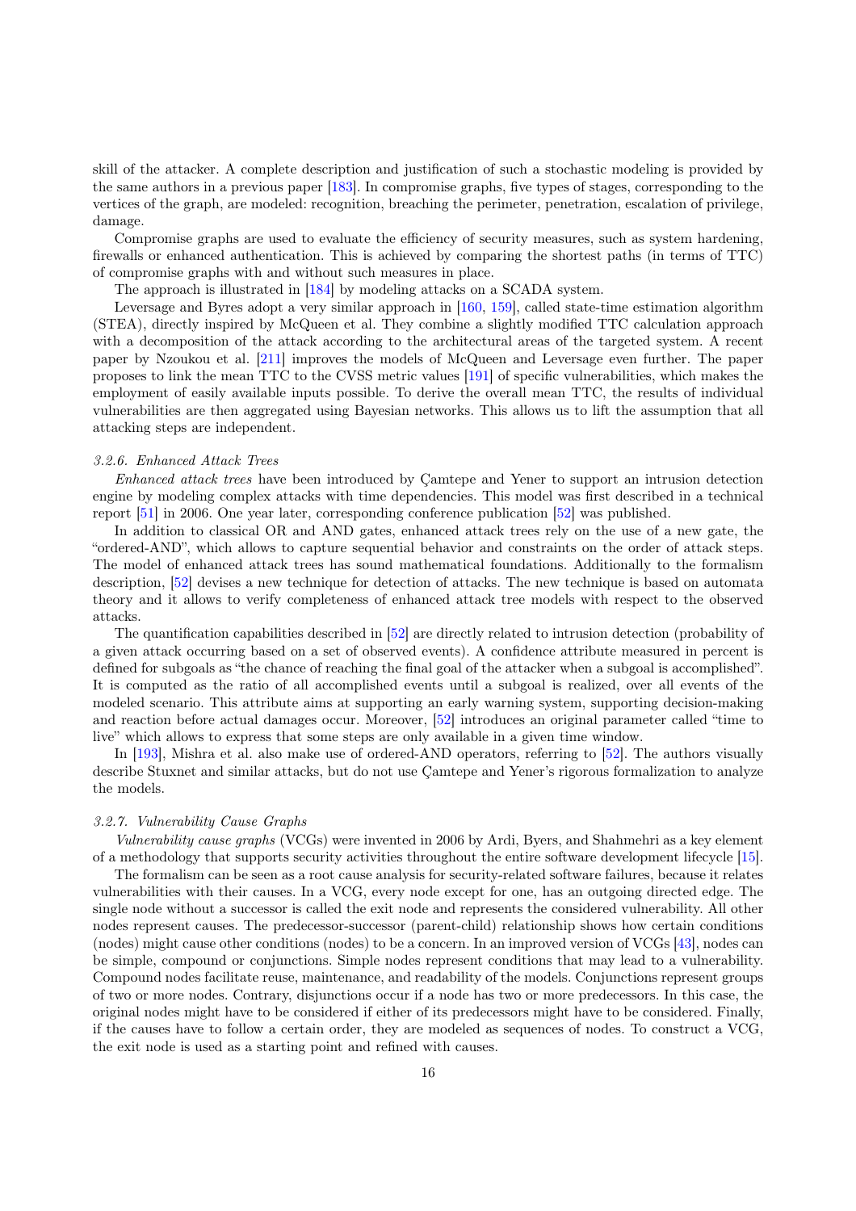skill of the attacker. A complete description and justification of such a stochastic modeling is provided by the same authors in a previous paper [183]. In compromise graphs, five types of stages, corresponding to the vertices of the graph, are modeled: recognition, breaching the perimeter, penetration, escalation of privilege, damage.

Compromise graphs are used to evaluate the efficiency of security measures, such as system hardening, firewalls or enhanced authentication. This is achieved by comparing the shortest paths (in terms of TTC) of compromise graphs with and without such measures in place.

The approach is illustrated in [184] by modeling attacks on a SCADA system.

Leversage and Byres adopt a very similar approach in [160, 159], called state-time estimation algorithm (STEA), directly inspired by McQueen et al. They combine a slightly modified TTC calculation approach with a decomposition of the attack according to the architectural areas of the targeted system. A recent paper by Nzoukou et al. [211] improves the models of McQueen and Leversage even further. The paper proposes to link the mean TTC to the CVSS metric values [191] of specific vulnerabilities, which makes the employment of easily available inputs possible. To derive the overall mean TTC, the results of individual vulnerabilities are then aggregated using Bayesian networks. This allows us to lift the assumption that all attacking steps are independent.

### *3.2.6. Enhanced Attack Trees*

*Enhanced attack trees* have been introduced by Çamtepe and Yener to support an intrusion detection engine by modeling complex attacks with time dependencies. This model was first described in a technical report [51] in 2006. One year later, corresponding conference publication [52] was published.

In addition to classical OR and AND gates, enhanced attack trees rely on the use of a new gate, the "ordered-AND", which allows to capture sequential behavior and constraints on the order of attack steps. The model of enhanced attack trees has sound mathematical foundations. Additionally to the formalism description, [52] devises a new technique for detection of attacks. The new technique is based on automata theory and it allows to verify completeness of enhanced attack tree models with respect to the observed attacks.

The quantification capabilities described in [52] are directly related to intrusion detection (probability of a given attack occurring based on a set of observed events). A confidence attribute measured in percent is defined for subgoals as "the chance of reaching the final goal of the attacker when a subgoal is accomplished". It is computed as the ratio of all accomplished events until a subgoal is realized, over all events of the modeled scenario. This attribute aims at supporting an early warning system, supporting decision-making and reaction before actual damages occur. Moreover, [52] introduces an original parameter called "time to live" which allows to express that some steps are only available in a given time window.

In [193], Mishra et al. also make use of ordered-AND operators, referring to [52]. The authors visually describe Stuxnet and similar attacks, but do not use Çamtepe and Yener's rigorous formalization to analyze the models.

### *3.2.7. Vulnerability Cause Graphs*

*Vulnerability cause graphs* (VCGs) were invented in 2006 by Ardi, Byers, and Shahmehri as a key element of a methodology that supports security activities throughout the entire software development lifecycle [15].

The formalism can be seen as a root cause analysis for security-related software failures, because it relates vulnerabilities with their causes. In a VCG, every node except for one, has an outgoing directed edge. The single node without a successor is called the exit node and represents the considered vulnerability. All other nodes represent causes. The predecessor-successor (parent-child) relationship shows how certain conditions (nodes) might cause other conditions (nodes) to be a concern. In an improved version of VCGs [43], nodes can be simple, compound or conjunctions. Simple nodes represent conditions that may lead to a vulnerability. Compound nodes facilitate reuse, maintenance, and readability of the models. Conjunctions represent groups of two or more nodes. Contrary, disjunctions occur if a node has two or more predecessors. In this case, the original nodes might have to be considered if either of its predecessors might have to be considered. Finally, if the causes have to follow a certain order, they are modeled as sequences of nodes. To construct a VCG, the exit node is used as a starting point and refined with causes.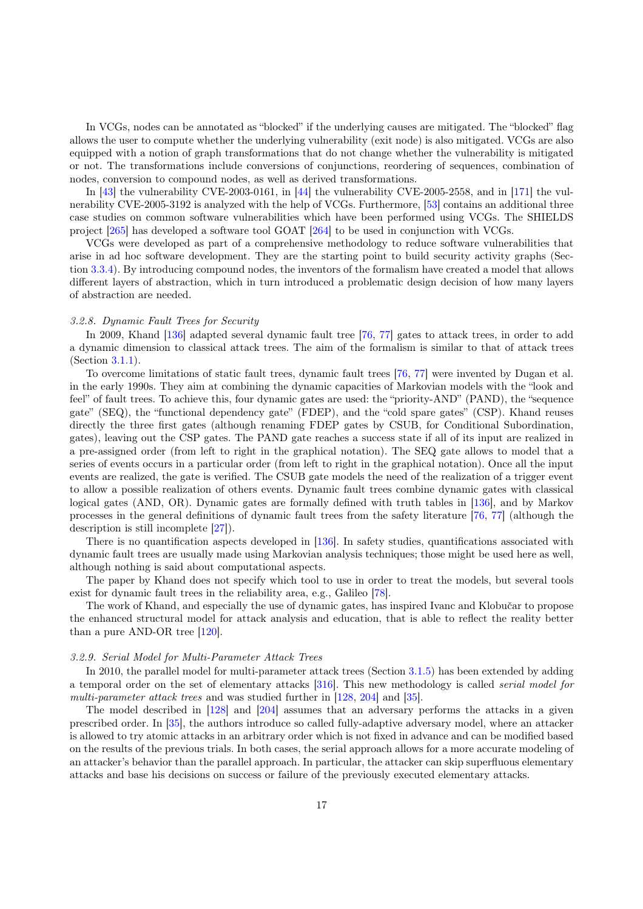In VCGs, nodes can be annotated as "blocked" if the underlying causes are mitigated. The "blocked" flag allows the user to compute whether the underlying vulnerability (exit node) is also mitigated. VCGs are also equipped with a notion of graph transformations that do not change whether the vulnerability is mitigated or not. The transformations include conversions of conjunctions, reordering of sequences, combination of nodes, conversion to compound nodes, as well as derived transformations.

In [43] the vulnerability CVE-2003-0161, in [44] the vulnerability CVE-2005-2558, and in [171] the vulnerability CVE-2005-3192 is analyzed with the help of VCGs. Furthermore, [53] contains an additional three case studies on common software vulnerabilities which have been performed using VCGs. The SHIELDS project [265] has developed a software tool GOAT [264] to be used in conjunction with VCGs.

VCGs were developed as part of a comprehensive methodology to reduce software vulnerabilities that arise in ad hoc software development. They are the starting point to build security activity graphs (Section 3.3.4). By introducing compound nodes, the inventors of the formalism have created a model that allows different layers of abstraction, which in turn introduced a problematic design decision of how many layers of abstraction are needed.

#### 3.2.8. Dynamic Fault Trees for Security

In 2009, Khand [136] adapted several dynamic fault tree [76, 77] gates to attack trees, in order to add a dynamic dimension to classical attack trees. The aim of the formalism is similar to that of attack trees (Section 3.1.1).

To overcome limitations of static fault trees, dynamic fault trees [76, 77] were invented by Dugan et al. in the early 1990s. They aim at combining the dynamic capacities of Markovian models with the "look and feel" of fault trees. To achieve this, four dynamic gates are used: the "priority-AND" (PAND), the "sequence gate" (SEQ), the "functional dependency gate" (FDEP), and the "cold spare gates" (CSP). Khand reuses directly the three first gates (although renaming FDEP gates by CSUB, for Conditional Subordination, gates), leaving out the CSP gates. The PAND gate reaches a success state if all of its input are realized in a pre-assigned order (from left to right in the graphical notation). The SEQ gate allows to model that a series of events occurs in a particular order (from left to right in the graphical notation). Once all the input events are realized, the gate is verified. The CSUB gate models the need of the realization of a trigger event to allow a possible realization of others events. Dynamic fault trees combine dynamic gates with classical logical gates (AND, OR). Dynamic gates are formally defined with truth tables in [136], and by Markov processes in the general definitions of dynamic fault trees from the safety literature [76, 77] (although the description is still incomplete [27]).

There is no quantification aspects developed in [136]. In safety studies, quantifications associated with dynamic fault trees are usually made using Markovian analysis techniques; those might be used here as well, although nothing is said about computational aspects.

The paper by Khand does not specify which tool to use in order to treat the models, but several tools exist for dynamic fault trees in the reliability area, e.g., Galileo [78].

The work of Khand, and especially the use of dynamic gates, has inspired Ivanc and Klobučar to propose the enhanced structural model for attack analysis and education, that is able to reflect the reality better than a pure AND-OR tree [120].

#### 3.2.9. Serial Model for Multi-Parameter Attack Trees

In 2010, the parallel model for multi-parameter attack trees (Section 3.1.5) has been extended by adding a temporal order on the set of elementary attacks [316]. This new methodology is called *serial model for multi-parameter attack trees* and was studied further in [128, 204] and [35].

The model described in [128] and [204] assumes that an adversary performs the attacks in a given prescribed order. In [35], the authors introduce so called fully-adaptive adversary model, where an attacker is allowed to try atomic attacks in an arbitrary order which is not fixed in advance and can be modified based on the results of the previous trials. In both cases, the serial approach allows for a more accurate modeling of an attacker's behavior than the parallel approach. In particular, the attacker can skip superfluous elementary attacks and base his decisions on success or failure of the previously executed elementary attacks.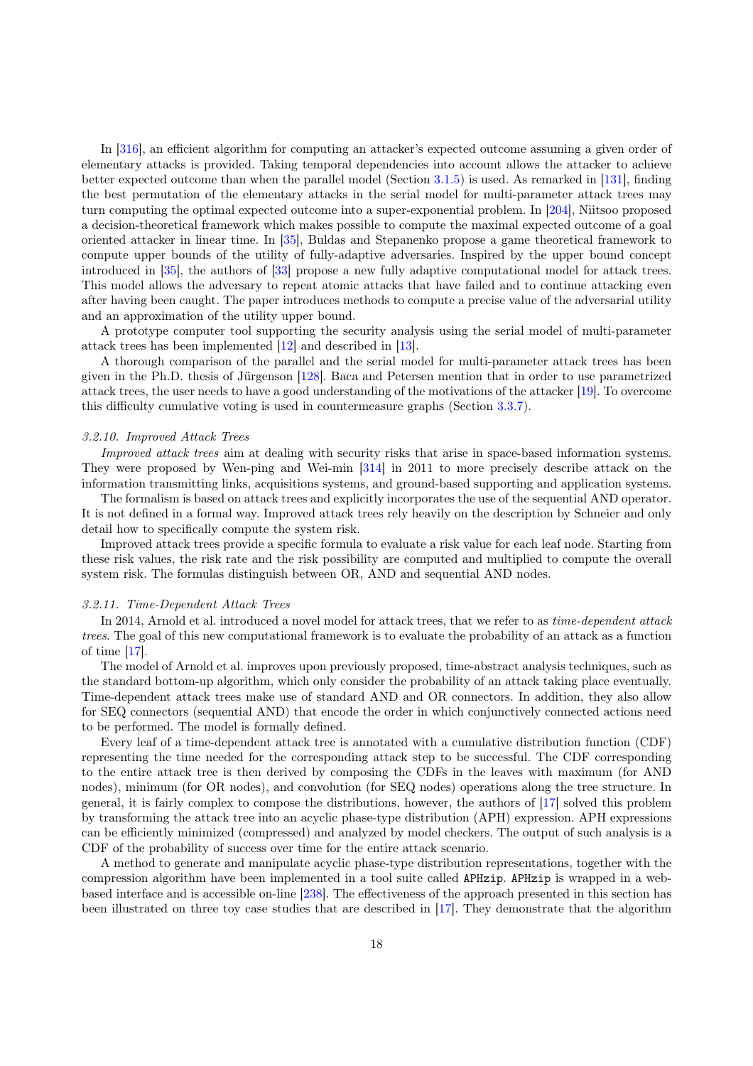In [316], an efficient algorithm for computing an attacker's expected outcome assuming a given order of elementary attacks is provided. Taking temporal dependencies into account allows the attacker to achieve better expected outcome than when the parallel model (Section 3.1.5) is used. As remarked in [131], finding the best permutation of the elementary attacks in the serial model for multi-parameter attack trees may turn computing the optimal expected outcome into a super-exponential problem. In [204], Niitsoo proposed a decision-theoretical framework which makes possible to compute the maximal expected outcome of a goal oriented attacker in linear time. In [35], Buldas and Stepanenko propose a game theoretical framework to compute upper bounds of the utility of fully-adaptive adversaries. Inspired by the upper bound concept introduced in [35], the authors of [33] propose a new fully adaptive computational model for attack trees. This model allows the adversary to repeat atomic attacks that have failed and to continue attacking even after having been caught. The paper introduces methods to compute a precise value of the adversarial utility and an approximation of the utility upper bound.

A prototype computer tool supporting the security analysis using the serial model of multi-parameter attack trees has been implemented [12] and described in [13].

A thorough comparison of the parallel and the serial model for multi-parameter attack trees has been given in the Ph.D. thesis of Jürgenson [128]. Baca and Petersen mention that in order to use parametrized attack trees, the user needs to have a good understanding of the motivations of the attacker [19]. To overcome this difficulty cumulative voting is used in countermeasure graphs (Section 3.3.7).

### *3.2.10. Improved Attack Trees*

*Improved attack trees* aim at dealing with security risks that arise in space-based information systems. They were proposed by Wen-ping and Wei-min [314] in 2011 to more precisely describe attack on the information transmitting links, acquisitions systems, and ground-based supporting and application systems.

The formalism is based on attack trees and explicitly incorporates the use of the sequential AND operator. It is not defined in a formal way. Improved attack trees rely heavily on the description by Schneier and only detail how to specifically compute the system risk.

Improved attack trees provide a specific formula to evaluate a risk value for each leaf node. Starting from these risk values, the risk rate and the risk possibility are computed and multiplied to compute the overall system risk. The formulas distinguish between OR, AND and sequential AND nodes.

### *3.2.11. Time-Dependent Attack Trees*

In 2014, Arnold et al. introduced a novel model for attack trees, that we refer to as *time-dependent attack trees*. The goal of this new computational framework is to evaluate the probability of an attack as a function of time [17].

The model of Arnold et al. improves upon previously proposed, time-abstract analysis techniques, such as the standard bottom-up algorithm, which only consider the probability of an attack taking place eventually. Time-dependent attack trees make use of standard AND and OR connectors. In addition, they also allow for SEQ connectors (sequential AND) that encode the order in which conjunctively connected actions need to be performed. The model is formally defined.

Every leaf of a time-dependent attack tree is annotated with a cumulative distribution function (CDF) representing the time needed for the corresponding attack step to be successful. The CDF corresponding to the entire attack tree is then derived by composing the CDFs in the leaves with maximum (for AND nodes), minimum (for OR nodes), and convolution (for SEQ nodes) operations along the tree structure. In general, it is fairly complex to compose the distributions, however, the authors of [17] solved this problem by transforming the attack tree into an acyclic phase-type distribution (APH) expression. APH expressions can be efficiently minimized (compressed) and analyzed by model checkers. The output of such analysis is a CDF of the probability of success over time for the entire attack scenario.

A method to generate and manipulate acyclic phase-type distribution representations, together with the compression algorithm have been implemented in a tool suite called `APHzip`. `APHzip` is wrapped in a web-based interface and is accessible on-line [238]. The effectiveness of the approach presented in this section has been illustrated on three toy case studies that are described in [17]. They demonstrate that the algorithm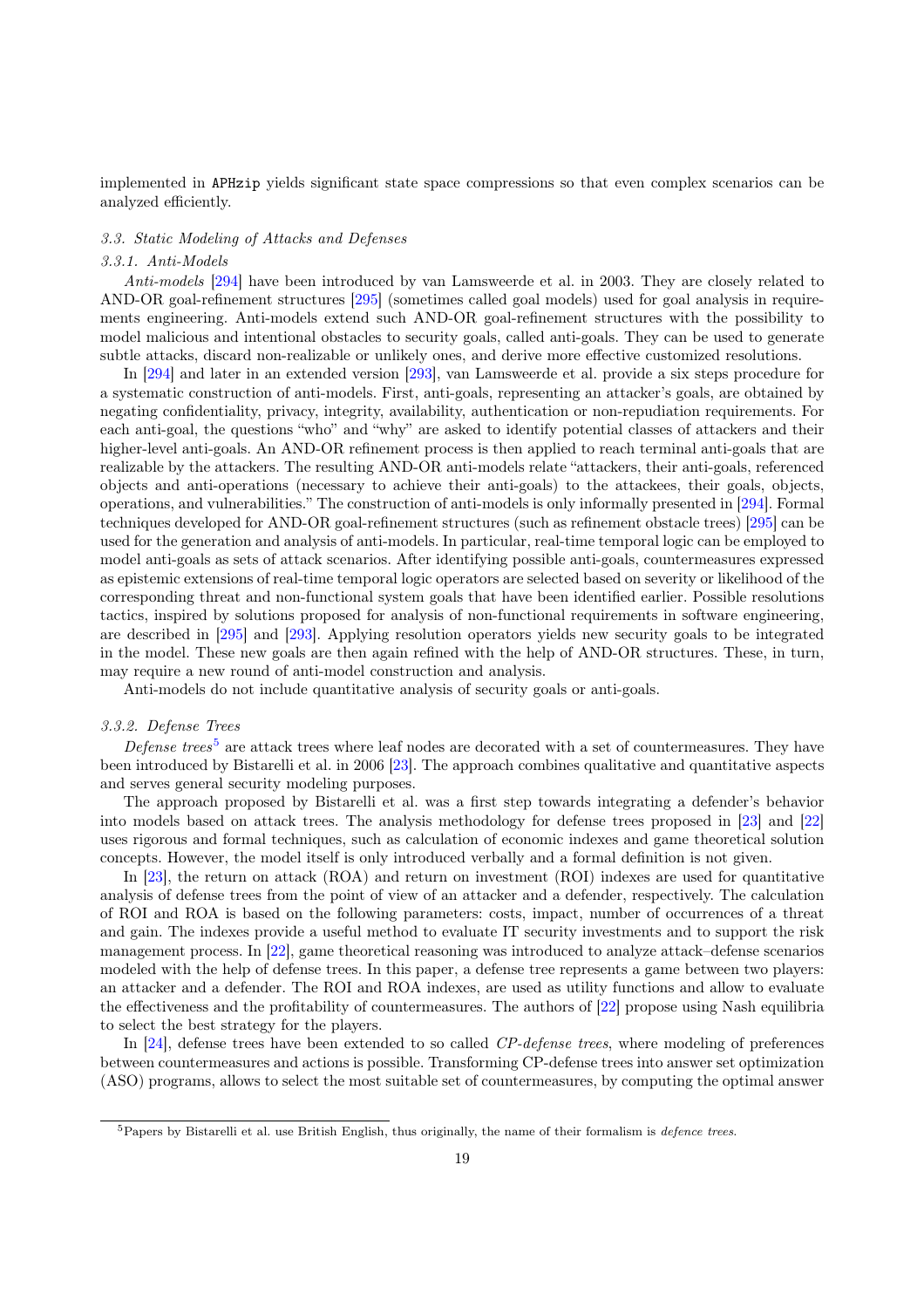implemented in `APHzip` yields significant state space compressions so that even complex scenarios can be analyzed efficiently.

### 3.3. Static Modeling of Attacks and Defenses

#### 3.3.1. Anti-Models

*Anti-models* [294] have been introduced by van Lamsweerde et al. in 2003. They are closely related to AND-OR goal-refinement structures [295] (sometimes called goal models) used for goal analysis in requirements engineering. Anti-models extend such AND-OR goal-refinement structures with the possibility to model malicious and intentional obstacles to security goals, called anti-goals. They can be used to generate subtle attacks, discard non-realizable or unlikely ones, and derive more effective customized resolutions.

In [294] and later in an extended version [293], van Lamsweerde et al. provide a six steps procedure for a systematic construction of anti-models. First, anti-goals, representing an attacker's goals, are obtained by negating confidentiality, privacy, integrity, availability, authentication or non-repudiation requirements. For each anti-goal, the questions "who" and "why" are asked to identify potential classes of attackers and their higher-level anti-goals. An AND-OR refinement process is then applied to reach terminal anti-goals that are realizable by the attackers. The resulting AND-OR anti-models relate "attackers, their anti-goals, referenced objects and anti-operations (necessary to achieve their anti-goals) to the attackees, their goals, objects, operations, and vulnerabilities." The construction of anti-models is only informally presented in [294]. Formal techniques developed for AND-OR goal-refinement structures (such as refinement obstacle trees) [295] can be used for the generation and analysis of anti-models. In particular, real-time temporal logic can be employed to model anti-goals as sets of attack scenarios. After identifying possible anti-goals, countermeasures expressed as epistemic extensions of real-time temporal logic operators are selected based on severity or likelihood of the corresponding threat and non-functional system goals that have been identified earlier. Possible resolutions tactics, inspired by solutions proposed for analysis of non-functional requirements in software engineering, are described in [295] and [293]. Applying resolution operators yields new security goals to be integrated in the model. These new goals are then again refined with the help of AND-OR structures. These, in turn, may require a new round of anti-model construction and analysis.

Anti-models do not include quantitative analysis of security goals or anti-goals.

#### 3.3.2. Defense Trees

*Defense trees*[5] are attack trees where leaf nodes are decorated with a set of countermeasures. They have been introduced by Bistarelli et al. in 2006 [23]. The approach combines qualitative and quantitative aspects and serves general security modeling purposes.

The approach proposed by Bistarelli et al. was a first step towards integrating a defender's behavior into models based on attack trees. The analysis methodology for defense trees proposed in [23] and [22] uses rigorous and formal techniques, such as calculation of economic indexes and game theoretical solution concepts. However, the model itself is only introduced verbally and a formal definition is not given.

In [23], the return on attack (ROA) and return on investment (ROI) indexes are used for quantitative analysis of defense trees from the point of view of an attacker and a defender, respectively. The calculation of ROI and ROA is based on the following parameters: costs, impact, number of occurrences of a threat and gain. The indexes provide a useful method to evaluate IT security investments and to support the risk management process. In [22], game theoretical reasoning was introduced to analyze attack–defense scenarios modeled with the help of defense trees. In this paper, a defense tree represents a game between two players: an attacker and a defender. The ROI and ROA indexes, are used as utility functions and allow to evaluate the effectiveness and the profitability of countermeasures. The authors of [22] propose using Nash equilibria to select the best strategy for the players.

In [24], defense trees have been extended to so called *CP-defense trees*, where modeling of preferences between countermeasures and actions is possible. Transforming CP-defense trees into answer set optimization (ASO) programs, allows to select the most suitable set of countermeasures, by computing the optimal answer

[5] Papers by Bistarelli et al. use British English, thus originally, the name of their formalism is *defence trees*.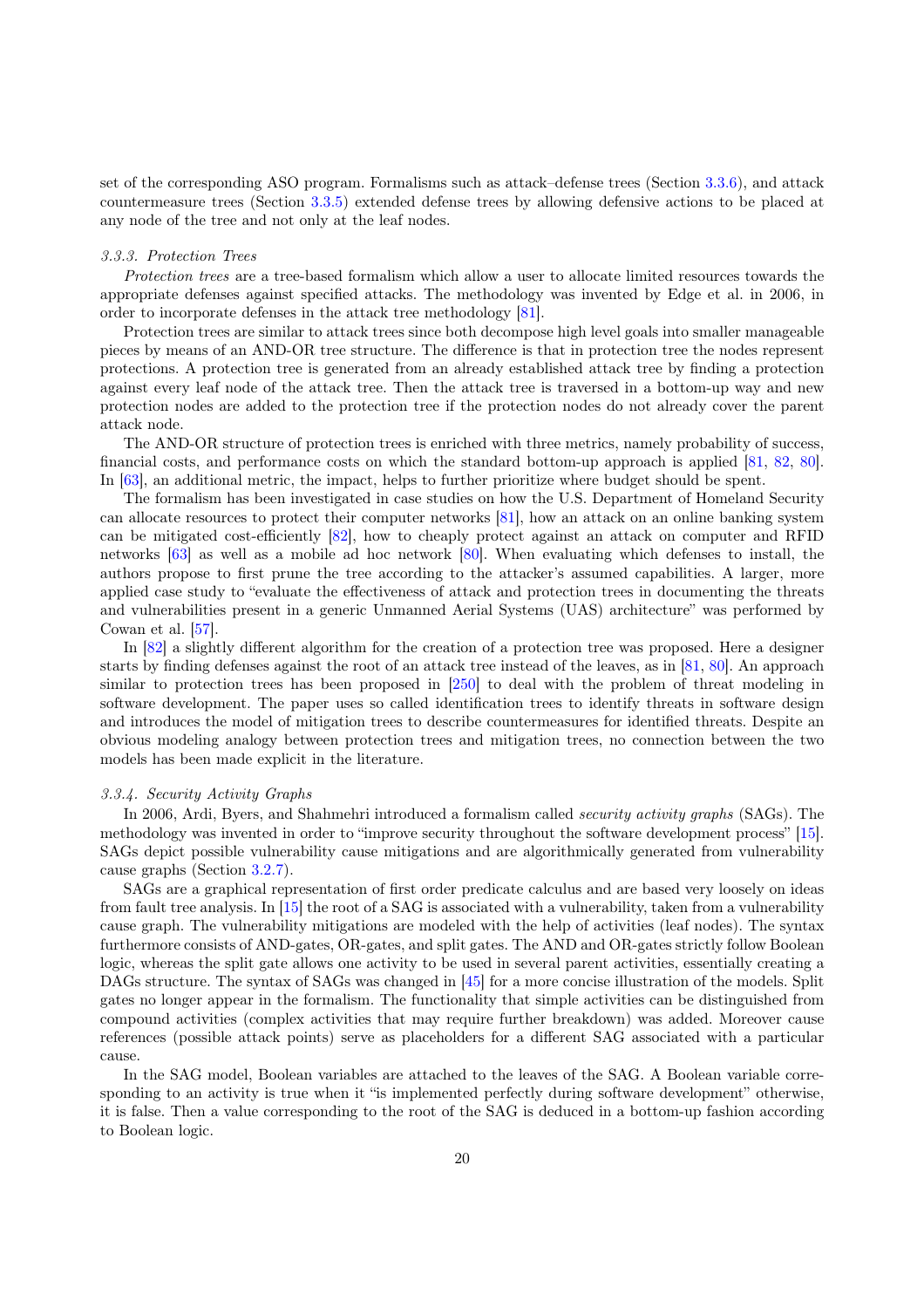set of the corresponding ASO program. Formalisms such as attack–defense trees (Section 3.3.6), and attack countermeasure trees (Section 3.3.5) extended defense trees by allowing defensive actions to be placed at any node of the tree and not only at the leaf nodes.

#### *3.3.3. Protection Trees*

*Protection trees* are a tree-based formalism which allow a user to allocate limited resources towards the appropriate defenses against specified attacks. The methodology was invented by Edge et al. in 2006, in order to incorporate defenses in the attack tree methodology [81].

Protection trees are similar to attack trees since both decompose high level goals into smaller manageable pieces by means of an AND-OR tree structure. The difference is that in protection tree the nodes represent protections. A protection tree is generated from an already established attack tree by finding a protection against every leaf node of the attack tree. Then the attack tree is traversed in a bottom-up way and new protection nodes are added to the protection tree if the protection nodes do not already cover the parent attack node.

The AND-OR structure of protection trees is enriched with three metrics, namely probability of success, financial costs, and performance costs on which the standard bottom-up approach is applied [81, 82, 80]. In [63], an additional metric, the impact, helps to further prioritize where budget should be spent.

The formalism has been investigated in case studies on how the U.S. Department of Homeland Security can allocate resources to protect their computer networks [81], how an attack on an online banking system can be mitigated cost-efficiently [82], how to cheaply protect against an attack on computer and RFID networks [63] as well as a mobile ad hoc network [80]. When evaluating which defenses to install, the authors propose to first prune the tree according to the attacker's assumed capabilities. A larger, more applied case study to "evaluate the effectiveness of attack and protection trees in documenting the threats and vulnerabilities present in a generic Unmanned Aerial Systems (UAS) architecture" was performed by Cowan et al. [57].

In [82] a slightly different algorithm for the creation of a protection tree was proposed. Here a designer starts by finding defenses against the root of an attack tree instead of the leaves, as in [81, 80]. An approach similar to protection trees has been proposed in [250] to deal with the problem of threat modeling in software development. The paper uses so called identification trees to identify threats in software design and introduces the model of mitigation trees to describe countermeasures for identified threats. Despite an obvious modeling analogy between protection trees and mitigation trees, no connection between the two models has been made explicit in the literature.

#### *3.3.4. Security Activity Graphs*

In 2006, Ardi, Byers, and Shahmehri introduced a formalism called *security activity graphs* (SAGs). The methodology was invented in order to "improve security throughout the software development process" [15]. SAGs depict possible vulnerability cause mitigations and are algorithmically generated from vulnerability cause graphs (Section 3.2.7).

SAGs are a graphical representation of first order predicate calculus and are based very loosely on ideas from fault tree analysis. In [15] the root of a SAG is associated with a vulnerability, taken from a vulnerability cause graph. The vulnerability mitigations are modeled with the help of activities (leaf nodes). The syntax furthermore consists of AND-gates, OR-gates, and split gates. The AND and OR-gates strictly follow Boolean logic, whereas the split gate allows one activity to be used in several parent activities, essentially creating a DAGs structure. The syntax of SAGs was changed in [45] for a more concise illustration of the models. Split gates no longer appear in the formalism. The functionality that simple activities can be distinguished from compound activities (complex activities that may require further breakdown) was added. Moreover cause references (possible attack points) serve as placeholders for a different SAG associated with a particular cause.

In the SAG model, Boolean variables are attached to the leaves of the SAG. A Boolean variable corresponding to an activity is true when it "is implemented perfectly during software development" otherwise, it is false. Then a value corresponding to the root of the SAG is deduced in a bottom-up fashion according to Boolean logic.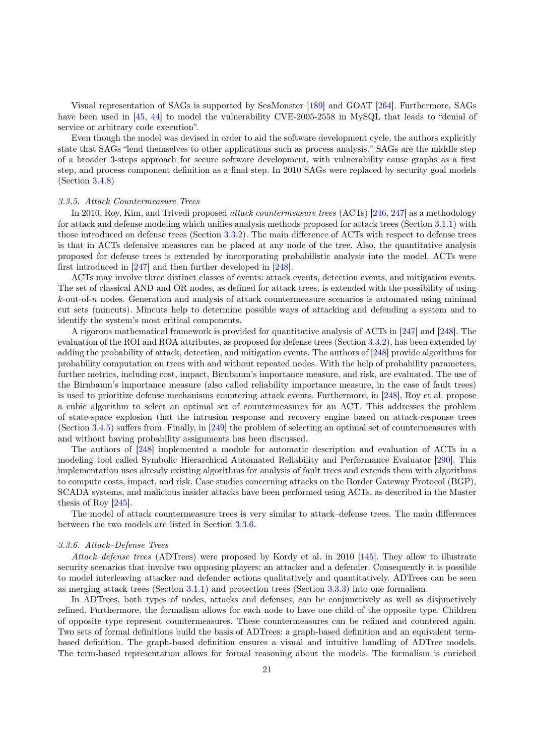Visual representation of SAGs is supported by SeaMonster [189] and GOAT [264]. Furthermore, SAGs have been used in [45, 44] to model the vulnerability CVE-2005-2558 in MySQL that leads to "denial of service or arbitrary code execution".

Even though the model was devised in order to aid the software development cycle, the authors explicitly state that SAGs "lend themselves to other applications such as process analysis." SAGs are the middle step of a broader 3-steps approach for secure software development, with vulnerability cause graphs as a first step, and process component definition as a final step. In 2010 SAGs were replaced by security goal models (Section 3.4.8)

### *3.3.5. Attack Countermeasure Trees*

In 2010, Roy, Kim, and Trivedi proposed *attack countermeasure trees* (ACTs) [246, 247] as a methodology for attack and defense modeling which unifies analysis methods proposed for attack trees (Section 3.1.1) with those introduced on defense trees (Section 3.3.2). The main difference of ACTs with respect to defense trees is that in ACTs defensive measures can be placed at any node of the tree. Also, the quantitative analysis proposed for defense trees is extended by incorporating probabilistic analysis into the model. ACTs were first introduced in [247] and then further developed in [248].

ACTs may involve three distinct classes of events: attack events, detection events, and mitigation events. The set of classical AND and OR nodes, as defined for attack trees, is extended with the possibility of using $k$-out-of-$n$ nodes. Generation and analysis of attack countermeasure scenarios is automated using minimal cut sets (mincuts). Mincuts help to determine possible ways of attacking and defending a system and to identify the system's most critical components.

A rigorous mathematical framework is provided for quantitative analysis of ACTs in [247] and [248]. The evaluation of the ROI and ROA attributes, as proposed for defense trees (Section 3.3.2), has been extended by adding the probability of attack, detection, and mitigation events. The authors of [248] provide algorithms for probability computation on trees with and without repeated nodes. With the help of probability parameters, further metrics, including cost, impact, Birnbaum's importance measure, and risk, are evaluated. The use of the Birnbaum's importance measure (also called reliability importance measure, in the case of fault trees) is used to prioritize defense mechanisms countering attack events. Furthermore, in [248], Roy et al. propose a cubic algorithm to select an optimal set of countermeasures for an ACT. This addresses the problem of state-space explosion that the intrusion response and recovery engine based on attack-response trees (Section 3.4.5) suffers from. Finally, in [249] the problem of selecting an optimal set of countermeasures with and without having probability assignments has been discussed.

The authors of [248] implemented a module for automatic description and evaluation of ACTs in a modeling tool called Symbolic Hierarchical Automated Reliability and Performance Evaluator [290]. This implementation uses already existing algorithms for analysis of fault trees and extends them with algorithms to compute costs, impact, and risk. Case studies concerning attacks on the Border Gateway Protocol (BGP), SCADA systems, and malicious insider attacks have been performed using ACTs, as described in the Master thesis of Roy [245].

The model of attack countermeasure trees is very similar to attack–defense trees. The main differences between the two models are listed in Section 3.3.6.

### *3.3.6. Attack–Defense Trees*

*Attack–defense trees* (ADTrees) were proposed by Kordy et al. in 2010 [145]. They allow to illustrate security scenarios that involve two opposing players: an attacker and a defender. Consequently it is possible to model interleaving attacker and defender actions qualitatively and quantitatively. ADTrees can be seen as merging attack trees (Section 3.1.1) and protection trees (Section 3.3.3) into one formalism.

In ADTrees, both types of nodes, attacks and defenses, can be conjunctively as well as disjunctively refined. Furthermore, the formalism allows for each node to have one child of the opposite type. Children of opposite type represent countermeasures. These countermeasures can be refined and countered again. Two sets of formal definitions build the basis of ADTrees: a graph-based definition and an equivalent term-based definition. The graph-based definition ensures a visual and intuitive handling of ADTree models. The term-based representation allows for formal reasoning about the models. The formalism is enriched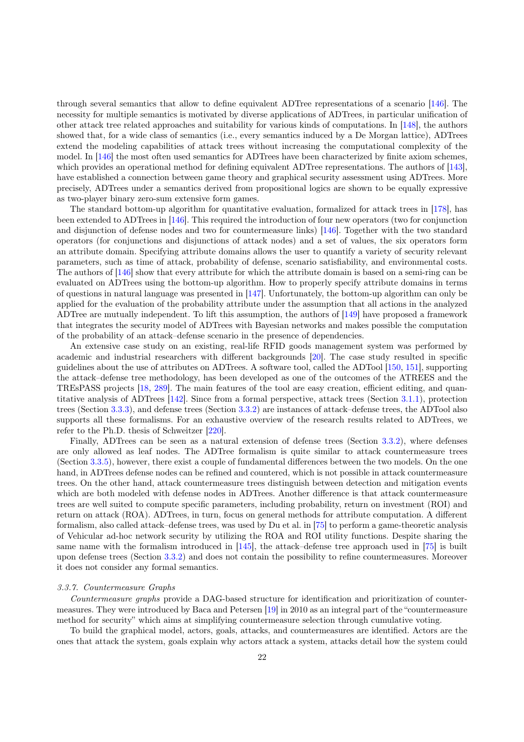through several semantics that allow to define equivalent ADTree representations of a scenario [146]. The necessity for multiple semantics is motivated by diverse applications of ADTrees, in particular unification of other attack tree related approaches and suitability for various kinds of computations. In [148], the authors showed that, for a wide class of semantics (i.e., every semantics induced by a De Morgan lattice), ADTrees extend the modeling capabilities of attack trees without increasing the computational complexity of the model. In [146] the most often used semantics for ADTrees have been characterized by finite axiom schemes, which provides an operational method for defining equivalent ADTree representations. The authors of [143], have established a connection between game theory and graphical security assessment using ADTrees. More precisely, ADTrees under a semantics derived from propositional logics are shown to be equally expressive as two-player binary zero-sum extensive form games.

The standard bottom-up algorithm for quantitative evaluation, formalized for attack trees in [178], has been extended to ADTrees in [146]. This required the introduction of four new operators (two for conjunction and disjunction of defense nodes and two for countermeasure links) [146]. Together with the two standard operators (for conjunctions and disjunctions of attack nodes) and a set of values, the six operators form an attribute domain. Specifying attribute domains allows the user to quantify a variety of security relevant parameters, such as time of attack, probability of defense, scenario satisfiability, and environmental costs. The authors of [146] show that every attribute for which the attribute domain is based on a semi-ring can be evaluated on ADTrees using the bottom-up algorithm. How to properly specify attribute domains in terms of questions in natural language was presented in [147]. Unfortunately, the bottom-up algorithm can only be applied for the evaluation of the probability attribute under the assumption that all actions in the analyzed ADTree are mutually independent. To lift this assumption, the authors of [149] have proposed a framework that integrates the security model of ADTrees with Bayesian networks and makes possible the computation of the probability of an attack–defense scenario in the presence of dependencies.

An extensive case study on an existing, real-life RFID goods management system was performed by academic and industrial researchers with different backgrounds [20]. The case study resulted in specific guidelines about the use of attributes on ADTrees. A software tool, called the ADTool [150, 151], supporting the attack–defense tree methodology, has been developed as one of the outcomes of the ATREES and the TREsPASS projects [18, 289]. The main features of the tool are easy creation, efficient editing, and quantitative analysis of ADTrees [142]. Since from a formal perspective, attack trees (Section 3.1.1), protection trees (Section 3.3.3), and defense trees (Section 3.3.2) are instances of attack–defense trees, the ADTool also supports all these formalisms. For an exhaustive overview of the research results related to ADTrees, we refer to the Ph.D. thesis of Schweitzer [220].

Finally, ADTrees can be seen as a natural extension of defense trees (Section 3.3.2), where defenses are only allowed as leaf nodes. The ADTree formalism is quite similar to attack countermeasure trees (Section 3.3.5), however, there exist a couple of fundamental differences between the two models. On the one hand, in ADTrees defense nodes can be refined and countered, which is not possible in attack countermeasure trees. On the other hand, attack countermeasure trees distinguish between detection and mitigation events which are both modeled with defense nodes in ADTrees. Another difference is that attack countermeasure trees are well suited to compute specific parameters, including probability, return on investment (ROI) and return on attack (ROA). ADTrees, in turn, focus on general methods for attribute computation. A different formalism, also called attack–defense trees, was used by Du et al. in [75] to perform a game-theoretic analysis of Vehicular ad-hoc network security by utilizing the ROA and ROI utility functions. Despite sharing the same name with the formalism introduced in [145], the attack–defense tree approach used in [75] is built upon defense trees (Section 3.3.2) and does not contain the possibility to refine countermeasures. Moreover it does not consider any formal semantics.

### 3.3.7. Countermeasure Graphs

*Countermeasure graphs* provide a DAG-based structure for identification and prioritization of countermeasures. They were introduced by Baca and Petersen [19] in 2010 as an integral part of the "countermeasure method for security" which aims at simplifying countermeasure selection through cumulative voting.

To build the graphical model, actors, goals, attacks, and countermeasures are identified. Actors are the ones that attack the system, goals explain why actors attack a system, attacks detail how the system could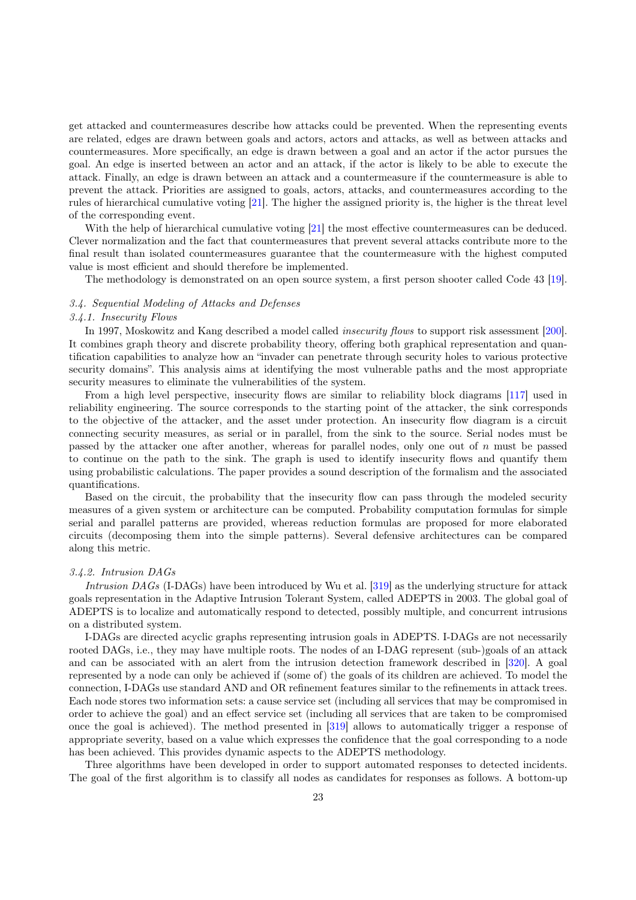get attacked and countermeasures describe how attacks could be prevented. When the representing events are related, edges are drawn between goals and actors, actors and attacks, as well as between attacks and countermeasures. More specifically, an edge is drawn between a goal and an actor if the actor pursues the goal. An edge is inserted between an actor and an attack, if the actor is likely to be able to execute the attack. Finally, an edge is drawn between an attack and a countermeasure if the countermeasure is able to prevent the attack. Priorities are assigned to goals, actors, attacks, and countermeasures according to the rules of hierarchical cumulative voting [21]. The higher the assigned priority is, the higher is the threat level of the corresponding event.

With the help of hierarchical cumulative voting [21] the most effective countermeasures can be deduced. Clever normalization and the fact that countermeasures that prevent several attacks contribute more to the final result than isolated countermeasures guarantee that the countermeasure with the highest computed value is most efficient and should therefore be implemented.

The methodology is demonstrated on an open source system, a first person shooter called Code 43 [19].

### *3.4. Sequential Modeling of Attacks and Defenses*

#### *3.4.1. Insecurity Flows*

In 1997, Moskowitz and Kang described a model called *insecurity flows* to support risk assessment [200]. It combines graph theory and discrete probability theory, offering both graphical representation and quantification capabilities to analyze how an "invader can penetrate through security holes to various protective security domains". This analysis aims at identifying the most vulnerable paths and the most appropriate security measures to eliminate the vulnerabilities of the system.

From a high level perspective, insecurity flows are similar to reliability block diagrams [117] used in reliability engineering. The source corresponds to the starting point of the attacker, the sink corresponds to the objective of the attacker, and the asset under protection. An insecurity flow diagram is a circuit connecting security measures, as serial or in parallel, from the sink to the source. Serial nodes must be passed by the attacker one after another, whereas for parallel nodes, only one out of $n$ must be passed to continue on the path to the sink. The graph is used to identify insecurity flows and quantify them using probabilistic calculations. The paper provides a sound description of the formalism and the associated quantifications.

Based on the circuit, the probability that the insecurity flow can pass through the modeled security measures of a given system or architecture can be computed. Probability computation formulas for simple serial and parallel patterns are provided, whereas reduction formulas are proposed for more elaborated circuits (decomposing them into the simple patterns). Several defensive architectures can be compared along this metric.

#### *3.4.2. Intrusion DAGs*

*Intrusion DAGs* (I-DAGs) have been introduced by Wu et al. [319] as the underlying structure for attack goals representation in the Adaptive Intrusion Tolerant System, called ADEPTS in 2003. The global goal of ADEPTS is to localize and automatically respond to detected, possibly multiple, and concurrent intrusions on a distributed system.

I-DAGs are directed acyclic graphs representing intrusion goals in ADEPTS. I-DAGs are not necessarily rooted DAGs, i.e., they may have multiple roots. The nodes of an I-DAG represent (sub-)goals of an attack and can be associated with an alert from the intrusion detection framework described in [320]. A goal represented by a node can only be achieved if (some of) the goals of its children are achieved. To model the connection, I-DAGs use standard AND and OR refinement features similar to the refinements in attack trees. Each node stores two information sets: a cause service set (including all services that may be compromised in order to achieve the goal) and an effect service set (including all services that are taken to be compromised once the goal is achieved). The method presented in [319] allows to automatically trigger a response of appropriate severity, based on a value which expresses the confidence that the goal corresponding to a node has been achieved. This provides dynamic aspects to the ADEPTS methodology.

Three algorithms have been developed in order to support automated responses to detected incidents. The goal of the first algorithm is to classify all nodes as candidates for responses as follows. A bottom-up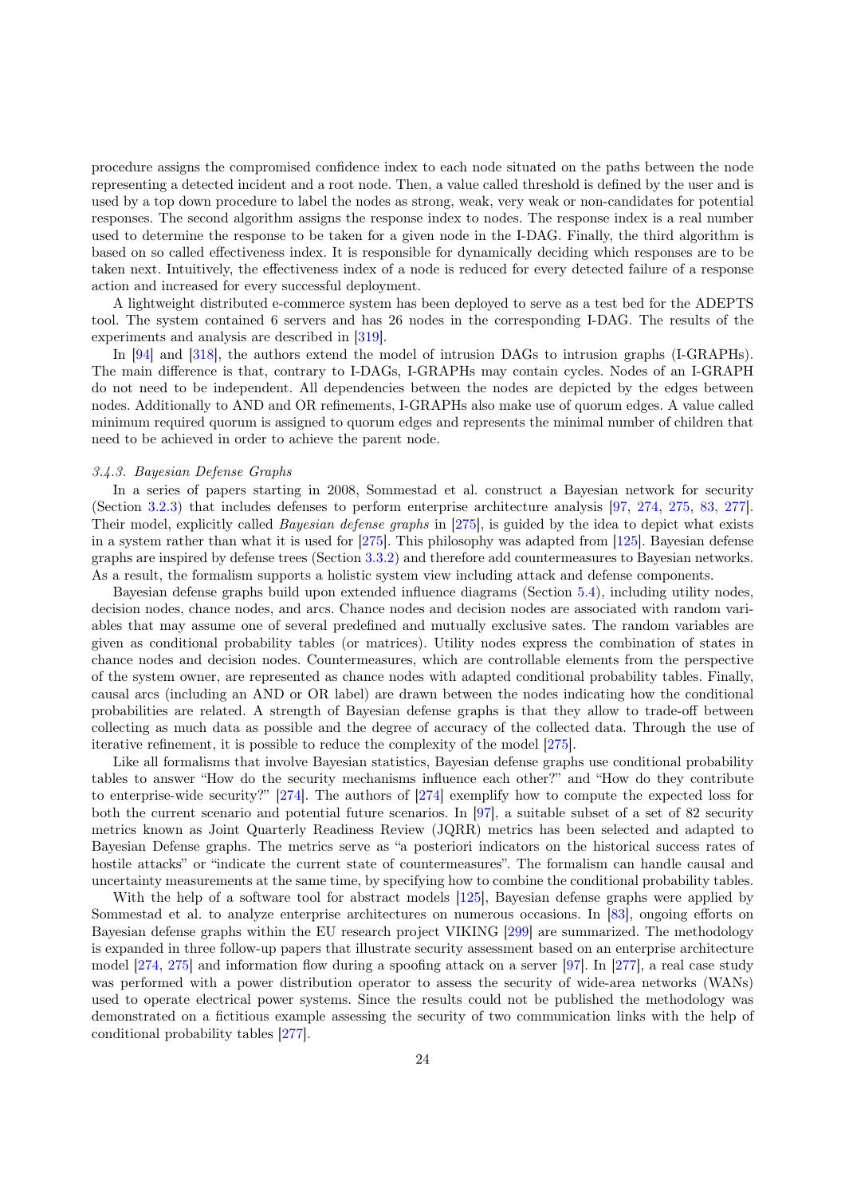procedure assigns the compromised confidence index to each node situated on the paths between the node representing a detected incident and a root node. Then, a value called threshold is defined by the user and is used by a top down procedure to label the nodes as strong, weak, very weak or non-candidates for potential responses. The second algorithm assigns the response index to nodes. The response index is a real number used to determine the response to be taken for a given node in the I-DAG. Finally, the third algorithm is based on so called effectiveness index. It is responsible for dynamically deciding which responses are to be taken next. Intuitively, the effectiveness index of a node is reduced for every detected failure of a response action and increased for every successful deployment.

A lightweight distributed e-commerce system has been deployed to serve as a test bed for the ADEPTS tool. The system contained 6 servers and has 26 nodes in the corresponding I-DAG. The results of the experiments and analysis are described in [319].

In [94] and [318], the authors extend the model of intrusion DAGs to intrusion graphs (I-GRAPHs). The main difference is that, contrary to I-DAGs, I-GRAPHs may contain cycles. Nodes of an I-GRAPH do not need to be independent. All dependencies between the nodes are depicted by the edges between nodes. Additionally to AND and OR refinements, I-GRAPHs also make use of quorum edges. A value called minimum required quorum is assigned to quorum edges and represents the minimal number of children that need to be achieved in order to achieve the parent node.

#### 3.4.3. Bayesian Defense Graphs

In a series of papers starting in 2008, Sommestad et al. construct a Bayesian network for security (Section 3.2.3) that includes defenses to perform enterprise architecture analysis [97, 274, 275, 83, 277]. Their model, explicitly called *Bayesian defense graphs* in [275], is guided by the idea to depict what exists in a system rather than what it is used for [275]. This philosophy was adapted from [125]. Bayesian defense graphs are inspired by defense trees (Section 3.3.2) and therefore add countermeasures to Bayesian networks. As a result, the formalism supports a holistic system view including attack and defense components.

Bayesian defense graphs build upon extended influence diagrams (Section 5.4), including utility nodes, decision nodes, chance nodes, and arcs. Chance nodes and decision nodes are associated with random variables that may assume one of several predefined and mutually exclusive sates. The random variables are given as conditional probability tables (or matrices). Utility nodes express the combination of states in chance nodes and decision nodes. Countermeasures, which are controllable elements from the perspective of the system owner, are represented as chance nodes with adapted conditional probability tables. Finally, causal arcs (including an AND or OR label) are drawn between the nodes indicating how the conditional probabilities are related. A strength of Bayesian defense graphs is that they allow to trade-off between collecting as much data as possible and the degree of accuracy of the collected data. Through the use of iterative refinement, it is possible to reduce the complexity of the model [275].

Like all formalisms that involve Bayesian statistics, Bayesian defense graphs use conditional probability tables to answer "How do the security mechanisms influence each other?" and "How do they contribute to enterprise-wide security?" [274]. The authors of [274] exemplify how to compute the expected loss for both the current scenario and potential future scenarios. In [97], a suitable subset of a set of 82 security metrics known as Joint Quarterly Readiness Review (JQRR) metrics has been selected and adapted to Bayesian Defense graphs. The metrics serve as "a posteriori indicators on the historical success rates of hostile attacks" or "indicate the current state of countermeasures". The formalism can handle causal and uncertainty measurements at the same time, by specifying how to combine the conditional probability tables.

With the help of a software tool for abstract models [125], Bayesian defense graphs were applied by Sommestad et al. to analyze enterprise architectures on numerous occasions. In [83], ongoing efforts on Bayesian defense graphs within the EU research project VIKING [299] are summarized. The methodology is expanded in three follow-up papers that illustrate security assessment based on an enterprise architecture model [274, 275] and information flow during a spoofing attack on a server [97]. In [277], a real case study was performed with a power distribution operator to assess the security of wide-area networks (WANs) used to operate electrical power systems. Since the results could not be published the methodology was demonstrated on a fictitious example assessing the security of two communication links with the help of conditional probability tables [277].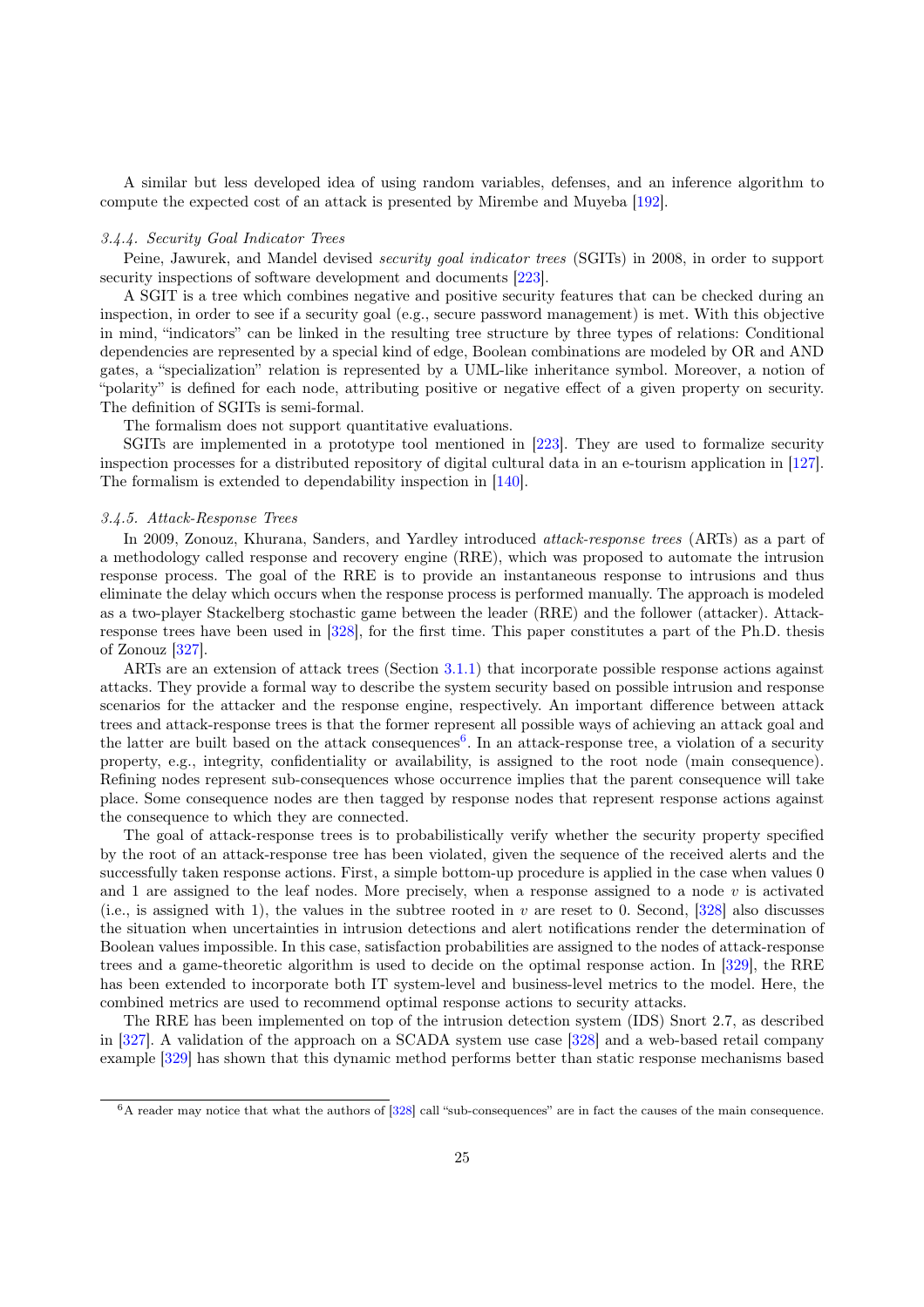A similar but less developed idea of using random variables, defenses, and an inference algorithm to compute the expected cost of an attack is presented by Mirembe and Muyeba [192].

#### 3.4.4. Security Goal Indicator Trees

Peine, Jawurek, and Mandel devised *security goal indicator trees* (SGITs) in 2008, in order to support security inspections of software development and documents [223].

A SGIT is a tree which combines negative and positive security features that can be checked during an inspection, in order to see if a security goal (e.g., secure password management) is met. With this objective in mind, "indicators" can be linked in the resulting tree structure by three types of relations: Conditional dependencies are represented by a special kind of edge, Boolean combinations are modeled by OR and AND gates, a "specialization" relation is represented by a UML-like inheritance symbol. Moreover, a notion of "polarity" is defined for each node, attributing positive or negative effect of a given property on security. The definition of SGITs is semi-formal.

The formalism does not support quantitative evaluations.

SGITs are implemented in a prototype tool mentioned in [223]. They are used to formalize security inspection processes for a distributed repository of digital cultural data in an e-tourism application in [127]. The formalism is extended to dependability inspection in [140].

#### 3.4.5. Attack-Response Trees

In 2009, Zonouz, Khurana, Sanders, and Yardley introduced *attack-response trees* (ARTs) as a part of a methodology called response and recovery engine (RRE), which was proposed to automate the intrusion response process. The goal of the RRE is to provide an instantaneous response to intrusions and thus eliminate the delay which occurs when the response process is performed manually. The approach is modeled as a two-player Stackelberg stochastic game between the leader (RRE) and the follower (attacker). Attack-response trees have been used in [328], for the first time. This paper constitutes a part of the Ph.D. thesis of Zonouz [327].

ARTs are an extension of attack trees (Section 3.1.1) that incorporate possible response actions against attacks. They provide a formal way to describe the system security based on possible intrusion and response scenarios for the attacker and the response engine, respectively. An important difference between attack trees and attack-response trees is that the former represent all possible ways of achieving an attack goal and the latter are built based on the attack consequences[6]. In an attack-response tree, a violation of a security property, e.g., integrity, confidentiality or availability, is assigned to the root node (main consequence). Refining nodes represent sub-consequences whose occurrence implies that the parent consequence will take place. Some consequence nodes are then tagged by response nodes that represent response actions against the consequence to which they are connected.

The goal of attack-response trees is to probabilistically verify whether the security property specified by the root of an attack-response tree has been violated, given the sequence of the received alerts and the successfully taken response actions. First, a simple bottom-up procedure is applied in the case when values 0 and 1 are assigned to the leaf nodes. More precisely, when a response assigned to a node $v$ is activated (i.e., is assigned with 1), the values in the subtree rooted in $v$ are reset to 0. Second, [328] also discusses the situation when uncertainties in intrusion detections and alert notifications render the determination of Boolean values impossible. In this case, satisfaction probabilities are assigned to the nodes of attack-response trees and a game-theoretic algorithm is used to decide on the optimal response action. In [329], the RRE has been extended to incorporate both IT system-level and business-level metrics to the model. Here, the combined metrics are used to recommend optimal response actions to security attacks.

The RRE has been implemented on top of the intrusion detection system (IDS) Snort 2.7, as described in [327]. A validation of the approach on a SCADA system use case [328] and a web-based retail company example [329] has shown that this dynamic method performs better than static response mechanisms based

[6] A reader may notice that what the authors of [328] call "sub-consequences" are in fact the causes of the main consequence.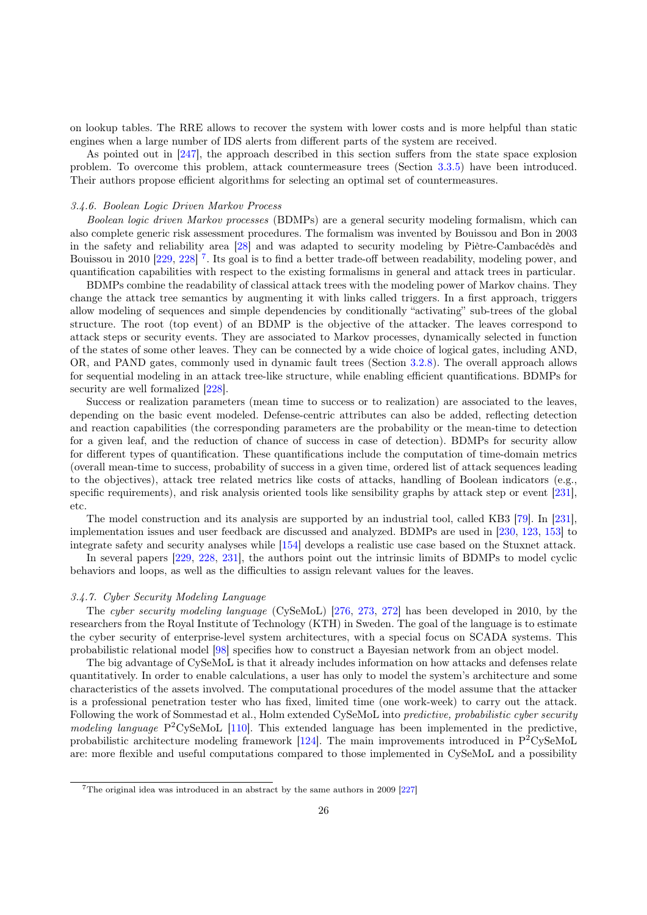on lookup tables. The RRE allows to recover the system with lower costs and is more helpful than static engines when a large number of IDS alerts from different parts of the system are received.

As pointed out in [247], the approach described in this section suffers from the state space explosion problem. To overcome this problem, attack countermeasure trees (Section 3.3.5) have been introduced. Their authors propose efficient algorithms for selecting an optimal set of countermeasures.

#### *3.4.6. Boolean Logic Driven Markov Process*

*Boolean logic driven Markov processes* (BDMPs) are a general security modeling formalism, which can also complete generic risk assessment procedures. The formalism was invented by Bouissou and Bon in 2003 in the safety and reliability area [28] and was adapted to security modeling by Piètre-Cambacédès and Bouissou in 2010 [229, 228] [7]. Its goal is to find a better trade-off between readability, modeling power, and quantification capabilities with respect to the existing formalisms in general and attack trees in particular.

BDMPs combine the readability of classical attack trees with the modeling power of Markov chains. They change the attack tree semantics by augmenting it with links called triggers. In a first approach, triggers allow modeling of sequences and simple dependencies by conditionally "activating" sub-trees of the global structure. The root (top event) of an BDMP is the objective of the attacker. The leaves correspond to attack steps or security events. They are associated to Markov processes, dynamically selected in function of the states of some other leaves. They can be connected by a wide choice of logical gates, including AND, OR, and PAND gates, commonly used in dynamic fault trees (Section 3.2.8). The overall approach allows for sequential modeling in an attack tree-like structure, while enabling efficient quantifications. BDMPs for security are well formalized [228].

Success or realization parameters (mean time to success or to realization) are associated to the leaves, depending on the basic event modeled. Defense-centric attributes can also be added, reflecting detection and reaction capabilities (the corresponding parameters are the probability or the mean-time to detection for a given leaf, and the reduction of chance of success in case of detection). BDMPs for security allow for different types of quantification. These quantifications include the computation of time-domain metrics (overall mean-time to success, probability of success in a given time, ordered list of attack sequences leading to the objectives), attack tree related metrics like costs of attacks, handling of Boolean indicators (e.g., specific requirements), and risk analysis oriented tools like sensibility graphs by attack step or event [231], etc.

The model construction and its analysis are supported by an industrial tool, called KB3 [79]. In [231], implementation issues and user feedback are discussed and analyzed. BDMPs are used in [230, 123, 153] to integrate safety and security analyses while [154] develops a realistic use case based on the Stuxnet attack.

In several papers [229, 228, 231], the authors point out the intrinsic limits of BDMPs to model cyclic behaviors and loops, as well as the difficulties to assign relevant values for the leaves.

#### *3.4.7. Cyber Security Modeling Language*

The *cyber security modeling language* (CySeMoL) [276, 273, 272] has been developed in 2010, by the researchers from the Royal Institute of Technology (KTH) in Sweden. The goal of the language is to estimate the cyber security of enterprise-level system architectures, with a special focus on SCADA systems. This probabilistic relational model [98] specifies how to construct a Bayesian network from an object model.

The big advantage of CySeMoL is that it already includes information on how attacks and defenses relate quantitatively. In order to enable calculations, a user has only to model the system's architecture and some characteristics of the assets involved. The computational procedures of the model assume that the attacker is a professional penetration tester who has fixed, limited time (one work-week) to carry out the attack. Following the work of Sommestad et al., Holm extended CySeMoL into *predictive, probabilistic cyber security modeling language* P$^2$CySeMoL [110]. This extended language has been implemented in the predictive, probabilistic architecture modeling framework [124]. The main improvements introduced in P$^2$CySeMoL are: more flexible and useful computations compared to those implemented in CySeMoL and a possibility

[7] The original idea was introduced in an abstract by the same authors in 2009 [227]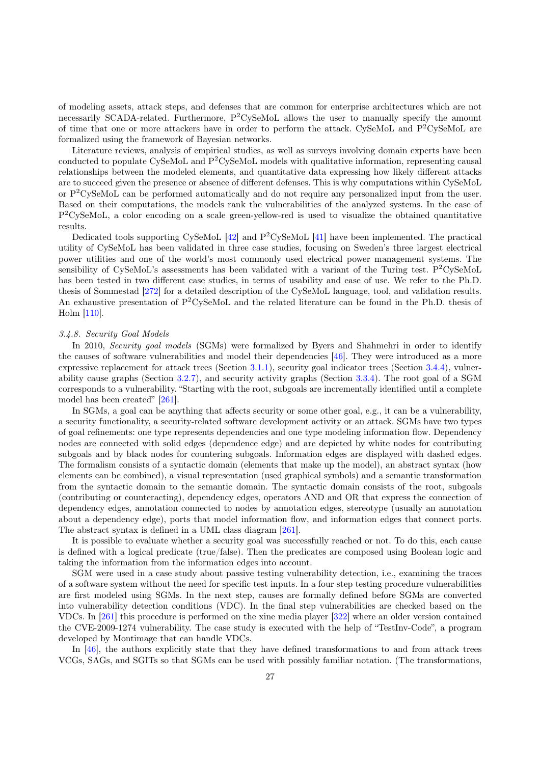of modeling assets, attack steps, and defenses that are common for enterprise architectures which are not necessarily SCADA-related. Furthermore, $P^2$CySeMoL allows the user to manually specify the amount of time that one or more attackers have in order to perform the attack. CySeMoL and $P^2$CySeMoL are formalized using the framework of Bayesian networks.

Literature reviews, analysis of empirical studies, as well as surveys involving domain experts have been conducted to populate CySeMoL and $P^2$CySeMoL models with qualitative information, representing causal relationships between the modeled elements, and quantitative data expressing how likely different attacks are to succeed given the presence or absence of different defenses. This is why computations within CySeMoL or $P^2$CySeMoL can be performed automatically and do not require any personalized input from the user. Based on their computations, the models rank the vulnerabilities of the analyzed systems. In the case of $P^2$CySeMoL, a color encoding on a scale green-yellow-red is used to visualize the obtained quantitative results.

Dedicated tools supporting CySeMoL [42] and $P^2$CySeMoL [41] have been implemented. The practical utility of CySeMoL has been validated in three case studies, focusing on Sweden's three largest electrical power utilities and one of the world's most commonly used electrical power management systems. The sensibility of CySeMoL's assessments has been validated with a variant of the Turing test. $P^2$CySeMoL has been tested in two different case studies, in terms of usability and ease of use. We refer to the Ph.D. thesis of Sommestad [272] for a detailed description of the CySeMoL language, tool, and validation results. An exhaustive presentation of $P^2$CySeMoL and the related literature can be found in the Ph.D. thesis of Holm [110].

#### 3.4.8. Security Goal Models

In 2010, *Security goal models* (SGMs) were formalized by Byers and Shahmehri in order to identify the causes of software vulnerabilities and model their dependencies [46]. They were introduced as a more expressive replacement for attack trees (Section 3.1.1), security goal indicator trees (Section 3.4.4), vulnerability cause graphs (Section 3.2.7), and security activity graphs (Section 3.3.4). The root goal of a SGM corresponds to a vulnerability. "Starting with the root, subgoals are incrementally identified until a complete model has been created" [261].

In SGMs, a goal can be anything that affects security or some other goal, e.g., it can be a vulnerability, a security functionality, a security-related software development activity or an attack. SGMs have two types of goal refinements: one type represents dependencies and one type modeling information flow. Dependency nodes are connected with solid edges (dependence edge) and are depicted by white nodes for contributing subgoals and by black nodes for countering subgoals. Information edges are displayed with dashed edges. The formalism consists of a syntactic domain (elements that make up the model), an abstract syntax (how elements can be combined), a visual representation (used graphical symbols) and a semantic transformation from the syntactic domain to the semantic domain. The syntactic domain consists of the root, subgoals (contributing or counteracting), dependency edges, operators AND and OR that express the connection of dependency edges, annotation connected to nodes by annotation edges, stereotype (usually an annotation about a dependency edge), ports that model information flow, and information edges that connect ports. The abstract syntax is defined in a UML class diagram [261].

It is possible to evaluate whether a security goal was successfully reached or not. To do this, each cause is defined with a logical predicate (true/false). Then the predicates are composed using Boolean logic and taking the information from the information edges into account.

SGM were used in a case study about passive testing vulnerability detection, i.e., examining the traces of a software system without the need for specific test inputs. In a four step testing procedure vulnerabilities are first modeled using SGMs. In the next step, causes are formally defined before SGMs are converted into vulnerability detection conditions (VDC). In the final step vulnerabilities are checked based on the VDCs. In [261] this procedure is performed on the xine media player [322] where an older version contained the CVE-2009-1274 vulnerability. The case study is executed with the help of "TestInv-Code", a program developed by Montimage that can handle VDCs.

In [46], the authors explicitly state that they have defined transformations to and from attack trees VCGs, SAGs, and SGITs so that SGMs can be used with possibly familiar notation. (The transformations,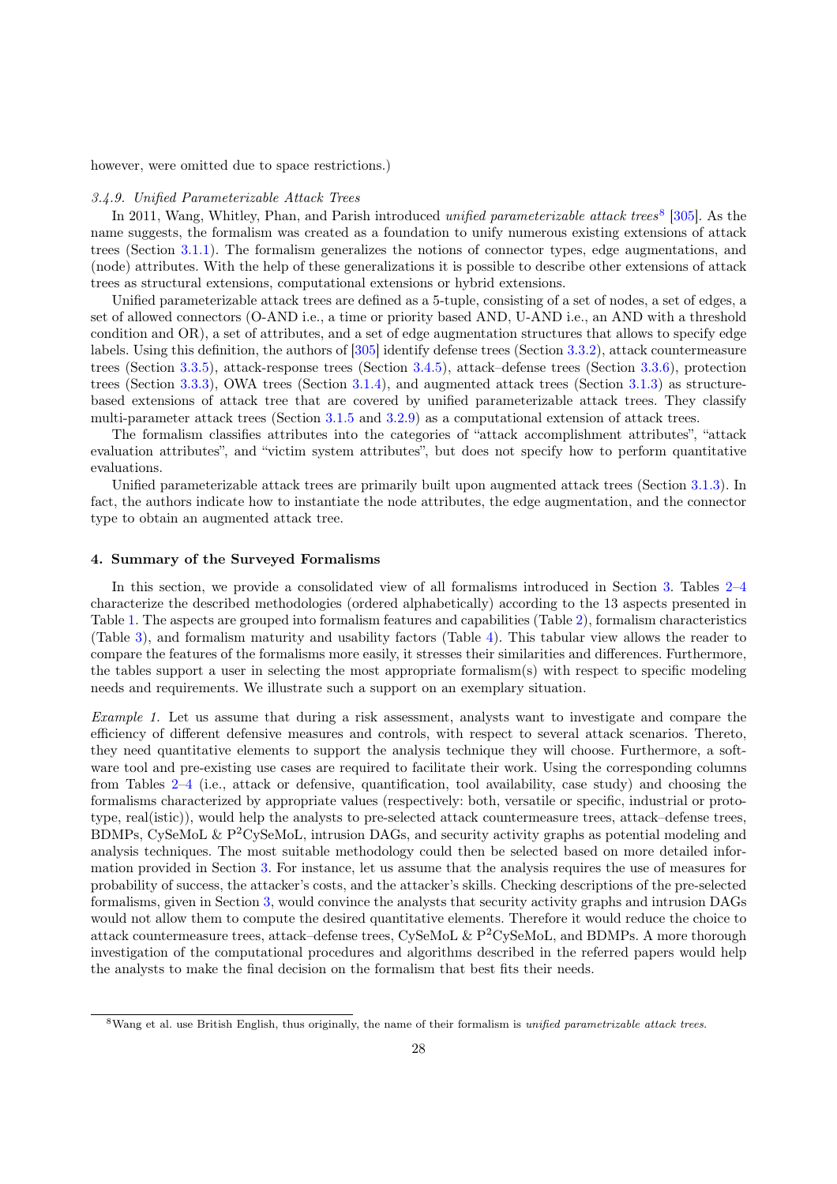however, were omitted due to space restrictions.)

### *3.4.9. Unified Parameterizable Attack Trees*

In 2011, Wang, Whitley, Phan, and Parish introduced *unified parameterizable attack trees*[8] [305]. As the name suggests, the formalism was created as a foundation to unify numerous existing extensions of attack trees (Section 3.1.1). The formalism generalizes the notions of connector types, edge augmentations, and (node) attributes. With the help of these generalizations it is possible to describe other extensions of attack trees as structural extensions, computational extensions or hybrid extensions.

Unified parameterizable attack trees are defined as a 5-tuple, consisting of a set of nodes, a set of edges, a set of allowed connectors (O-AND i.e., a time or priority based AND, U-AND i.e., an AND with a threshold condition and OR), a set of attributes, and a set of edge augmentation structures that allows to specify edge labels. Using this definition, the authors of [305] identify defense trees (Section 3.3.2), attack countermeasure trees (Section 3.3.5), attack-response trees (Section 3.4.5), attack–defense trees (Section 3.3.6), protection trees (Section 3.3.3), OWA trees (Section 3.1.4), and augmented attack trees (Section 3.1.3) as structure-based extensions of attack tree that are covered by unified parameterizable attack trees. They classify multi-parameter attack trees (Section 3.1.5 and 3.2.9) as a computational extension of attack trees.

The formalism classifies attributes into the categories of "attack accomplishment attributes", "attack evaluation attributes", and "victim system attributes", but does not specify how to perform quantitative evaluations.

Unified parameterizable attack trees are primarily built upon augmented attack trees (Section 3.1.3). In fact, the authors indicate how to instantiate the node attributes, the edge augmentation, and the connector type to obtain an augmented attack tree.

## 4. Summary of the Surveyed Formalisms

In this section, we provide a consolidated view of all formalisms introduced in Section 3. Tables 2–4 characterize the described methodologies (ordered alphabetically) according to the 13 aspects presented in Table 1. The aspects are grouped into formalism features and capabilities (Table 2), formalism characteristics (Table 3), and formalism maturity and usability factors (Table 4). This tabular view allows the reader to compare the features of the formalisms more easily, it stresses their similarities and differences. Furthermore, the tables support a user in selecting the most appropriate formalism(s) with respect to specific modeling needs and requirements. We illustrate such a support on an exemplary situation.

*Example 1.* Let us assume that during a risk assessment, analysts want to investigate and compare the efficiency of different defensive measures and controls, with respect to several attack scenarios. Thereto, they need quantitative elements to support the analysis technique they will choose. Furthermore, a software tool and pre-existing use cases are required to facilitate their work. Using the corresponding columns from Tables 2–4 (i.e., attack or defensive, quantification, tool availability, case study) and choosing the formalisms characterized by appropriate values (respectively: both, versatile or specific, industrial or prototype, real(istic)), would help the analysts to pre-selected attack countermeasure trees, attack–defense trees, BDMPs, CySeMoL & $\text{P}^2$CySeMoL, intrusion DAGs, and security activity graphs as potential modeling and analysis techniques. The most suitable methodology could then be selected based on more detailed information provided in Section 3. For instance, let us assume that the analysis requires the use of measures for probability of success, the attacker's costs, and the attacker's skills. Checking descriptions of the pre-selected formalisms, given in Section 3, would convince the analysts that security activity graphs and intrusion DAGs would not allow them to compute the desired quantitative elements. Therefore it would reduce the choice to attack countermeasure trees, attack–defense trees, CySeMoL & $\text{P}^2$CySeMoL, and BDMPs. A more thorough investigation of the computational procedures and algorithms described in the referred papers would help the analysts to make the final decision on the formalism that best fits their needs.

[8] Wang et al. use British English, thus originally, the name of their formalism is *unified parametrizable attack trees*.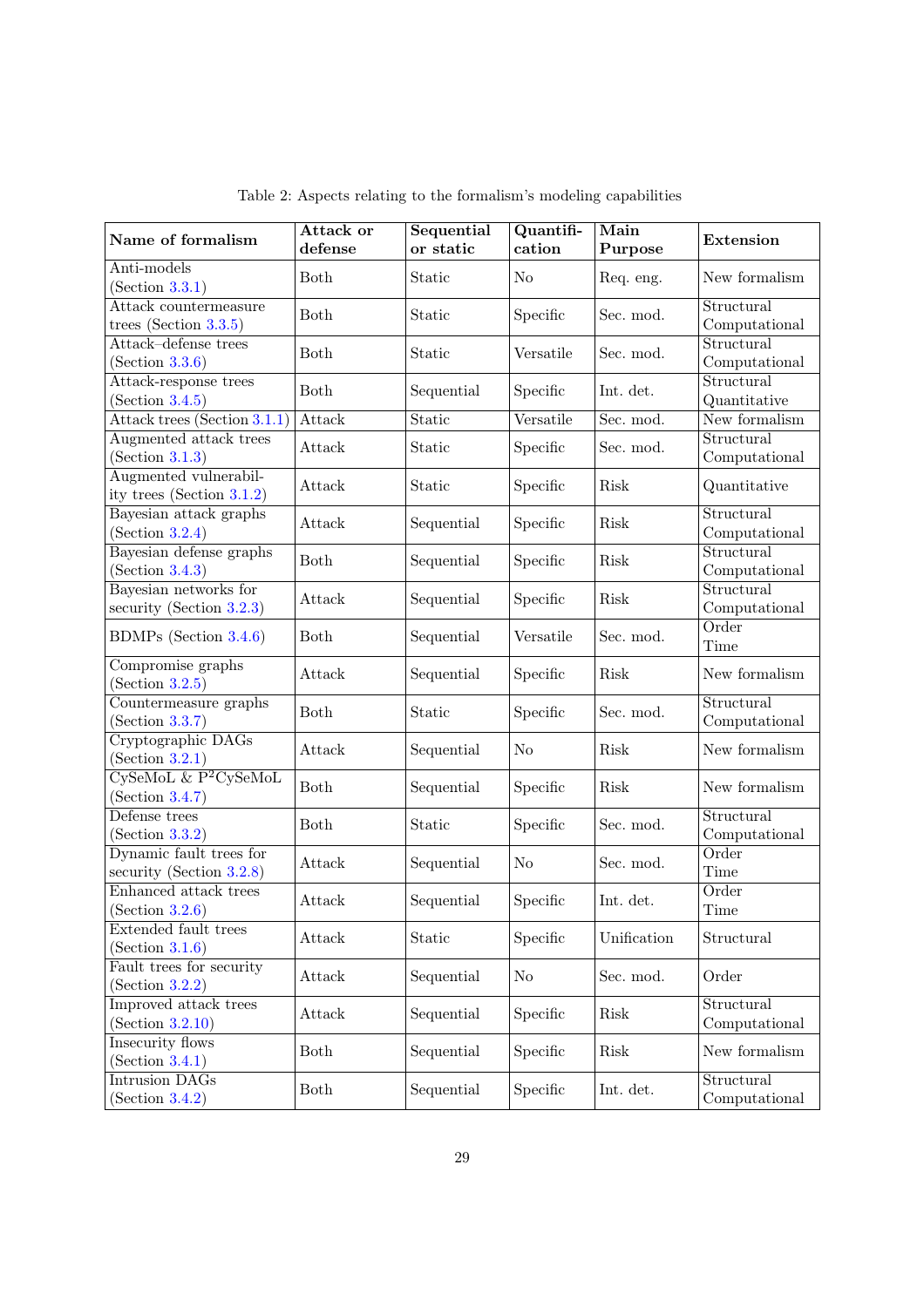Table 2: Aspects relating to the formalism's modeling capabilities

| Name of formalism | Attack or defense | Sequential or static | Quantification | Main Purpose | Extension |
|---|---|---|---|---|---|
| Anti-models (Section 3.3.1) | Both | Static | No | Req. eng. | New formalism |
| Attack countermeasure trees (Section 3.3.5) | Both | Static | Specific | Sec. mod. | Structural Computational |
| Attack–defense trees (Section 3.3.6) | Both | Static | Versatile | Sec. mod. | Structural Computational |
| Attack-response trees (Section 3.4.5) | Both | Sequential | Specific | Int. det. | Structural Quantitative |
| Attack trees (Section 3.1.1) | Attack | Static | Versatile | Sec. mod. | New formalism |
| Augmented attack trees (Section 3.1.3) | Attack | Static | Specific | Sec. mod. | Structural Computational |
| Augmented vulnerability trees (Section 3.1.2) | Attack | Static | Specific | Risk | Quantitative |
| Bayesian attack graphs (Section 3.2.4) | Attack | Sequential | Specific | Risk | Structural Computational |
| Bayesian defense graphs (Section 3.4.3) | Both | Sequential | Specific | Risk | Structural Computational |
| Bayesian networks for security (Section 3.2.3) | Attack | Sequential | Specific | Risk | Structural Computational |
| BDMPs (Section 3.4.6) | Both | Sequential | Versatile | Sec. mod. | Order Time |
| Compromise graphs (Section 3.2.5) | Attack | Sequential | Specific | Risk | New formalism |
| Countermeasure graphs (Section 3.3.7) | Both | Static | Specific | Sec. mod. | Structural Computational |
| Cryptographic DAGs (Section 3.2.1) | Attack | Sequential | No | Risk | New formalism |
| CySeMoL & P$^2$CySeMoL (Section 3.4.7) | Both | Sequential | Specific | Risk | New formalism |
| Defense trees (Section 3.3.2) | Both | Static | Specific | Sec. mod. | Structural Computational |
| Dynamic fault trees for security (Section 3.2.8) | Attack | Sequential | No | Sec. mod. | Order Time |
| Enhanced attack trees (Section 3.2.6) | Attack | Sequential | Specific | Int. det. | Order Time |
| Extended fault trees (Section 3.1.6) | Attack | Static | Specific | Unification | Structural |
| Fault trees for security (Section 3.2.2) | Attack | Sequential | No | Sec. mod. | Order |
| Improved attack trees (Section 3.2.10) | Attack | Sequential | Specific | Risk | Structural Computational |
| Insecurity flows (Section 3.4.1) | Both | Sequential | Specific | Risk | New formalism |
| Intrusion DAGs (Section 3.4.2) | Both | Sequential | Specific | Int. det. | Structural Computational |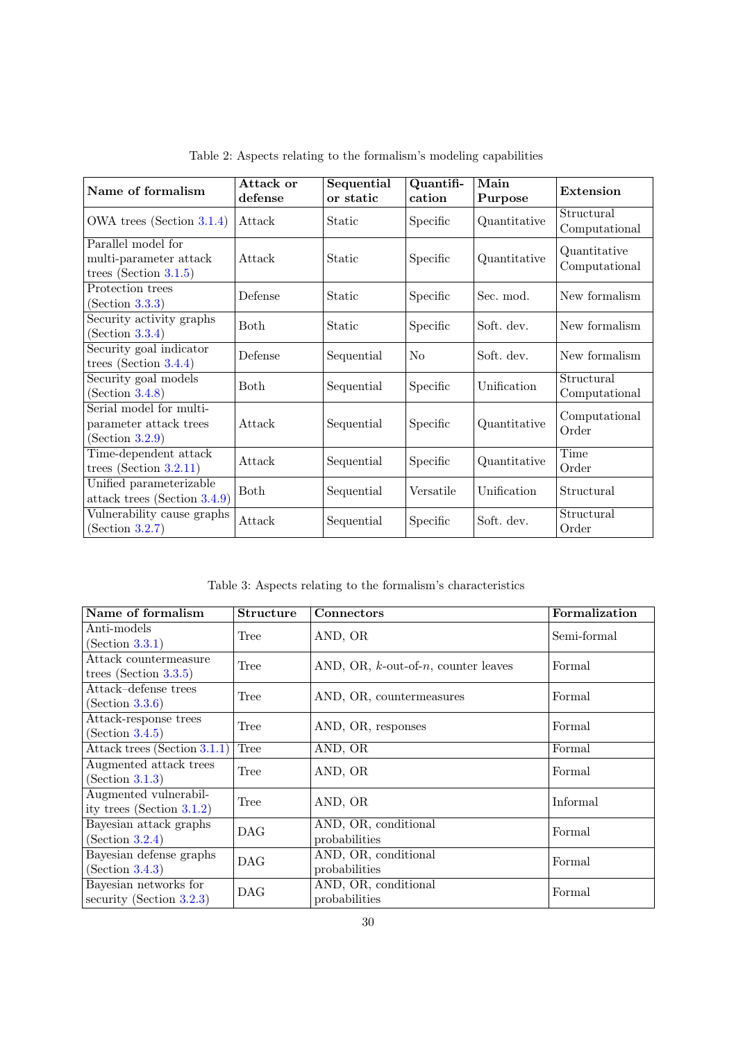Table 2: Aspects relating to the formalism's modeling capabilities

| **Name of formalism** | **Attack or defense** | **Sequential or static** | **Quantification** | **Main Purpose** | **Extension** |
|---|---|---|---|---|---|
| OWA trees (Section 3.1.4) | Attack | Static | Specific | Quantitative | Structural Computational |
| Parallel model for multi-parameter attack trees (Section 3.1.5) | Attack | Static | Specific | Quantitative | Quantitative Computational |
| Protection trees (Section 3.3.3) | Defense | Static | Specific | Sec. mod. | New formalism |
| Security activity graphs (Section 3.3.4) | Both | Static | Specific | Soft. dev. | New formalism |
| Security goal indicator trees (Section 3.4.4) | Defense | Sequential | No | Soft. dev. | New formalism |
| Security goal models (Section 3.4.8) | Both | Sequential | Specific | Unification | Structural Computational |
| Serial model for multi-parameter attack trees (Section 3.2.9) | Attack | Sequential | Specific | Quantitative | Computational Order |
| Time-dependent attack trees (Section 3.2.11) | Attack | Sequential | Specific | Quantitative | Time Order |
| Unified parameterizable attack trees (Section 3.4.9) | Both | Sequential | Versatile | Unification | Structural |
| Vulnerability cause graphs (Section 3.2.7) | Attack | Sequential | Specific | Soft. dev. | Structural Order |

Table 3: Aspects relating to the formalism's characteristics

| **Name of formalism** | **Structure** | **Connectors** | **Formalization** |
|---|---|---|---|
| Anti-models (Section 3.3.1) | Tree | AND, OR | Semi-formal |
| Attack countermeasure trees (Section 3.3.5) | Tree | AND, OR, $k$-out-of-$n$, counter leaves | Formal |
| Attack–defense trees (Section 3.3.6) | Tree | AND, OR, countermeasures | Formal |
| Attack-response trees (Section 3.4.5) | Tree | AND, OR, responses | Formal |
| Attack trees (Section 3.1.1) | Tree | AND, OR | Formal |
| Augmented attack trees (Section 3.1.3) | Tree | AND, OR | Formal |
| Augmented vulnerability trees (Section 3.1.2) | Tree | AND, OR | Informal |
| Bayesian attack graphs (Section 3.2.4) | DAG | AND, OR, conditional probabilities | Formal |
| Bayesian defense graphs (Section 3.4.3) | DAG | AND, OR, conditional probabilities | Formal |
| Bayesian networks for security (Section 3.2.3) | DAG | AND, OR, conditional probabilities | Formal |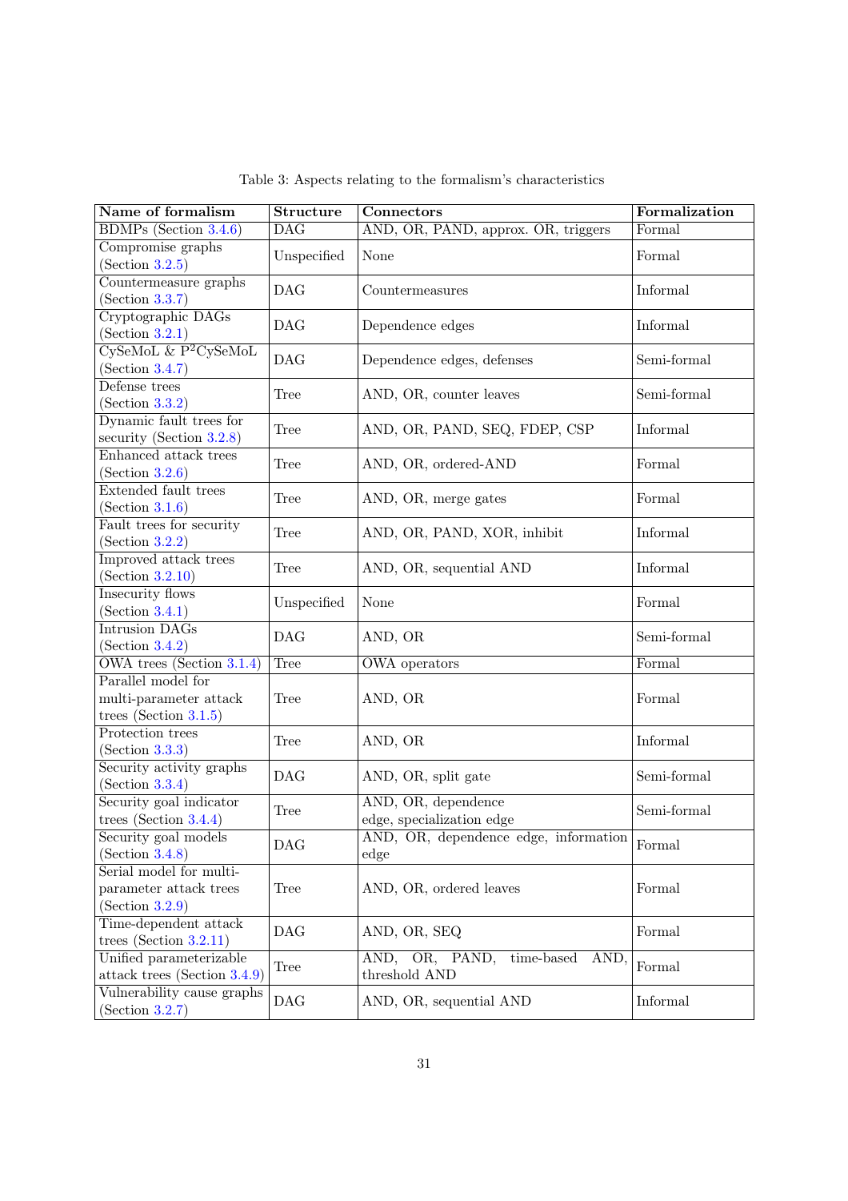Table 3: Aspects relating to the formalism's characteristics

| Name of formalism | Structure | Connectors | Formalization |
|---|---|---|---|
| BDMPs (Section 3.4.6) | DAG | AND, OR, PAND, approx. OR, triggers | Formal |
| Compromise graphs (Section 3.2.5) | Unspecified | None | Formal |
| Countermeasure graphs (Section 3.3.7) | DAG | Countermeasures | Informal |
| Cryptographic DAGs (Section 3.2.1) | DAG | Dependence edges | Informal |
| CySeMoL & P$^2$CySeMoL (Section 3.4.7) | DAG | Dependence edges, defenses | Semi-formal |
| Defense trees (Section 3.3.2) | Tree | AND, OR, counter leaves | Semi-formal |
| Dynamic fault trees for security (Section 3.2.8) | Tree | AND, OR, PAND, SEQ, FDEP, CSP | Informal |
| Enhanced attack trees (Section 3.2.6) | Tree | AND, OR, ordered-AND | Formal |
| Extended fault trees (Section 3.1.6) | Tree | AND, OR, merge gates | Formal |
| Fault trees for security (Section 3.2.2) | Tree | AND, OR, PAND, XOR, inhibit | Informal |
| Improved attack trees (Section 3.2.10) | Tree | AND, OR, sequential AND | Informal |
| Insecurity flows (Section 3.4.1) | Unspecified | None | Formal |
| Intrusion DAGs (Section 3.4.2) | DAG | AND, OR | Semi-formal |
| OWA trees (Section 3.1.4) | Tree | OWA operators | Formal |
| Parallel model for multi-parameter attack trees (Section 3.1.5) | Tree | AND, OR | Formal |
| Protection trees (Section 3.3.3) | Tree | AND, OR | Informal |
| Security activity graphs (Section 3.3.4) | DAG | AND, OR, split gate | Semi-formal |
| Security goal indicator trees (Section 3.4.4) | Tree | AND, OR, dependence edge, specialization edge | Semi-formal |
| Security goal models (Section 3.4.8) | DAG | AND, OR, dependence edge, information edge | Formal |
| Serial model for multi-parameter attack trees (Section 3.2.9) | Tree | AND, OR, ordered leaves | Formal |
| Time-dependent attack trees (Section 3.2.11) | DAG | AND, OR, SEQ | Formal |
| Unified parameterizable attack trees (Section 3.4.9) | Tree | AND, OR, PAND, time-based AND, threshold AND | Formal |
| Vulnerability cause graphs (Section 3.2.7) | DAG | AND, OR, sequential AND | Informal |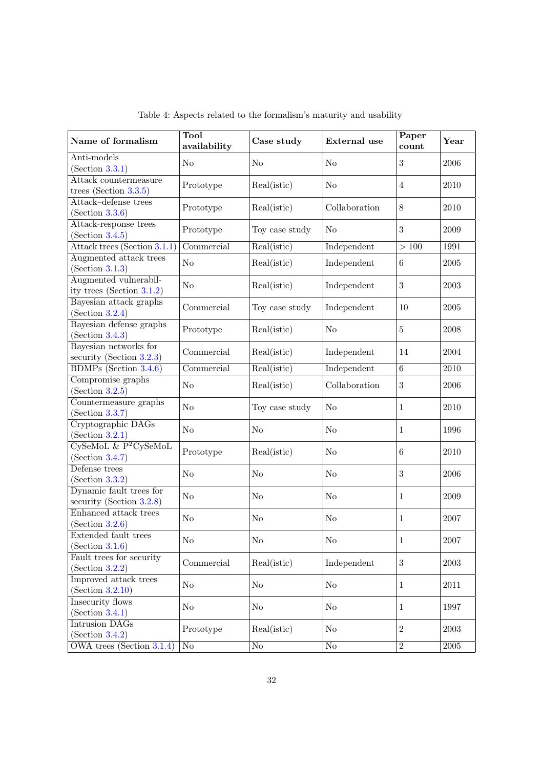Table 4: Aspects related to the formalism's maturity and usability

| Name of formalism | Tool availability | Case study | External use | Paper count | Year |
|---|---|---|---|---|---|
| Anti-models (Section 3.3.1) | No | No | No | 3 | 2006 |
| Attack countermeasure trees (Section 3.3.5) | Prototype | Real(istic) | No | 4 | 2010 |
| Attack–defense trees (Section 3.3.6) | Prototype | Real(istic) | Collaboration | 8 | 2010 |
| Attack-response trees (Section 3.4.5) | Prototype | Toy case study | No | 3 | 2009 |
| Attack trees (Section 3.1.1) | Commercial | Real(istic) | Independent | > 100 | 1991 |
| Augmented attack trees (Section 3.1.3) | No | Real(istic) | Independent | 6 | 2005 |
| Augmented vulnerability trees (Section 3.1.2) | No | Real(istic) | Independent | 3 | 2003 |
| Bayesian attack graphs (Section 3.2.4) | Commercial | Toy case study | Independent | 10 | 2005 |
| Bayesian defense graphs (Section 3.4.3) | Prototype | Real(istic) | No | 5 | 2008 |
| Bayesian networks for security (Section 3.2.3) | Commercial | Real(istic) | Independent | 14 | 2004 |
| BDMPs (Section 3.4.6) | Commercial | Real(istic) | Independent | 6 | 2010 |
| Compromise graphs (Section 3.2.5) | No | Real(istic) | Collaboration | 3 | 2006 |
| Countermeasure graphs (Section 3.3.7) | No | Toy case study | No | 1 | 2010 |
| Cryptographic DAGs (Section 3.2.1) | No | No | No | 1 | 1996 |
| CySeMoL & P$^2$CySeMoL (Section 3.4.7) | Prototype | Real(istic) | No | 6 | 2010 |
| Defense trees (Section 3.3.2) | No | No | No | 3 | 2006 |
| Dynamic fault trees for security (Section 3.2.8) | No | No | No | 1 | 2009 |
| Enhanced attack trees (Section 3.2.6) | No | No | No | 1 | 2007 |
| Extended fault trees (Section 3.1.6) | No | No | No | 1 | 2007 |
| Fault trees for security (Section 3.2.2) | Commercial | Real(istic) | Independent | 3 | 2003 |
| Improved attack trees (Section 3.2.10) | No | No | No | 1 | 2011 |
| Insecurity flows (Section 3.4.1) | No | No | No | 1 | 1997 |
| Intrusion DAGs (Section 3.4.2) | Prototype | Real(istic) | No | 2 | 2003 |
| OWA trees (Section 3.1.4) | No | No | No | 2 | 2005 |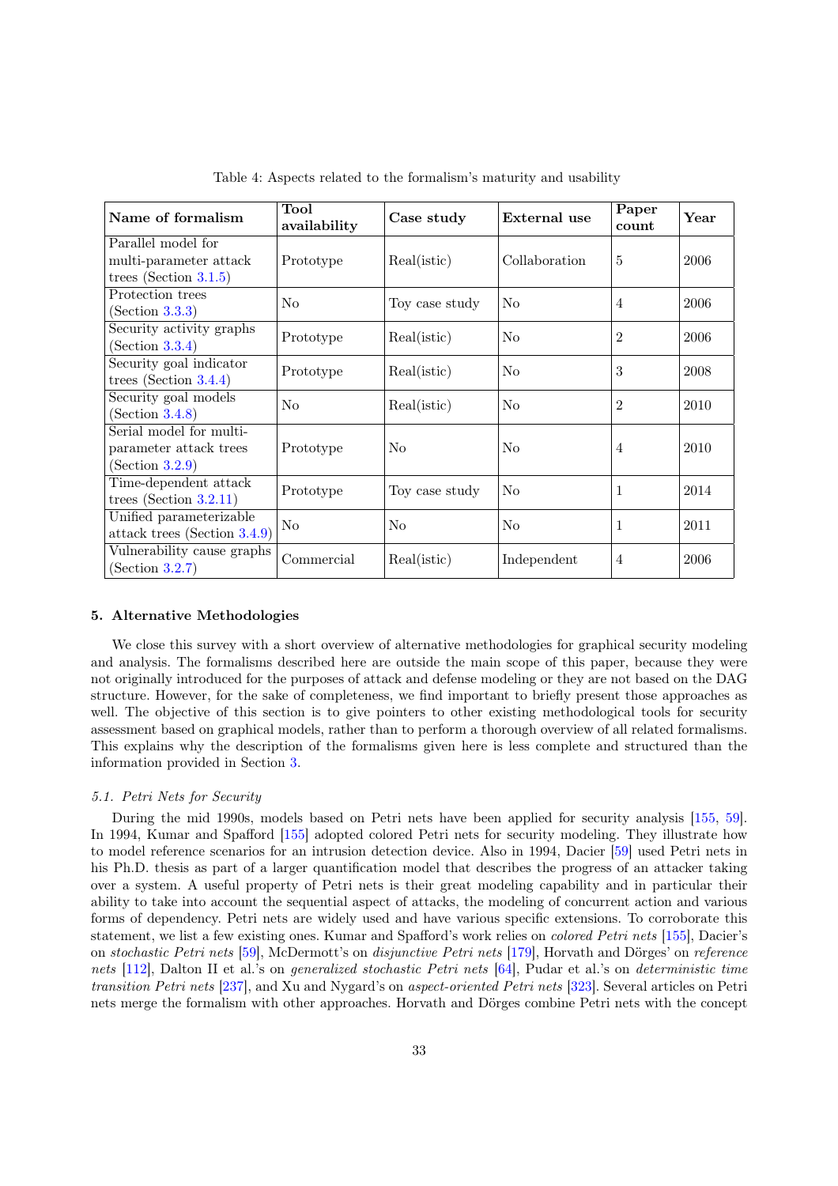Table 4: Aspects related to the formalism's maturity and usability

| Name of formalism | Tool availability | Case study | External use | Paper count | Year |
|---|---|---|---|---|---|
| Parallel model for multi-parameter attack trees (Section 3.1.5) | Prototype | Real(istic) | Collaboration | 5 | 2006 |
| Protection trees (Section 3.3.3) | No | Toy case study | No | 4 | 2006 |
| Security activity graphs (Section 3.3.4) | Prototype | Real(istic) | No | 2 | 2006 |
| Security goal indicator trees (Section 3.4.4) | Prototype | Real(istic) | No | 3 | 2008 |
| Security goal models (Section 3.4.8) | No | Real(istic) | No | 2 | 2010 |
| Serial model for multi-parameter attack trees (Section 3.2.9) | Prototype | No | No | 4 | 2010 |
| Time-dependent attack trees (Section 3.2.11) | Prototype | Toy case study | No | 1 | 2014 |
| Unified parameterizable attack trees (Section 3.4.9) | No | No | No | 1 | 2011 |
| Vulnerability cause graphs (Section 3.2.7) | Commercial | Real(istic) | Independent | 4 | 2006 |

## 5. Alternative Methodologies

We close this survey with a short overview of alternative methodologies for graphical security modeling and analysis. The formalisms described here are outside the main scope of this paper, because they were not originally introduced for the purposes of attack and defense modeling or they are not based on the DAG structure. However, for the sake of completeness, we find important to briefly present those approaches as well. The objective of this section is to give pointers to other existing methodological tools for security assessment based on graphical models, rather than to perform a thorough overview of all related formalisms. This explains why the description of the formalisms given here is less complete and structured than the information provided in Section 3.

### 5.1. Petri Nets for Security

During the mid 1990s, models based on Petri nets have been applied for security analysis [155, 59]. In 1994, Kumar and Spafford [155] adopted colored Petri nets for security modeling. They illustrate how to model reference scenarios for an intrusion detection device. Also in 1994, Dacier [59] used Petri nets in his Ph.D. thesis as part of a larger quantification model that describes the progress of an attacker taking over a system. A useful property of Petri nets is their great modeling capability and in particular their ability to take into account the sequential aspect of attacks, the modeling of concurrent action and various forms of dependency. Petri nets are widely used and have various specific extensions. To corroborate this statement, we list a few existing ones. Kumar and Spafford's work relies on *colored Petri nets* [155], Dacier's on *stochastic Petri nets* [59], McDermott's on *disjunctive Petri nets* [179], Horvath and Dörges' on *reference nets* [112], Dalton II et al.'s on *generalized stochastic Petri nets* [64], Pudar et al.'s on *deterministic time transition Petri nets* [237], and Xu and Nygard's on *aspect-oriented Petri nets* [323]. Several articles on Petri nets merge the formalism with other approaches. Horvath and Dörges combine Petri nets with the concept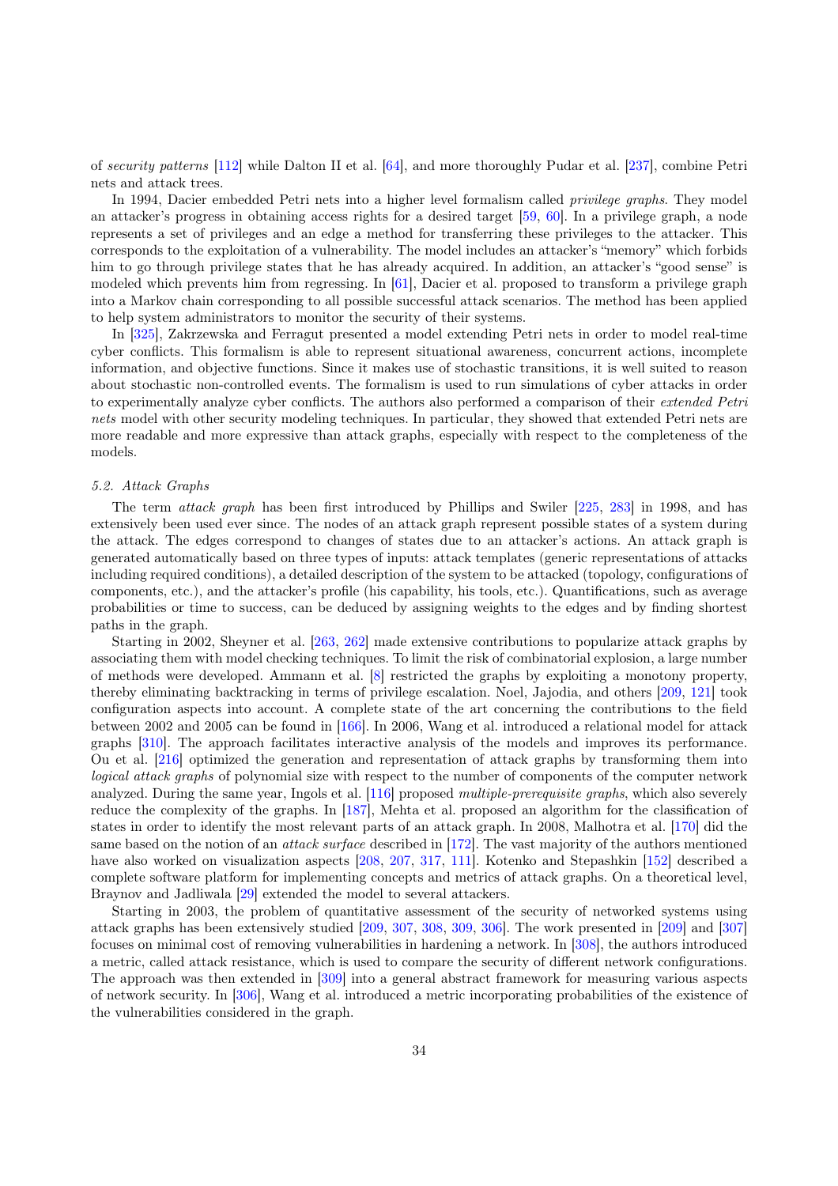of *security patterns* [112] while Dalton II et al. [64], and more thoroughly Pudar et al. [237], combine Petri nets and attack trees.

In 1994, Dacier embedded Petri nets into a higher level formalism called *privilege graphs*. They model an attacker's progress in obtaining access rights for a desired target [59, 60]. In a privilege graph, a node represents a set of privileges and an edge a method for transferring these privileges to the attacker. This corresponds to the exploitation of a vulnerability. The model includes an attacker's "memory" which forbids him to go through privilege states that he has already acquired. In addition, an attacker's "good sense" is modeled which prevents him from regressing. In [61], Dacier et al. proposed to transform a privilege graph into a Markov chain corresponding to all possible successful attack scenarios. The method has been applied to help system administrators to monitor the security of their systems.

In [325], Zakrzewska and Ferragut presented a model extending Petri nets in order to model real-time cyber conflicts. This formalism is able to represent situational awareness, concurrent actions, incomplete information, and objective functions. Since it makes use of stochastic transitions, it is well suited to reason about stochastic non-controlled events. The formalism is used to run simulations of cyber attacks in order to experimentally analyze cyber conflicts. The authors also performed a comparison of their *extended Petri nets* model with other security modeling techniques. In particular, they showed that extended Petri nets are more readable and more expressive than attack graphs, especially with respect to the completeness of the models.

### 5.2. Attack Graphs

The term *attack graph* has been first introduced by Phillips and Swiler [225, 283] in 1998, and has extensively been used ever since. The nodes of an attack graph represent possible states of a system during the attack. The edges correspond to changes of states due to an attacker's actions. An attack graph is generated automatically based on three types of inputs: attack templates (generic representations of attacks including required conditions), a detailed description of the system to be attacked (topology, configurations of components, etc.), and the attacker's profile (his capability, his tools, etc.). Quantifications, such as average probabilities or time to success, can be deduced by assigning weights to the edges and by finding shortest paths in the graph.

Starting in 2002, Sheyner et al. [263, 262] made extensive contributions to popularize attack graphs by associating them with model checking techniques. To limit the risk of combinatorial explosion, a large number of methods were developed. Ammann et al. [8] restricted the graphs by exploiting a monotony property, thereby eliminating backtracking in terms of privilege escalation. Noel, Jajodia, and others [209, 121] took configuration aspects into account. A complete state of the art concerning the contributions to the field between 2002 and 2005 can be found in [166]. In 2006, Wang et al. introduced a relational model for attack graphs [310]. The approach facilitates interactive analysis of the models and improves its performance. Ou et al. [216] optimized the generation and representation of attack graphs by transforming them into *logical attack graphs* of polynomial size with respect to the number of components of the computer network analyzed. During the same year, Ingols et al. [116] proposed *multiple-prerequisite graphs*, which also severely reduce the complexity of the graphs. In [187], Mehta et al. proposed an algorithm for the classification of states in order to identify the most relevant parts of an attack graph. In 2008, Malhotra et al. [170] did the same based on the notion of an *attack surface* described in [172]. The vast majority of the authors mentioned have also worked on visualization aspects [208, 207, 317, 111]. Kotenko and Stepashkin [152] described a complete software platform for implementing concepts and metrics of attack graphs. On a theoretical level, Braynov and Jadliwala [29] extended the model to several attackers.

Starting in 2003, the problem of quantitative assessment of the security of networked systems using attack graphs has been extensively studied [209, 307, 308, 309, 306]. The work presented in [209] and [307] focuses on minimal cost of removing vulnerabilities in hardening a network. In [308], the authors introduced a metric, called attack resistance, which is used to compare the security of different network configurations. The approach was then extended in [309] into a general abstract framework for measuring various aspects of network security. In [306], Wang et al. introduced a metric incorporating probabilities of the existence of the vulnerabilities considered in the graph.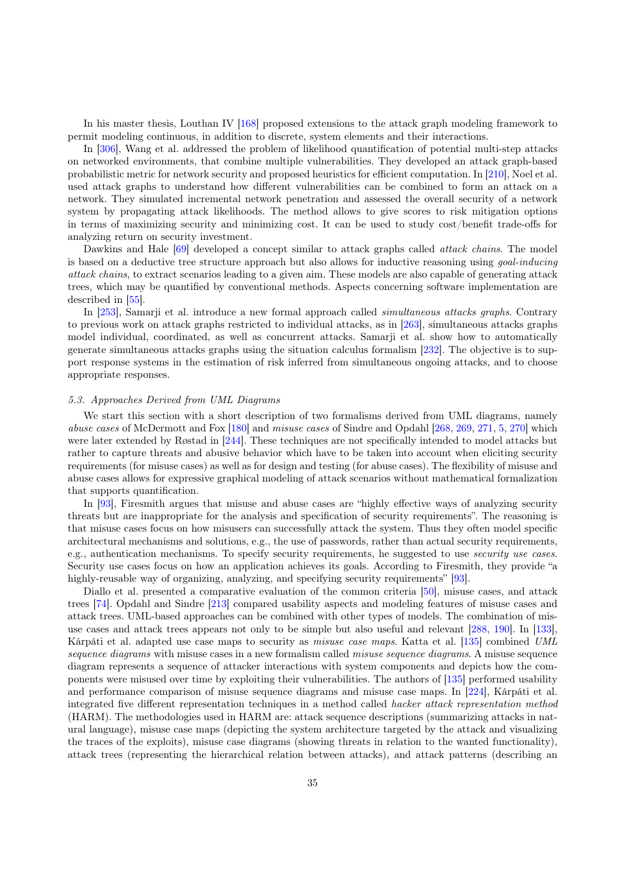In his master thesis, Louthan IV [168] proposed extensions to the attack graph modeling framework to permit modeling continuous, in addition to discrete, system elements and their interactions.

In [306], Wang et al. addressed the problem of likelihood quantification of potential multi-step attacks on networked environments, that combine multiple vulnerabilities. They developed an attack graph-based probabilistic metric for network security and proposed heuristics for efficient computation. In [210], Noel et al. used attack graphs to understand how different vulnerabilities can be combined to form an attack on a network. They simulated incremental network penetration and assessed the overall security of a network system by propagating attack likelihoods. The method allows to give scores to risk mitigation options in terms of maximizing security and minimizing cost. It can be used to study cost/benefit trade-offs for analyzing return on security investment.

Dawkins and Hale [69] developed a concept similar to attack graphs called *attack chains*. The model is based on a deductive tree structure approach but also allows for inductive reasoning using *goal-inducing attack chains*, to extract scenarios leading to a given aim. These models are also capable of generating attack trees, which may be quantified by conventional methods. Aspects concerning software implementation are described in [55].

In [253], Samarji et al. introduce a new formal approach called *simultaneous attacks graphs*. Contrary to previous work on attack graphs restricted to individual attacks, as in [263], simultaneous attacks graphs model individual, coordinated, as well as concurrent attacks. Samarji et al. show how to automatically generate simultaneous attacks graphs using the situation calculus formalism [232]. The objective is to support response systems in the estimation of risk inferred from simultaneous ongoing attacks, and to choose appropriate responses.

### 5.3. Approaches Derived from UML Diagrams

We start this section with a short description of two formalisms derived from UML diagrams, namely *abuse cases* of McDermott and Fox [180] and *misuse cases* of Sindre and Opdahl [268, 269, 271, 5, 270] which were later extended by Røstad in [244]. These techniques are not specifically intended to model attacks but rather to capture threats and abusive behavior which have to be taken into account when eliciting security requirements (for misuse cases) as well as for design and testing (for abuse cases). The flexibility of misuse and abuse cases allows for expressive graphical modeling of attack scenarios without mathematical formalization that supports quantification.

In [93], Firesmith argues that misuse and abuse cases are "highly effective ways of analyzing security threats but are inappropriate for the analysis and specification of security requirements". The reasoning is that misuse cases focus on how misusers can successfully attack the system. Thus they often model specific architectural mechanisms and solutions, e.g., the use of passwords, rather than actual security requirements, e.g., authentication mechanisms. To specify security requirements, he suggested to use *security use cases*. Security use cases focus on how an application achieves its goals. According to Firesmith, they provide "a highly-reusable way of organizing, analyzing, and specifying security requirements" [93].

Diallo et al. presented a comparative evaluation of the common criteria [50], misuse cases, and attack trees [74]. Opdahl and Sindre [213] compared usability aspects and modeling features of misuse cases and attack trees. UML-based approaches can be combined with other types of models. The combination of misuse cases and attack trees appears not only to be simple but also useful and relevant [288, 190]. In [133], Kárpáti et al. adapted use case maps to security as *misuse case maps*. Katta et al. [135] combined *UML sequence diagrams* with misuse cases in a new formalism called *misuse sequence diagrams*. A misuse sequence diagram represents a sequence of attacker interactions with system components and depicts how the components were misused over time by exploiting their vulnerabilities. The authors of [135] performed usability and performance comparison of misuse sequence diagrams and misuse case maps. In [224], Kárpáti et al. integrated five different representation techniques in a method called *hacker attack representation method* (HARM). The methodologies used in HARM are: attack sequence descriptions (summarizing attacks in natural language), misuse case maps (depicting the system architecture targeted by the attack and visualizing the traces of the exploits), misuse case diagrams (showing threats in relation to the wanted functionality), attack trees (representing the hierarchical relation between attacks), and attack patterns (describing an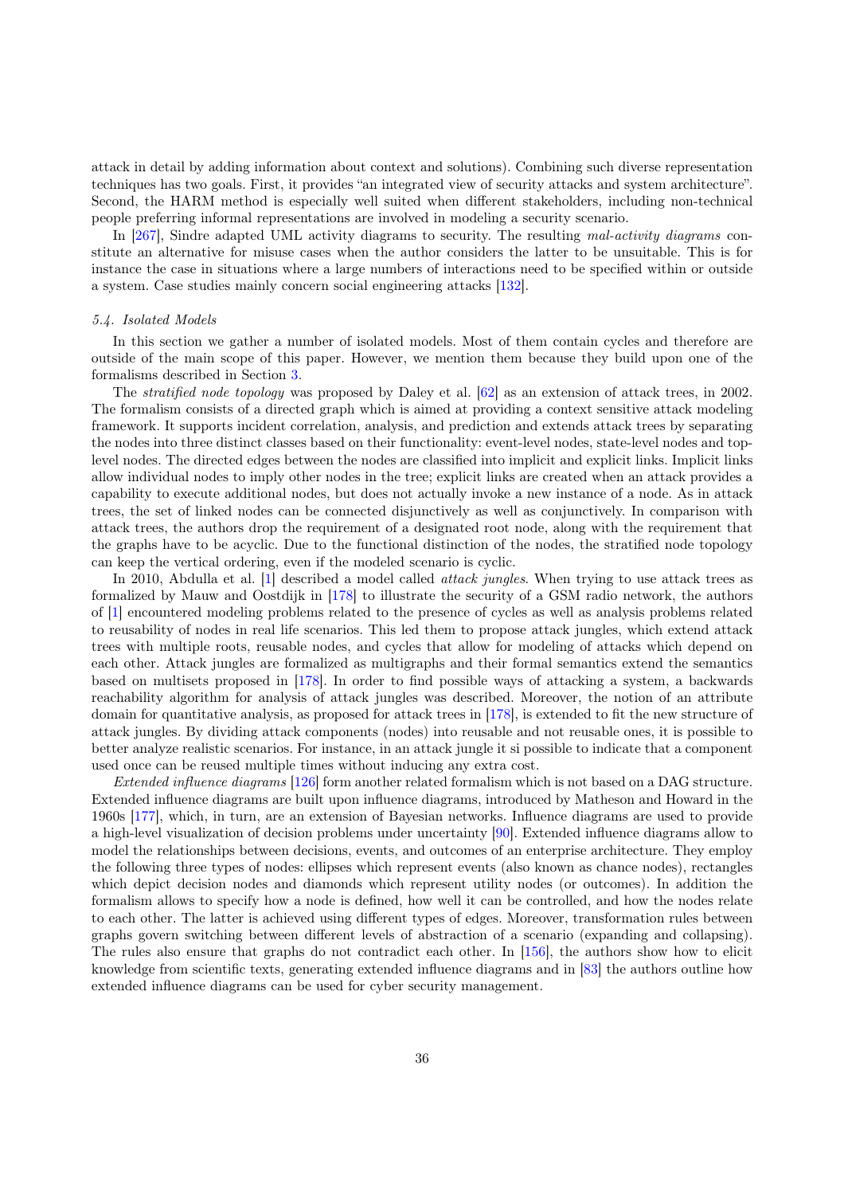attack in detail by adding information about context and solutions). Combining such diverse representation techniques has two goals. First, it provides "an integrated view of security attacks and system architecture". Second, the HARM method is especially well suited when different stakeholders, including non-technical people preferring informal representations are involved in modeling a security scenario.

In [267], Sindre adapted UML activity diagrams to security. The resulting *mal-activity diagrams* constitute an alternative for misuse cases when the author considers the latter to be unsuitable. This is for instance the case in situations where a large numbers of interactions need to be specified within or outside a system. Case studies mainly concern social engineering attacks [132].

### *5.4. Isolated Models*

In this section we gather a number of isolated models. Most of them contain cycles and therefore are outside of the main scope of this paper. However, we mention them because they build upon one of the formalisms described in Section 3.

The *stratified node topology* was proposed by Daley et al. [62] as an extension of attack trees, in 2002. The formalism consists of a directed graph which is aimed at providing a context sensitive attack modeling framework. It supports incident correlation, analysis, and prediction and extends attack trees by separating the nodes into three distinct classes based on their functionality: event-level nodes, state-level nodes and top-level nodes. The directed edges between the nodes are classified into implicit and explicit links. Implicit links allow individual nodes to imply other nodes in the tree; explicit links are created when an attack provides a capability to execute additional nodes, but does not actually invoke a new instance of a node. As in attack trees, the set of linked nodes can be connected disjunctively as well as conjunctively. In comparison with attack trees, the authors drop the requirement of a designated root node, along with the requirement that the graphs have to be acyclic. Due to the functional distinction of the nodes, the stratified node topology can keep the vertical ordering, even if the modeled scenario is cyclic.

In 2010, Abdulla et al. [1] described a model called *attack jungles*. When trying to use attack trees as formalized by Mauw and Oostdijk in [178] to illustrate the security of a GSM radio network, the authors of [1] encountered modeling problems related to the presence of cycles as well as analysis problems related to reusability of nodes in real life scenarios. This led them to propose attack jungles, which extend attack trees with multiple roots, reusable nodes, and cycles that allow for modeling of attacks which depend on each other. Attack jungles are formalized as multigraphs and their formal semantics extend the semantics based on multisets proposed in [178]. In order to find possible ways of attacking a system, a backwards reachability algorithm for analysis of attack jungles was described. Moreover, the notion of an attribute domain for quantitative analysis, as proposed for attack trees in [178], is extended to fit the new structure of attack jungles. By dividing attack components (nodes) into reusable and not reusable ones, it is possible to better analyze realistic scenarios. For instance, in an attack jungle it si possible to indicate that a component used once can be reused multiple times without inducing any extra cost.

*Extended influence diagrams* [126] form another related formalism which is not based on a DAG structure. Extended influence diagrams are built upon influence diagrams, introduced by Matheson and Howard in the 1960s [177], which, in turn, are an extension of Bayesian networks. Influence diagrams are used to provide a high-level visualization of decision problems under uncertainty [90]. Extended influence diagrams allow to model the relationships between decisions, events, and outcomes of an enterprise architecture. They employ the following three types of nodes: ellipses which represent events (also known as chance nodes), rectangles which depict decision nodes and diamonds which represent utility nodes (or outcomes). In addition the formalism allows to specify how a node is defined, how well it can be controlled, and how the nodes relate to each other. The latter is achieved using different types of edges. Moreover, transformation rules between graphs govern switching between different levels of abstraction of a scenario (expanding and collapsing). The rules also ensure that graphs do not contradict each other. In [156], the authors show how to elicit knowledge from scientific texts, generating extended influence diagrams and in [83] the authors outline how extended influence diagrams can be used for cyber security management.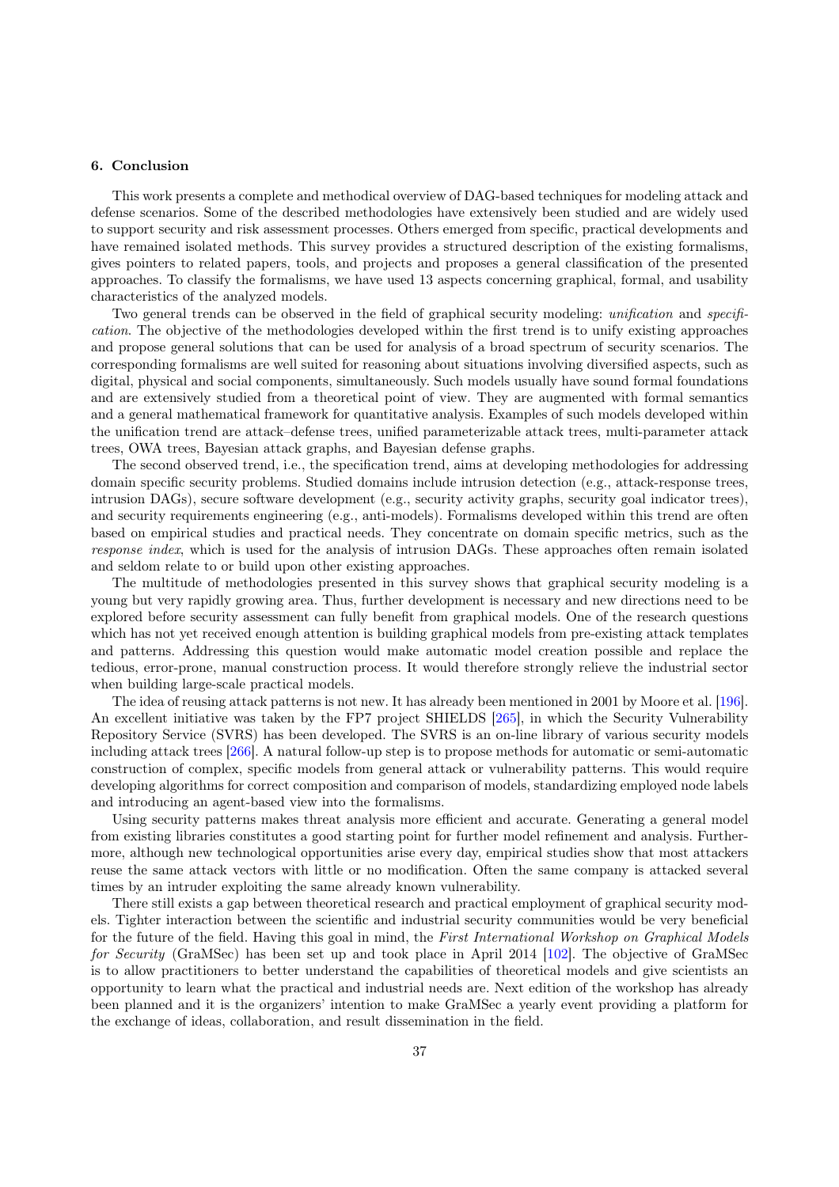## 6. Conclusion

This work presents a complete and methodical overview of DAG-based techniques for modeling attack and defense scenarios. Some of the described methodologies have extensively been studied and are widely used to support security and risk assessment processes. Others emerged from specific, practical developments and have remained isolated methods. This survey provides a structured description of the existing formalisms, gives pointers to related papers, tools, and projects and proposes a general classification of the presented approaches. To classify the formalisms, we have used 13 aspects concerning graphical, formal, and usability characteristics of the analyzed models.

Two general trends can be observed in the field of graphical security modeling: *unification* and *specification*. The objective of the methodologies developed within the first trend is to unify existing approaches and propose general solutions that can be used for analysis of a broad spectrum of security scenarios. The corresponding formalisms are well suited for reasoning about situations involving diversified aspects, such as digital, physical and social components, simultaneously. Such models usually have sound formal foundations and are extensively studied from a theoretical point of view. They are augmented with formal semantics and a general mathematical framework for quantitative analysis. Examples of such models developed within the unification trend are attack–defense trees, unified parameterizable attack trees, multi-parameter attack trees, OWA trees, Bayesian attack graphs, and Bayesian defense graphs.

The second observed trend, i.e., the specification trend, aims at developing methodologies for addressing domain specific security problems. Studied domains include intrusion detection (e.g., attack-response trees, intrusion DAGs), secure software development (e.g., security activity graphs, security goal indicator trees), and security requirements engineering (e.g., anti-models). Formalisms developed within this trend are often based on empirical studies and practical needs. They concentrate on domain specific metrics, such as the *response index*, which is used for the analysis of intrusion DAGs. These approaches often remain isolated and seldom relate to or build upon other existing approaches.

The multitude of methodologies presented in this survey shows that graphical security modeling is a young but very rapidly growing area. Thus, further development is necessary and new directions need to be explored before security assessment can fully benefit from graphical models. One of the research questions which has not yet received enough attention is building graphical models from pre-existing attack templates and patterns. Addressing this question would make automatic model creation possible and replace the tedious, error-prone, manual construction process. It would therefore strongly relieve the industrial sector when building large-scale practical models.

The idea of reusing attack patterns is not new. It has already been mentioned in 2001 by Moore et al. [196]. An excellent initiative was taken by the FP7 project SHIELDS [265], in which the Security Vulnerability Repository Service (SVRS) has been developed. The SVRS is an on-line library of various security models including attack trees [266]. A natural follow-up step is to propose methods for automatic or semi-automatic construction of complex, specific models from general attack or vulnerability patterns. This would require developing algorithms for correct composition and comparison of models, standardizing employed node labels and introducing an agent-based view into the formalisms.

Using security patterns makes threat analysis more efficient and accurate. Generating a general model from existing libraries constitutes a good starting point for further model refinement and analysis. Furthermore, although new technological opportunities arise every day, empirical studies show that most attackers reuse the same attack vectors with little or no modification. Often the same company is attacked several times by an intruder exploiting the same already known vulnerability.

There still exists a gap between theoretical research and practical employment of graphical security models. Tighter interaction between the scientific and industrial security communities would be very beneficial for the future of the field. Having this goal in mind, the *First International Workshop on Graphical Models for Security* (GraMSec) has been set up and took place in April 2014 [102]. The objective of GraMSec is to allow practitioners to better understand the capabilities of theoretical models and give scientists an opportunity to learn what the practical and industrial needs are. Next edition of the workshop has already been planned and it is the organizers' intention to make GraMSec a yearly event providing a platform for the exchange of ideas, collaboration, and result dissemination in the field.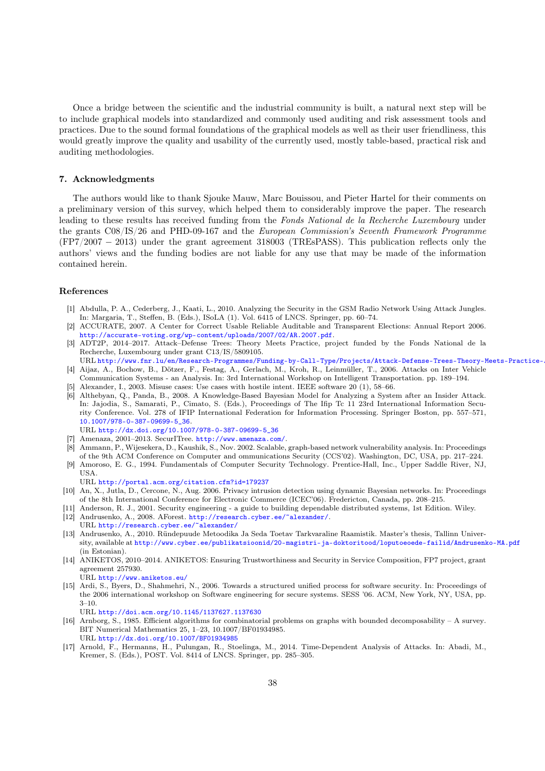Once a bridge between the scientific and the industrial community is built, a natural next step will be to include graphical models into standardized and commonly used auditing and risk assessment tools and practices. Due to the sound formal foundations of the graphical models as well as their user friendliness, this would greatly improve the quality and usability of the currently used, mostly table-based, practical risk and auditing methodologies.

## 7. Acknowledgments

The authors would like to thank Sjouke Mauw, Marc Bouissou, and Pieter Hartel for their comments on a preliminary version of this survey, which helped them to considerably improve the paper. The research leading to these results has received funding from the *Fonds National de la Recherche Luxembourg* under the grants C08/IS/26 and PHD-09-167 and the *European Commission's Seventh Framework Programme* (FP7/2007 − 2013) under the grant agreement 318003 (TREsPASS). This publication reflects only the authors' views and the funding bodies are not liable for any use that may be made of the information contained herein.

## References

[1] Abdulla, P. A., Cederberg, J., Kaati, L., 2010. Analyzing the Security in the GSM Radio Network Using Attack Jungles. In: Margaria, T., Steffen, B. (Eds.), ISoLA (1). Vol. 6415 of LNCS. Springer, pp. 60–74.

[2] ACCURATE, 2007. A Center for Correct Usable Reliable Auditable and Transparent Elections: Annual Report 2006. http://accurate-voting.org/wp-content/uploads/2007/02/AR.2007.pdf.

[3] ADT2P, 2014–2017. Attack–Defense Trees: Theory Meets Practice, project funded by the Fonds National de la Recherche, Luxembourg under grant C13/IS/5809105.
URL http://www.fnr.lu/en/Research-Programmes/Funding-by-Call-Type/Projects/Attack-Defense-Trees-Theory-Meets-Practice-A

[4] Aijaz, A., Bochow, B., Dötzer, F., Festag, A., Gerlach, M., Kroh, R., Leinmüller, T., 2006. Attacks on Inter Vehicle Communication Systems - an Analysis. In: 3rd International Workshop on Intelligent Transportation. pp. 189–194.

[5] Alexander, I., 2003. Misuse cases: Use cases with hostile intent. IEEE software 20 (1), 58–66.

[6] Althebyan, Q., Panda, B., 2008. A Knowledge-Based Bayesian Model for Analyzing a System after an Insider Attack. In: Jajodia, S., Samarati, P., Cimato, S. (Eds.), Proceedings of The Ifip Tc 11 23rd International Information Security Conference. Vol. 278 of IFIP International Federation for Information Processing. Springer Boston, pp. 557–571, 10.1007/978-0-387-09699-5_36.
URL http://dx.doi.org/10.1007/978-0-387-09699-5_36

[7] Amenaza, 2001–2013. SecurITree. http://www.amenaza.com/.

[8] Ammann, P., Wijesekera, D., Kaushik, S., Nov. 2002. Scalable, graph-based network vulnerability analysis. In: Proceedings of the 9th ACM Conference on Computer and ommunications Security (CCS'02). Washington, DC, USA, pp. 217–224.

[9] Amoroso, E. G., 1994. Fundamentals of Computer Security Technology. Prentice-Hall, Inc., Upper Saddle River, NJ, USA.
URL http://portal.acm.org/citation.cfm?id=179237

[10] An, X., Jutla, D., Cercone, N., Aug. 2006. Privacy intrusion detection using dynamic Bayesian networks. In: Proceedings of the 8th International Conference for Electronic Commerce (ICEC'06). Fredericton, Canada, pp. 208–215.

[11] Anderson, R. J., 2001. Security engineering - a guide to building dependable distributed systems, 1st Edition. Wiley.

[12] Andrusenko, A., 2008. AForest. http://research.cyber.ee/~alexander/.
URL http://research.cyber.ee/~alexander/

[13] Andrusenko, A., 2010. Ründepuude Metoodika Ja Seda Toetav Tarkvaraline Raamistik. Master's thesis, Tallinn University, available at http://www.cyber.ee/publikatsioonid/20-magistri-ja-doktoritood/loputoeoede-failid/Andrusenko-MA.pdf (in Estonian).

[14] ANIKETOS, 2010–2014. ANIKETOS: Ensuring Trustworthiness and Security in Service Composition, FP7 project, grant agreement 257930.
URL http://www.aniketos.eu/

[15] Ardi, S., Byers, D., Shahmehri, N., 2006. Towards a structured unified process for software security. In: Proceedings of the 2006 international workshop on Software engineering for secure systems. SESS '06. ACM, New York, NY, USA, pp. 3–10.
URL http://doi.acm.org/10.1145/1137627.1137630

[16] Arnborg, S., 1985. Efficient algorithms for combinatorial problems on graphs with bounded decomposability – A survey. BIT Numerical Mathematics 25, 1–23, 10.1007/BF01934985.
URL http://dx.doi.org/10.1007/BF01934985

[17] Arnold, F., Hermanns, H., Pulungan, R., Stoelinga, M., 2014. Time-Dependent Analysis of Attacks. In: Abadi, M., Kremer, S. (Eds.), POST. Vol. 8414 of LNCS. Springer, pp. 285–305.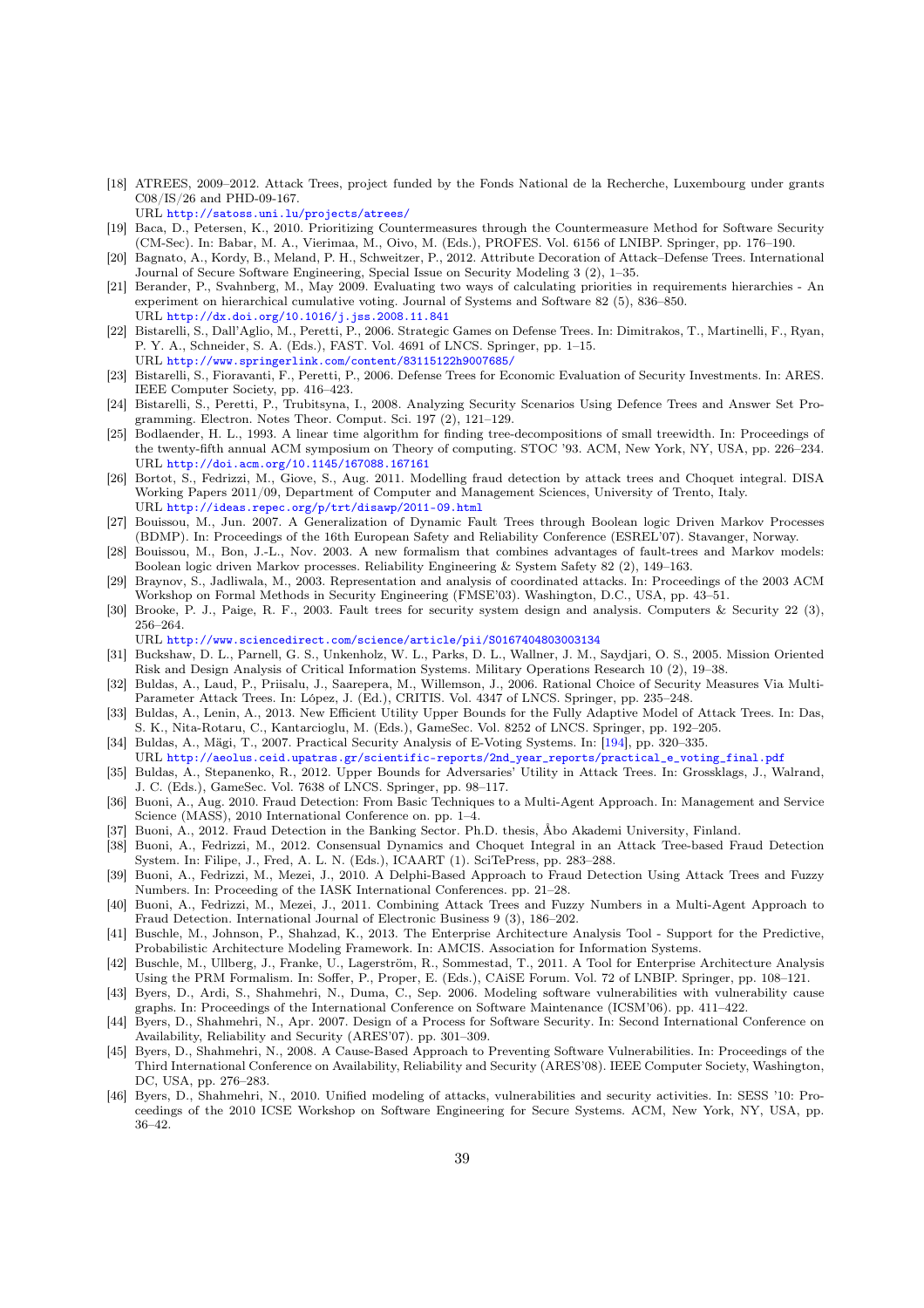[18] ATREES, 2009–2012. Attack Trees, project funded by the Fonds National de la Recherche, Luxembourg under grants C08/IS/26 and PHD-09-167.
URL http://satoss.uni.lu/projects/atrees/

[19] Baca, D., Petersen, K., 2010. Prioritizing Countermeasures through the Countermeasure Method for Software Security (CM-Sec). In: Babar, M. A., Vierimaa, M., Oivo, M. (Eds.), PROFES. Vol. 6156 of LNIBP. Springer, pp. 176–190.

[20] Bagnato, A., Kordy, B., Meland, P. H., Schweitzer, P., 2012. Attribute Decoration of Attack–Defense Trees. International Journal of Secure Software Engineering, Special Issue on Security Modeling 3 (2), 1–35.

[21] Berander, P., Svahnberg, M., May 2009. Evaluating two ways of calculating priorities in requirements hierarchies - An experiment on hierarchical cumulative voting. Journal of Systems and Software 82 (5), 836–850.
URL http://dx.doi.org/10.1016/j.jss.2008.11.841

[22] Bistarelli, S., Dall'Aglio, M., Peretti, P., 2006. Strategic Games on Defense Trees. In: Dimitrakos, T., Martinelli, F., Ryan, P. Y. A., Schneider, S. A. (Eds.), FAST. Vol. 4691 of LNCS. Springer, pp. 1–15.
URL http://www.springerlink.com/content/83115122h9007685/

[23] Bistarelli, S., Fioravanti, F., Peretti, P., 2006. Defense Trees for Economic Evaluation of Security Investments. In: ARES. IEEE Computer Society, pp. 416–423.

[24] Bistarelli, S., Peretti, P., Trubitsyna, I., 2008. Analyzing Security Scenarios Using Defence Trees and Answer Set Programming. Electron. Notes Theor. Comput. Sci. 197 (2), 121–129.

[25] Bodlaender, H. L., 1993. A linear time algorithm for finding tree-decompositions of small treewidth. In: Proceedings of the twenty-fifth annual ACM symposium on Theory of computing. STOC '93. ACM, New York, NY, USA, pp. 226–234.
URL http://doi.acm.org/10.1145/167088.167161

[26] Bortot, S., Fedrizzi, M., Giove, S., Aug. 2011. Modelling fraud detection by attack trees and Choquet integral. DISA Working Papers 2011/09, Department of Computer and Management Sciences, University of Trento, Italy.
URL http://ideas.repec.org/p/trt/disawp/2011-09.html

[27] Bouissou, M., Jun. 2007. A Generalization of Dynamic Fault Trees through Boolean logic Driven Markov Processes (BDMP). In: Proceedings of the 16th European Safety and Reliability Conference (ESREL'07). Stavanger, Norway.

[28] Bouissou, M., Bon, J.-L., Nov. 2003. A new formalism that combines advantages of fault-trees and Markov models: Boolean logic driven Markov processes. Reliability Engineering & System Safety 82 (2), 149–163.

[29] Braynov, S., Jadliwala, M., 2003. Representation and analysis of coordinated attacks. In: Proceedings of the 2003 ACM Workshop on Formal Methods in Security Engineering (FMSE'03). Washington, D.C., USA, pp. 43–51.

[30] Brooke, P. J., Paige, R. F., 2003. Fault trees for security system design and analysis. Computers & Security 22 (3), 256–264.
URL http://www.sciencedirect.com/science/article/pii/S0167404803003134

[31] Buckshaw, D. L., Parnell, G. S., Unkenholz, W. L., Parks, D. L., Wallner, J. M., Saydjari, O. S., 2005. Mission Oriented Risk and Design Analysis of Critical Information Systems. Military Operations Research 10 (2), 19–38.

[32] Buldas, A., Laud, P., Priisalu, J., Saarepera, M., Willemson, J., 2006. Rational Choice of Security Measures Via Multi-Parameter Attack Trees. In: López, J. (Ed.), CRITIS. Vol. 4347 of LNCS. Springer, pp. 235–248.

[33] Buldas, A., Lenin, A., 2013. New Efficient Utility Upper Bounds for the Fully Adaptive Model of Attack Trees. In: Das, S. K., Nita-Rotaru, C., Kantarcioglu, M. (Eds.), GameSec. Vol. 8252 of LNCS. Springer, pp. 192–205.

[34] Buldas, A., Mägi, T., 2007. Practical Security Analysis of E-Voting Systems. In: [194], pp. 320–335.
URL http://aeolus.ceid.upatras.gr/scientific-reports/2nd_year_reports/practical_e_voting_final.pdf

[35] Buldas, A., Stepanenko, R., 2012. Upper Bounds for Adversaries' Utility in Attack Trees. In: Grossklags, J., Walrand, J. C. (Eds.), GameSec. Vol. 7638 of LNCS. Springer, pp. 98–117.

[36] Buoni, A., Aug. 2010. Fraud Detection: From Basic Techniques to a Multi-Agent Approach. In: Management and Service Science (MASS), 2010 International Conference on. pp. 1–4.

[37] Buoni, A., 2012. Fraud Detection in the Banking Sector. Ph.D. thesis, Åbo Akademi University, Finland.

[38] Buoni, A., Fedrizzi, M., 2012. Consensual Dynamics and Choquet Integral in an Attack Tree-based Fraud Detection System. In: Filipe, J., Fred, A. L. N. (Eds.), ICAART (1). SciTePress, pp. 283–288.

[39] Buoni, A., Fedrizzi, M., Mezei, J., 2010. A Delphi-Based Approach to Fraud Detection Using Attack Trees and Fuzzy Numbers. In: Proceeding of the IASK International Conferences. pp. 21–28.

[40] Buoni, A., Fedrizzi, M., Mezei, J., 2011. Combining Attack Trees and Fuzzy Numbers in a Multi-Agent Approach to Fraud Detection. International Journal of Electronic Business 9 (3), 186–202.

[41] Buschle, M., Johnson, P., Shahzad, K., 2013. The Enterprise Architecture Analysis Tool - Support for the Predictive, Probabilistic Architecture Modeling Framework. In: AMCIS. Association for Information Systems.

[42] Buschle, M., Ullberg, J., Franke, U., Lagerström, R., Sommestad, T., 2011. A Tool for Enterprise Architecture Analysis Using the PRM Formalism. In: Soffer, P., Proper, E. (Eds.), CAiSE Forum. Vol. 72 of LNBIP. Springer, pp. 108–121.

[43] Byers, D., Ardi, S., Shahmehri, N., Duma, C., Sep. 2006. Modeling software vulnerabilities with vulnerability cause graphs. In: Proceedings of the International Conference on Software Maintenance (ICSM'06). pp. 411–422.

[44] Byers, D., Shahmehri, N., Apr. 2007. Design of a Process for Software Security. In: Second International Conference on Availability, Reliability and Security (ARES'07). pp. 301–309.

[45] Byers, D., Shahmehri, N., 2008. A Cause-Based Approach to Preventing Software Vulnerabilities. In: Proceedings of the Third International Conference on Availability, Reliability and Security (ARES'08). IEEE Computer Society, Washington, DC, USA, pp. 276–283.

[46] Byers, D., Shahmehri, N., 2010. Unified modeling of attacks, vulnerabilities and security activities. In: SESS '10: Proceedings of the 2010 ICSE Workshop on Software Engineering for Secure Systems. ACM, New York, NY, USA, pp. 36–42.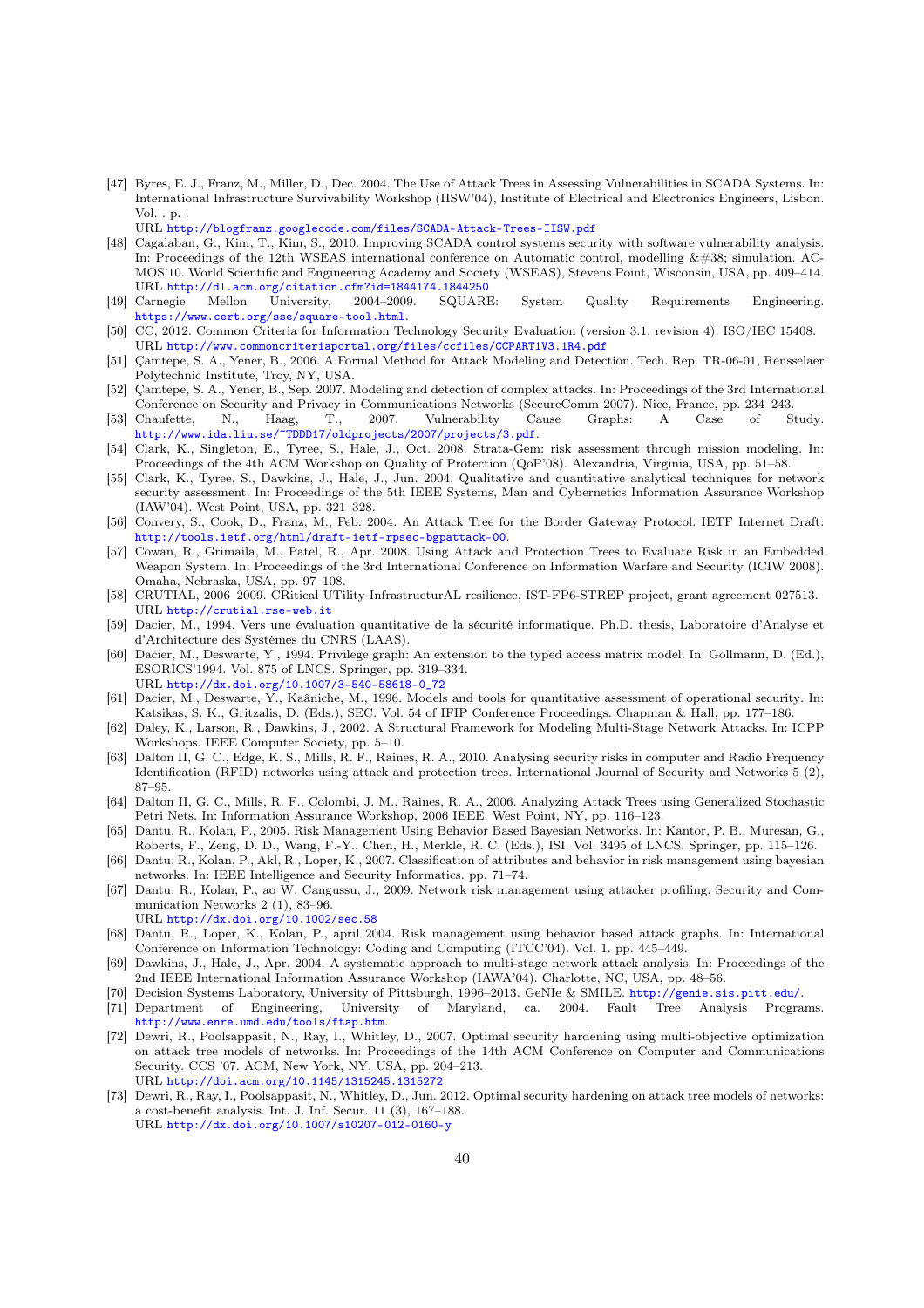[47] Byres, E. J., Franz, M., Miller, D., Dec. 2004. The Use of Attack Trees in Assessing Vulnerabilities in SCADA Systems. In: International Infrastructure Survivability Workshop (IISW'04), Institute of Electrical and Electronics Engineers, Lisbon. Vol. . p. .
URL http://blogfranz.googlecode.com/files/SCADA-Attack-Trees-IISW.pdf

[48] Cagalaban, G., Kim, T., Kim, S., 2010. Improving SCADA control systems security with software vulnerability analysis. In: Proceedings of the 12th WSEAS international conference on Automatic control, modelling &#38; simulation. ACMOS'10. World Scientific and Engineering Academy and Society (WSEAS), Stevens Point, Wisconsin, USA, pp. 409–414.
URL http://dl.acm.org/citation.cfm?id=1844174.1844250

[49] Carnegie Mellon University, 2004–2009. SQUARE: System Quality Requirements Engineering. https://www.cert.org/sse/square-tool.html.

[50] CC, 2012. Common Criteria for Information Technology Security Evaluation (version 3.1, revision 4). ISO/IEC 15408.
URL http://www.commoncriteriaportal.org/files/ccfiles/CCPART1V3.1R4.pdf

[51] Çamtepe, S. A., Yener, B., 2006. A Formal Method for Attack Modeling and Detection. Tech. Rep. TR-06-01, Rensselaer Polytechnic Institute, Troy, NY, USA.

[52] Çamtepe, S. A., Yener, B., Sep. 2007. Modeling and detection of complex attacks. In: Proceedings of the 3rd International Conference on Security and Privacy in Communications Networks (SecureComm 2007). Nice, France, pp. 234–243.

[53] Chaufette, N., Haag, T., 2007. Vulnerability Cause Graphs: A Case of Study. http://www.ida.liu.se/~TDDD17/oldprojects/2007/projects/3.pdf.

[54] Clark, K., Singleton, E., Tyree, S., Hale, J., Oct. 2008. Strata-Gem: risk assessment through mission modeling. In: Proceedings of the 4th ACM Workshop on Quality of Protection (QoP'08). Alexandria, Virginia, USA, pp. 51–58.

[55] Clark, K., Tyree, S., Dawkins, J., Hale, J., Jun. 2004. Qualitative and quantitative analytical techniques for network security assessment. In: Proceedings of the 5th IEEE Systems, Man and Cybernetics Information Assurance Workshop (IAW'04). West Point, USA, pp. 321–328.

[56] Convery, S., Cook, D., Franz, M., Feb. 2004. An Attack Tree for the Border Gateway Protocol. IETF Internet Draft: http://tools.ietf.org/html/draft-ietf-rpsec-bgpattack-00.

[57] Cowan, R., Grimaila, M., Patel, R., Apr. 2008. Using Attack and Protection Trees to Evaluate Risk in an Embedded Weapon System. In: Proceedings of the 3rd International Conference on Information Warfare and Security (ICIW 2008). Omaha, Nebraska, USA, pp. 97–108.

[58] CRUTIAL, 2006–2009. CRitical UTility InfrastructurAL resilience, IST-FP6-STREP project, grant agreement 027513.
URL http://crutial.rse-web.it

[59] Dacier, M., 1994. Vers une évaluation quantitative de la sécurité informatique. Ph.D. thesis, Laboratoire d'Analyse et d'Architecture des Systèmes du CNRS (LAAS).

[60] Dacier, M., Deswarte, Y., 1994. Privilege graph: An extension to the typed access matrix model. In: Gollmann, D. (Ed.), ESORICS'1994. Vol. 875 of LNCS. Springer, pp. 319–334.
URL http://dx.doi.org/10.1007/3-540-58618-0_72

[61] Dacier, M., Deswarte, Y., Kaâniche, M., 1996. Models and tools for quantitative assessment of operational security. In: Katsikas, S. K., Gritzalis, D. (Eds.), SEC. Vol. 54 of IFIP Conference Proceedings. Chapman & Hall, pp. 177–186.

[62] Daley, K., Larson, R., Dawkins, J., 2002. A Structural Framework for Modeling Multi-Stage Network Attacks. In: ICPP Workshops. IEEE Computer Society, pp. 5–10.

[63] Dalton II, G. C., Edge, K. S., Mills, R. F., Raines, R. A., 2010. Analysing security risks in computer and Radio Frequency Identification (RFID) networks using attack and protection trees. International Journal of Security and Networks 5 (2), 87–95.

[64] Dalton II, G. C., Mills, R. F., Colombi, J. M., Raines, R. A., 2006. Analyzing Attack Trees using Generalized Stochastic Petri Nets. In: Information Assurance Workshop, 2006 IEEE. West Point, NY, pp. 116–123.

[65] Dantu, R., Kolan, P., 2005. Risk Management Using Behavior Based Bayesian Networks. In: Kantor, P. B., Muresan, G., Roberts, F., Zeng, D. D., Wang, F.-Y., Chen, H., Merkle, R. C. (Eds.), ISI. Vol. 3495 of LNCS. Springer, pp. 115–126.

[66] Dantu, R., Kolan, P., Akl, R., Loper, K., 2007. Classification of attributes and behavior in risk management using bayesian networks. In: IEEE Intelligence and Security Informatics. pp. 71–74.

[67] Dantu, R., Kolan, P., ao W. Cangussu, J., 2009. Network risk management using attacker profiling. Security and Communication Networks 2 (1), 83–96.
URL http://dx.doi.org/10.1002/sec.58

[68] Dantu, R., Loper, K., Kolan, P., april 2004. Risk management using behavior based attack graphs. In: International Conference on Information Technology: Coding and Computing (ITCC'04). Vol. 1. pp. 445–449.

[69] Dawkins, J., Hale, J., Apr. 2004. A systematic approach to multi-stage network attack analysis. In: Proceedings of the 2nd IEEE International Information Assurance Workshop (IAWA'04). Charlotte, NC, USA, pp. 48–56.

[70] Decision Systems Laboratory, University of Pittsburgh, 1996–2013. GeNIe & SMILE. http://genie.sis.pitt.edu/.

[71] Department of Engineering, University of Maryland, ca. 2004. Fault Tree Analysis Programs. http://www.enre.umd.edu/tools/ftap.htm.

[72] Dewri, R., Poolsappasit, N., Ray, I., Whitley, D., 2007. Optimal security hardening using multi-objective optimization on attack tree models of networks. In: Proceedings of the 14th ACM Conference on Computer and Communications Security. CCS '07. ACM, New York, NY, USA, pp. 204–213.
URL http://doi.acm.org/10.1145/1315245.1315272

[73] Dewri, R., Ray, I., Poolsappasit, N., Whitley, D., Jun. 2012. Optimal security hardening on attack tree models of networks: a cost-benefit analysis. Int. J. Inf. Secur. 11 (3), 167–188.
URL http://dx.doi.org/10.1007/s10207-012-0160-y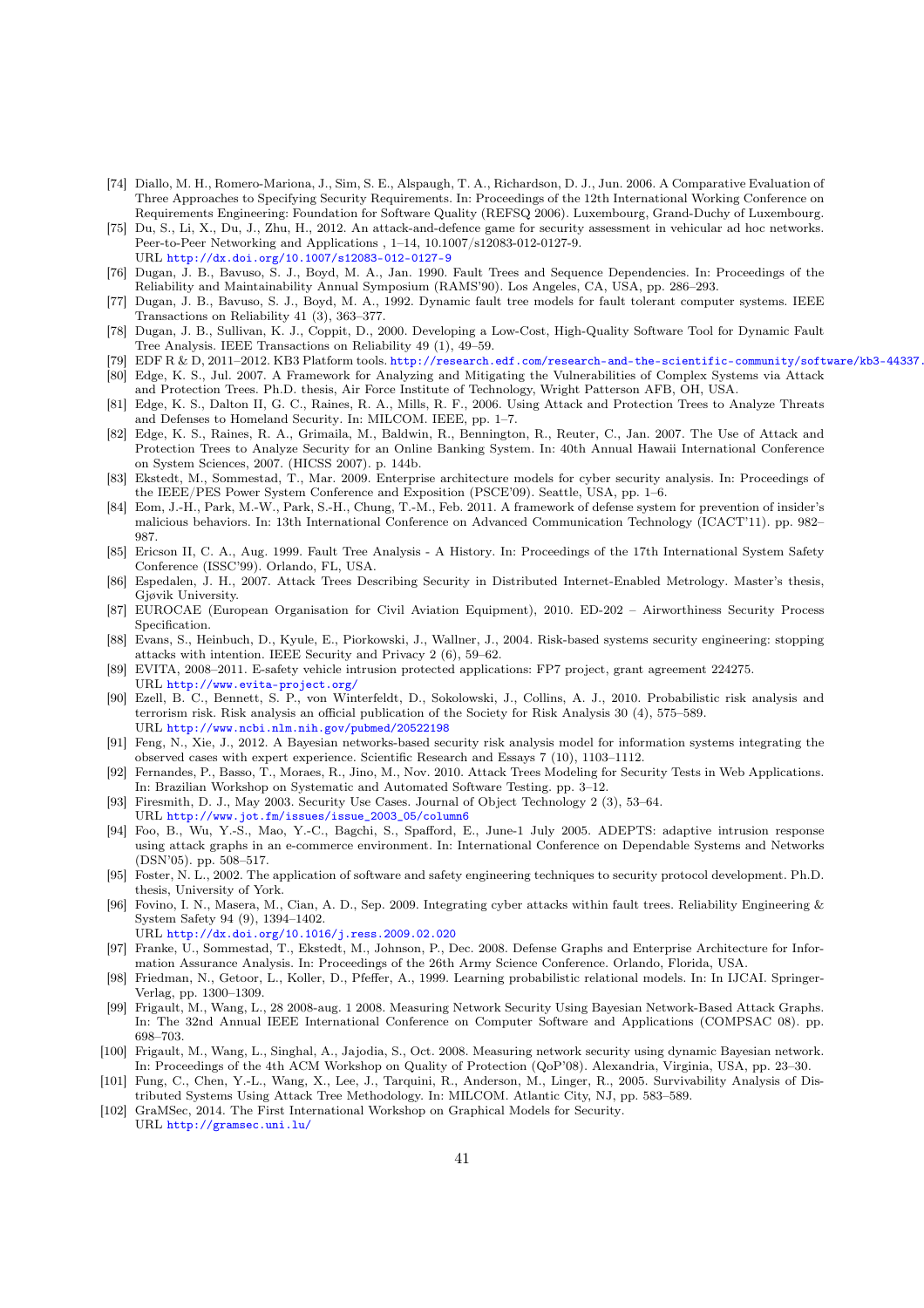[74] Diallo, M. H., Romero-Mariona, J., Sim, S. E., Alspaugh, T. A., Richardson, D. J., Jun. 2006. A Comparative Evaluation of Three Approaches to Specifying Security Requirements. In: Proceedings of the 12th International Working Conference on Requirements Engineering: Foundation for Software Quality (REFSQ 2006). Luxembourg, Grand-Duchy of Luxembourg.

[75] Du, S., Li, X., Du, J., Zhu, H., 2012. An attack-and-defence game for security assessment in vehicular ad hoc networks. Peer-to-Peer Networking and Applications , 1–14, 10.1007/s12083-012-0127-9.
URL http://dx.doi.org/10.1007/s12083-012-0127-9

[76] Dugan, J. B., Bavuso, S. J., Boyd, M. A., Jan. 1990. Fault Trees and Sequence Dependencies. In: Proceedings of the Reliability and Maintainability Annual Symposium (RAMS'90). Los Angeles, CA, USA, pp. 286–293.

[77] Dugan, J. B., Bavuso, S. J., Boyd, M. A., 1992. Dynamic fault tree models for fault tolerant computer systems. IEEE Transactions on Reliability 41 (3), 363–377.

[78] Dugan, J. B., Sullivan, K. J., Coppit, D., 2000. Developing a Low-Cost, High-Quality Software Tool for Dynamic Fault Tree Analysis. IEEE Transactions on Reliability 49 (1), 49–59.

[79] EDF R & D, 2011–2012. KB3 Platform tools. http://research.edf.com/research-and-the-scientific-community/software/kb3-44337.

[80] Edge, K. S., Jul. 2007. A Framework for Analyzing and Mitigating the Vulnerabilities of Complex Systems via Attack and Protection Trees. Ph.D. thesis, Air Force Institute of Technology, Wright Patterson AFB, OH, USA.

[81] Edge, K. S., Dalton II, G. C., Raines, R. A., Mills, R. F., 2006. Using Attack and Protection Trees to Analyze Threats and Defenses to Homeland Security. In: MILCOM. IEEE, pp. 1–7.

[82] Edge, K. S., Raines, R. A., Grimaila, M., Baldwin, R., Bennington, R., Reuter, C., Jan. 2007. The Use of Attack and Protection Trees to Analyze Security for an Online Banking System. In: 40th Annual Hawaii International Conference on System Sciences, 2007. (HICSS 2007). p. 144b.

[83] Ekstedt, M., Sommestad, T., Mar. 2009. Enterprise architecture models for cyber security analysis. In: Proceedings of the IEEE/PES Power System Conference and Exposition (PSCE'09). Seattle, USA, pp. 1–6.

[84] Eom, J.-H., Park, M.-W., Park, S.-H., Chung, T.-M., Feb. 2011. A framework of defense system for prevention of insider's malicious behaviors. In: 13th International Conference on Advanced Communication Technology (ICACT'11). pp. 982–987.

[85] Ericson II, C. A., Aug. 1999. Fault Tree Analysis - A History. In: Proceedings of the 17th International System Safety Conference (ISSC'99). Orlando, FL, USA.

[86] Espedalen, J. H., 2007. Attack Trees Describing Security in Distributed Internet-Enabled Metrology. Master's thesis, Gjøvik University.

[87] EUROCAE (European Organisation for Civil Aviation Equipment), 2010. ED-202 – Airworthiness Security Process Specification.

[88] Evans, S., Heinbuch, D., Kyule, E., Piorkowski, J., Wallner, J., 2004. Risk-based systems security engineering: stopping attacks with intention. IEEE Security and Privacy 2 (6), 59–62.

[89] EVITA, 2008–2011. E-safety vehicle intrusion protected applications: FP7 project, grant agreement 224275.
URL http://www.evita-project.org/

[90] Ezell, B. C., Bennett, S. P., von Winterfeldt, D., Sokolowski, J., Collins, A. J., 2010. Probabilistic risk analysis and terrorism risk. Risk analysis an official publication of the Society for Risk Analysis 30 (4), 575–589.
URL http://www.ncbi.nlm.nih.gov/pubmed/20522198

[91] Feng, N., Xie, J., 2012. A Bayesian networks-based security risk analysis model for information systems integrating the observed cases with expert experience. Scientific Research and Essays 7 (10), 1103–1112.

[92] Fernandes, P., Basso, T., Moraes, R., Jino, M., Nov. 2010. Attack Trees Modeling for Security Tests in Web Applications. In: Brazilian Workshop on Systematic and Automated Software Testing. pp. 3–12.

[93] Firesmith, D. J., May 2003. Security Use Cases. Journal of Object Technology 2 (3), 53–64.
URL http://www.jot.fm/issues/issue_2003_05/column6

[94] Foo, B., Wu, Y.-S., Mao, Y.-C., Bagchi, S., Spafford, E., June-1 July 2005. ADEPTS: adaptive intrusion response using attack graphs in an e-commerce environment. In: International Conference on Dependable Systems and Networks (DSN'05). pp. 508–517.

[95] Foster, N. L., 2002. The application of software and safety engineering techniques to security protocol development. Ph.D. thesis, University of York.

[96] Fovino, I. N., Masera, M., Cian, A. D., Sep. 2009. Integrating cyber attacks within fault trees. Reliability Engineering & System Safety 94 (9), 1394–1402.
URL http://dx.doi.org/10.1016/j.ress.2009.02.020

[97] Franke, U., Sommestad, T., Ekstedt, M., Johnson, P., Dec. 2008. Defense Graphs and Enterprise Architecture for Information Assurance Analysis. In: Proceedings of the 26th Army Science Conference. Orlando, Florida, USA.

[98] Friedman, N., Getoor, L., Koller, D., Pfeffer, A., 1999. Learning probabilistic relational models. In: In IJCAI. Springer-Verlag, pp. 1300–1309.

[99] Frigault, M., Wang, L., 28 2008-aug. 1 2008. Measuring Network Security Using Bayesian Network-Based Attack Graphs. In: The 32nd Annual IEEE International Conference on Computer Software and Applications (COMPSAC 08). pp. 698–703.

[100] Frigault, M., Wang, L., Singhal, A., Jajodia, S., Oct. 2008. Measuring network security using dynamic Bayesian network. In: Proceedings of the 4th ACM Workshop on Quality of Protection (QoP'08). Alexandria, Virginia, USA, pp. 23–30.

[101] Fung, C., Chen, Y.-L., Wang, X., Lee, J., Tarquini, R., Anderson, M., Linger, R., 2005. Survivability Analysis of Distributed Systems Using Attack Tree Methodology. In: MILCOM. Atlantic City, NJ, pp. 583–589.

[102] GraMSec, 2014. The First International Workshop on Graphical Models for Security.
URL http://gramsec.uni.lu/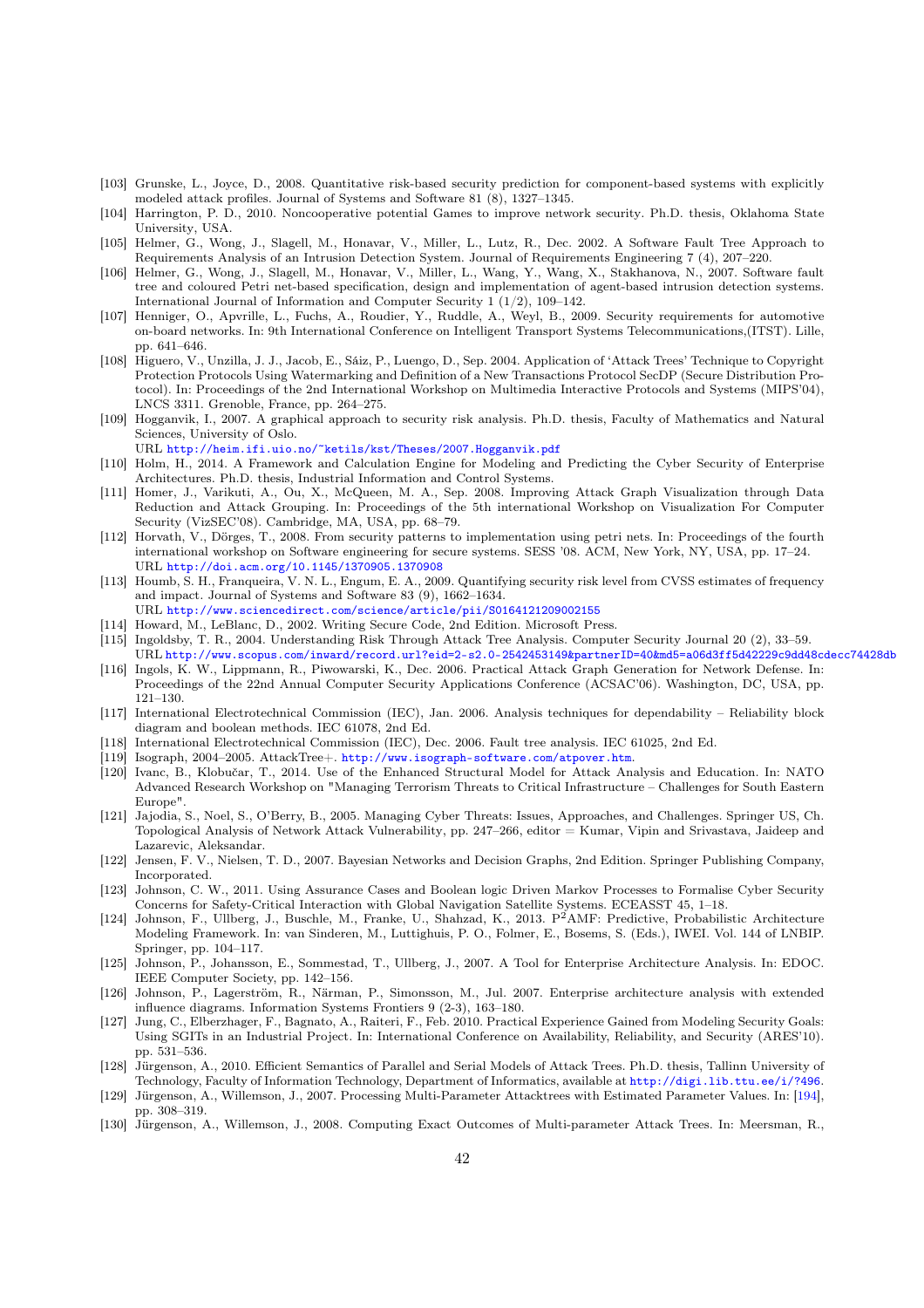[103] Grunske, L., Joyce, D., 2008. Quantitative risk-based security prediction for component-based systems with explicitly modeled attack profiles. Journal of Systems and Software 81 (8), 1327–1345.

[104] Harrington, P. D., 2010. Noncooperative potential Games to improve network security. Ph.D. thesis, Oklahoma State University, USA.

[105] Helmer, G., Wong, J., Slagell, M., Honavar, V., Miller, L., Lutz, R., Dec. 2002. A Software Fault Tree Approach to Requirements Analysis of an Intrusion Detection System. Journal of Requirements Engineering 7 (4), 207–220.

[106] Helmer, G., Wong, J., Slagell, M., Honavar, V., Miller, L., Wang, Y., Wang, X., Stakhanova, N., 2007. Software fault tree and coloured Petri net-based specification, design and implementation of agent-based intrusion detection systems. International Journal of Information and Computer Security 1 (1/2), 109–142.

[107] Henniger, O., Apvrille, L., Fuchs, A., Roudier, Y., Ruddle, A., Weyl, B., 2009. Security requirements for automotive on-board networks. In: 9th International Conference on Intelligent Transport Systems Telecommunications,(ITST). Lille, pp. 641–646.

[108] Higuero, V., Unzilla, J. J., Jacob, E., Sáiz, P., Luengo, D., Sep. 2004. Application of 'Attack Trees' Technique to Copyright Protection Protocols Using Watermarking and Definition of a New Transactions Protocol SecDP (Secure Distribution Protocol). In: Proceedings of the 2nd International Workshop on Multimedia Interactive Protocols and Systems (MIPS'04), LNCS 3311. Grenoble, France, pp. 264–275.

[109] Hogganvik, I., 2007. A graphical approach to security risk analysis. Ph.D. thesis, Faculty of Mathematics and Natural Sciences, University of Oslo.
URL http://heim.ifi.uio.no/~ketils/kst/Theses/2007.Hogganvik.pdf

[110] Holm, H., 2014. A Framework and Calculation Engine for Modeling and Predicting the Cyber Security of Enterprise Architectures. Ph.D. thesis, Industrial Information and Control Systems.

[111] Homer, J., Varikuti, A., Ou, X., McQueen, M. A., Sep. 2008. Improving Attack Graph Visualization through Data Reduction and Attack Grouping. In: Proceedings of the 5th international Workshop on Visualization For Computer Security (VizSEC'08). Cambridge, MA, USA, pp. 68–79.

[112] Horvath, V., Dörges, T., 2008. From security patterns to implementation using petri nets. In: Proceedings of the fourth international workshop on Software engineering for secure systems. SESS '08. ACM, New York, NY, USA, pp. 17–24.
URL http://doi.acm.org/10.1145/1370905.1370908

[113] Houmb, S. H., Franqueira, V. N. L., Engum, E. A., 2009. Quantifying security risk level from CVSS estimates of frequency and impact. Journal of Systems and Software 83 (9), 1662–1634.
URL http://www.sciencedirect.com/science/article/pii/S0164121209002155

[114] Howard, M., LeBlanc, D., 2002. Writing Secure Code, 2nd Edition. Microsoft Press.

[115] Ingoldsby, T. R., 2004. Understanding Risk Through Attack Tree Analysis. Computer Security Journal 20 (2), 33–59.
URL http://www.scopus.com/inward/record.url?eid=2-s2.0-2542453149&partnerID=40&md5=a06d3ff5d42229c9dd48cdecc74428db

[116] Ingols, K. W., Lippmann, R., Piwowarski, K., Dec. 2006. Practical Attack Graph Generation for Network Defense. In: Proceedings of the 22nd Annual Computer Security Applications Conference (ACSAC'06). Washington, DC, USA, pp. 121–130.

[117] International Electrotechnical Commission (IEC), Jan. 2006. Analysis techniques for dependability – Reliability block diagram and boolean methods. IEC 61078, 2nd Ed.

[118] International Electrotechnical Commission (IEC), Dec. 2006. Fault tree analysis. IEC 61025, 2nd Ed.

[119] Isograph, 2004–2005. AttackTree+. http://www.isograph-software.com/atpover.htm.

[120] Ivanc, B., Klobučar, T., 2014. Use of the Enhanced Structural Model for Attack Analysis and Education. In: NATO Advanced Research Workshop on "Managing Terrorism Threats to Critical Infrastructure – Challenges for South Eastern Europe".

[121] Jajodia, S., Noel, S., O'Berry, B., 2005. Managing Cyber Threats: Issues, Approaches, and Challenges. Springer US, Ch. Topological Analysis of Network Attack Vulnerability, pp. 247–266, editor = Kumar, Vipin and Srivastava, Jaideep and Lazarevic, Aleksandar.

[122] Jensen, F. V., Nielsen, T. D., 2007. Bayesian Networks and Decision Graphs, 2nd Edition. Springer Publishing Company, Incorporated.

[123] Johnson, C. W., 2011. Using Assurance Cases and Boolean logic Driven Markov Processes to Formalise Cyber Security Concerns for Safety-Critical Interaction with Global Navigation Satellite Systems. ECEASST 45, 1–18.

[124] Johnson, F., Ullberg, J., Buschle, M., Franke, U., Shahzad, K., 2013. P$^2$AMF: Predictive, Probabilistic Architecture Modeling Framework. In: van Sinderen, M., Luttighuis, P. O., Folmer, E., Bosems, S. (Eds.), IWEI. Vol. 144 of LNBIP. Springer, pp. 104–117.

[125] Johnson, P., Johansson, E., Sommestad, T., Ullberg, J., 2007. A Tool for Enterprise Architecture Analysis. In: EDOC. IEEE Computer Society, pp. 142–156.

[126] Johnson, P., Lagerström, R., Närman, P., Simonsson, M., Jul. 2007. Enterprise architecture analysis with extended influence diagrams. Information Systems Frontiers 9 (2-3), 163–180.

[127] Jung, C., Elberzhager, F., Bagnato, A., Raiteri, F., Feb. 2010. Practical Experience Gained from Modeling Security Goals: Using SGITs in an Industrial Project. In: International Conference on Availability, Reliability, and Security (ARES'10). pp. 531–536.

[128] Jürgenson, A., 2010. Efficient Semantics of Parallel and Serial Models of Attack Trees. Ph.D. thesis, Tallinn University of Technology, Faculty of Information Technology, Department of Informatics, available at http://digi.lib.ttu.ee/i/?496.

[129] Jürgenson, A., Willemson, J., 2007. Processing Multi-Parameter Attacktrees with Estimated Parameter Values. In: [194], pp. 308–319.

[130] Jürgenson, A., Willemson, J., 2008. Computing Exact Outcomes of Multi-parameter Attack Trees. In: Meersman, R.,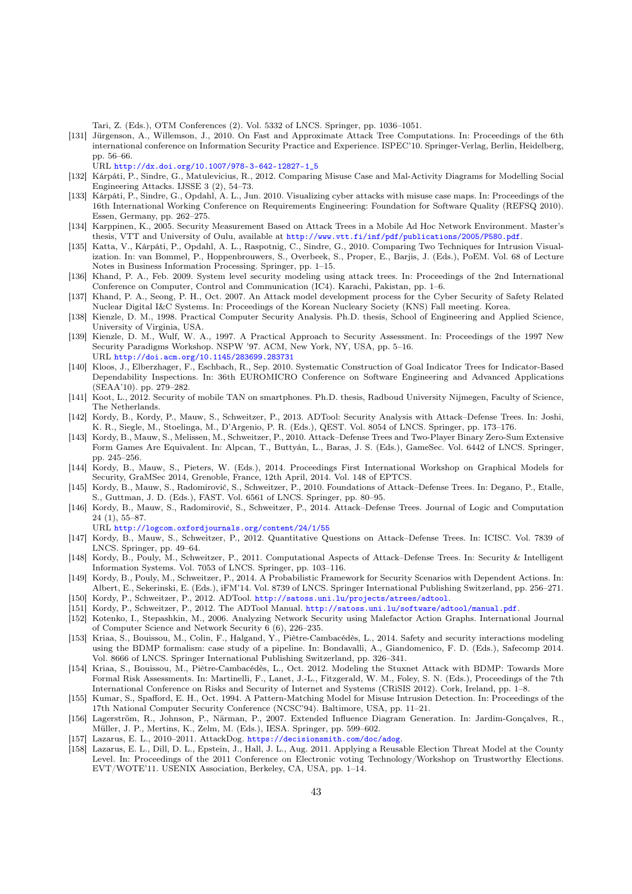Tari, Z. (Eds.), OTM Conferences (2). Vol. 5332 of LNCS. Springer, pp. 1036–1051.

[131] Jürgenson, A., Willemson, J., 2010. On Fast and Approximate Attack Tree Computations. In: Proceedings of the 6th international conference on Information Security Practice and Experience. ISPEC'10. Springer-Verlag, Berlin, Heidelberg, pp. 56–66.
URL http://dx.doi.org/10.1007/978-3-642-12827-1_5

[132] Kárpáti, P., Sindre, G., Matulevicius, R., 2012. Comparing Misuse Case and Mal-Activity Diagrams for Modelling Social Engineering Attacks. IJSSE 3 (2), 54–73.

[133] Kárpáti, P., Sindre, G., Opdahl, A. L., Jun. 2010. Visualizing cyber attacks with misuse case maps. In: Proceedings of the 16th International Working Conference on Requirements Engineering: Foundation for Software Quality (REFSQ 2010). Essen, Germany, pp. 262–275.

[134] Karppinen, K., 2005. Security Measurement Based on Attack Trees in a Mobile Ad Hoc Network Environment. Master's thesis, VTT and University of Oulu, available at http://www.vtt.fi/inf/pdf/publications/2005/P580.pdf.

[135] Katta, V., Kárpáti, P., Opdahl, A. L., Raspotnig, C., Sindre, G., 2010. Comparing Two Techniques for Intrusion Visualization. In: van Bommel, P., Hoppenbrouwers, S., Overbeek, S., Proper, E., Barjis, J. (Eds.), PoEM. Vol. 68 of Lecture Notes in Business Information Processing. Springer, pp. 1–15.

[136] Khand, P. A., Feb. 2009. System level security modeling using attack trees. In: Proceedings of the 2nd International Conference on Computer, Control and Communication (IC4). Karachi, Pakistan, pp. 1–6.

[137] Khand, P. A., Seong, P. H., Oct. 2007. An Attack model development process for the Cyber Security of Safety Related Nuclear Digital I&C Systems. In: Proceedings of the Korean Nucleary Society (KNS) Fall meeting. Korea.

[138] Kienzle, D. M., 1998. Practical Computer Security Analysis. Ph.D. thesis, School of Engineering and Applied Science, University of Virginia, USA.

[139] Kienzle, D. M., Wulf, W. A., 1997. A Practical Approach to Security Assessment. In: Proceedings of the 1997 New Security Paradigms Workshop. NSPW '97. ACM, New York, NY, USA, pp. 5–16.
URL http://doi.acm.org/10.1145/283699.283731

[140] Kloos, J., Elberzhager, F., Eschbach, R., Sep. 2010. Systematic Construction of Goal Indicator Trees for Indicator-Based Dependability Inspections. In: 36th EUROMICRO Conference on Software Engineering and Advanced Applications (SEAA'10). pp. 279–282.

[141] Koot, L., 2012. Security of mobile TAN on smartphones. Ph.D. thesis, Radboud University Nijmegen, Faculty of Science, The Netherlands.

[142] Kordy, B., Kordy, P., Mauw, S., Schweitzer, P., 2013. ADTool: Security Analysis with Attack–Defense Trees. In: Joshi, K. R., Siegle, M., Stoelinga, M., D'Argenio, P. R. (Eds.), QEST. Vol. 8054 of LNCS. Springer, pp. 173–176.

[143] Kordy, B., Mauw, S., Melissen, M., Schweitzer, P., 2010. Attack–Defense Trees and Two-Player Binary Zero-Sum Extensive Form Games Are Equivalent. In: Alpcan, T., Buttyán, L., Baras, J. S. (Eds.), GameSec. Vol. 6442 of LNCS. Springer, pp. 245–256.

[144] Kordy, B., Mauw, S., Pieters, W. (Eds.), 2014. Proceedings First International Workshop on Graphical Models for Security, GraMSec 2014, Grenoble, France, 12th April, 2014. Vol. 148 of EPTCS.

[145] Kordy, B., Mauw, S., Radomirović, S., Schweitzer, P., 2010. Foundations of Attack–Defense Trees. In: Degano, P., Etalle, S., Guttman, J. D. (Eds.), FAST. Vol. 6561 of LNCS. Springer, pp. 80–95.

[146] Kordy, B., Mauw, S., Radomirović, S., Schweitzer, P., 2014. Attack–Defense Trees. Journal of Logic and Computation 24 (1), 55–87.
URL http://logcom.oxfordjournals.org/content/24/1/55

[147] Kordy, B., Mauw, S., Schweitzer, P., 2012. Quantitative Questions on Attack–Defense Trees. In: ICISC. Vol. 7839 of LNCS. Springer, pp. 49–64.

[148] Kordy, B., Pouly, M., Schweitzer, P., 2011. Computational Aspects of Attack–Defense Trees. In: Security & Intelligent Information Systems. Vol. 7053 of LNCS. Springer, pp. 103–116.

[149] Kordy, B., Pouly, M., Schweitzer, P., 2014. A Probabilistic Framework for Security Scenarios with Dependent Actions. In: Albert, E., Sekerinski, E. (Eds.), iFM'14. Vol. 8739 of LNCS. Springer International Publishing Switzerland, pp. 256–271.

[150] Kordy, P., Schweitzer, P., 2012. ADTool. http://satoss.uni.lu/projects/atrees/adtool.

[151] Kordy, P., Schweitzer, P., 2012. The ADTool Manual. http://satoss.uni.lu/software/adtool/manual.pdf.

[152] Kotenko, I., Stepashkin, M., 2006. Analyzing Network Security using Malefactor Action Graphs. International Journal of Computer Science and Network Security 6 (6), 226–235.

[153] Kriaa, S., Bouissou, M., Colin, F., Halgand, Y., Piètre-Cambacédès, L., 2014. Safety and security interactions modeling using the BDMP formalism: case study of a pipeline. In: Bondavalli, A., Giandomenico, F. D. (Eds.), Safecomp 2014. Vol. 8666 of LNCS. Springer International Publishing Switzerland, pp. 326–341.

[154] Kriaa, S., Bouissou, M., Piètre-Cambacédès, L., Oct. 2012. Modeling the Stuxnet Attack with BDMP: Towards More Formal Risk Assessments. In: Martinelli, F., Lanet, J.-L., Fitzgerald, W. M., Foley, S. N. (Eds.), Proceedings of the 7th International Conference on Risks and Security of Internet and Systems (CRiSIS 2012). Cork, Ireland, pp. 1–8.

[155] Kumar, S., Spafford, E. H., Oct. 1994. A Pattern-Matching Model for Misuse Intrusion Detection. In: Proceedings of the 17th National Computer Security Conference (NCSC'94). Baltimore, USA, pp. 11–21.

[156] Lagerström, R., Johnson, P., Närman, P., 2007. Extended Influence Diagram Generation. In: Jardim-Gonçalves, R., Müller, J. P., Mertins, K., Zelm, M. (Eds.), IESA. Springer, pp. 599–602.

[157] Lazarus, E. L., 2010–2011. AttackDog. https://decisionsmith.com/doc/adog.

[158] Lazarus, E. L., Dill, D. L., Epstein, J., Hall, J. L., Aug. 2011. Applying a Reusable Election Threat Model at the County Level. In: Proceedings of the 2011 Conference on Electronic voting Technology/Workshop on Trustworthy Elections. EVT/WOTE'11. USENIX Association, Berkeley, CA, USA, pp. 1–14.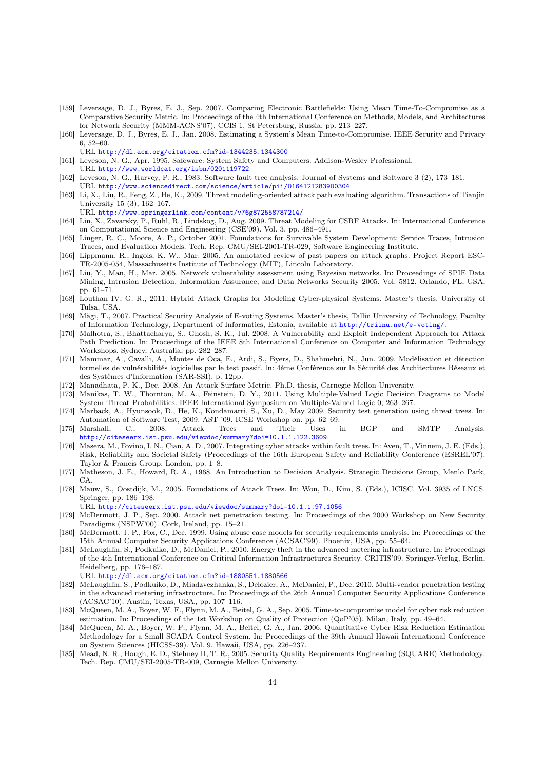[159] Leversage, D. J., Byres, E. J., Sep. 2007. Comparing Electronic Battlefields: Using Mean Time-To-Compromise as a Comparative Security Metric. In: Proceedings of the 4th International Conference on Methods, Models, and Architectures for Network Security (MMM-ACNS'07), CCIS 1. St Petersburg, Russia, pp. 213–227.

[160] Leversage, D. J., Byres, E. J., Jan. 2008. Estimating a System's Mean Time-to-Compromise. IEEE Security and Privacy 6, 52–60.
URL http://dl.acm.org/citation.cfm?id=1344235.1344300

[161] Leveson, N. G., Apr. 1995. Safeware: System Safety and Computers. Addison-Wesley Professional.
URL http://www.worldcat.org/isbn/0201119722

[162] Leveson, N. G., Harvey, P. R., 1983. Software fault tree analysis. Journal of Systems and Software 3 (2), 173–181.
URL http://www.sciencedirect.com/science/article/pii/0164121283900304

[163] Li, X., Liu, R., Feng, Z., He, K., 2009. Threat modeling-oriented attack path evaluating algorithm. Transactions of Tianjin University 15 (3), 162–167.
URL http://www.springerlink.com/content/v76g872558787214/

[164] Lin, X., Zavarsky, P., Ruhl, R., Lindskog, D., Aug. 2009. Threat Modeling for CSRF Attacks. In: International Conference on Computational Science and Engineering (CSE'09). Vol. 3. pp. 486–491.

[165] Linger, R. C., Moore, A. P., October 2001. Foundations for Survivable System Development: Service Traces, Intrusion Traces, and Evaluation Models. Tech. Rep. CMU/SEI-2001-TR-029, Software Engineering Institute.

[166] Lippmann, R., Ingols, K. W., Mar. 2005. An annotated review of past papers on attack graphs. Project Report ESC-TR-2005-054, Massachusetts Institute of Technology (MIT), Lincoln Laboratory.

[167] Liu, Y., Man, H., Mar. 2005. Network vulnerability assessment using Bayesian networks. In: Proceedings of SPIE Data Mining, Intrusion Detection, Information Assurance, and Data Networks Security 2005. Vol. 5812. Orlando, FL, USA, pp. 61–71.

[168] Louthan IV, G. R., 2011. Hybrid Attack Graphs for Modeling Cyber-physical Systems. Master's thesis, University of Tulsa, USA.

[169] Mägi, T., 2007. Practical Security Analysis of E-voting Systems. Master's thesis, Tallin University of Technology, Faculty of Information Technology, Department of Informatics, Estonia, available at http://triinu.net/e-voting/.

[170] Malhotra, S., Bhattacharya, S., Ghosh, S. K., Jul. 2008. A Vulnerability and Exploit Independent Approach for Attack Path Prediction. In: Proceedings of the IEEE 8th International Conference on Computer and Information Technology Workshops. Sydney, Australia, pp. 282–287.

[171] Mammar, A., Cavalli, A., Montes de Oca, E., Ardi, S., Byers, D., Shahmehri, N., Jun. 2009. Modélisation et détection formelles de vulnérabilités logicielles par le test passif. In: 4ème Conférence sur la Sécurité des Architectures Réseaux et des Systèmes d'Information (SAR-SSI). p. 12pp.

[172] Manadhata, P. K., Dec. 2008. An Attack Surface Metric. Ph.D. thesis, Carnegie Mellon University.

[173] Manikas, T. W., Thornton, M. A., Feinstein, D. Y., 2011. Using Multiple-Valued Logic Decision Diagrams to Model System Threat Probabilities. IEEE International Symposium on Multiple-Valued Logic 0, 263–267.

[174] Marback, A., Hyunsook, D., He, K., Kondamarri, S., Xu, D., May 2009. Security test generation using threat trees. In: Automation of Software Test, 2009. AST '09. ICSE Workshop on. pp. 62–69.

[175] Marshall, C., 2008. Attack Trees and Their Uses in BGP and SMTP Analysis. http://citeseerx.ist.psu.edu/viewdoc/summary?doi=10.1.1.122.3609.

[176] Masera, M., Fovino, I. N., Cian, A. D., 2007. Integrating cyber attacks within fault trees. In: Aven, T., Vinnem, J. E. (Eds.), Risk, Reliability and Societal Safety (Proceedings of the 16th European Safety and Reliability Conference (ESREL'07). Taylor & Francis Group, London, pp. 1–8.

[177] Matheson, J. E., Howard, R. A., 1968. An Introduction to Decision Analysis. Strategic Decisions Group, Menlo Park, CA.

[178] Mauw, S., Oostdijk, M., 2005. Foundations of Attack Trees. In: Won, D., Kim, S. (Eds.), ICISC. Vol. 3935 of LNCS. Springer, pp. 186–198.
URL http://citeseerx.ist.psu.edu/viewdoc/summary?doi=10.1.1.97.1056

[179] McDermott, J. P., Sep. 2000. Attack net penetration testing. In: Proceedings of the 2000 Workshop on New Security Paradigms (NSPW'00). Cork, Ireland, pp. 15–21.

[180] McDermott, J. P., Fox, C., Dec. 1999. Using abuse case models for security requirements analysis. In: Proceedings of the 15th Annual Computer Security Applications Conference (ACSAC'99). Phoenix, USA, pp. 55–64.

[181] McLaughlin, S., Podkuiko, D., McDaniel, P., 2010. Energy theft in the advanced metering infrastructure. In: Proceedings of the 4th International Conference on Critical Information Infrastructures Security. CRITIS'09. Springer-Verlag, Berlin, Heidelberg, pp. 176–187.
URL http://dl.acm.org/citation.cfm?id=1880551.1880566

[182] McLaughlin, S., Podkuiko, D., Miadzvezhanka, S., Delozier, A., McDaniel, P., Dec. 2010. Multi-vendor penetration testing in the advanced metering infrastructure. In: Proceedings of the 26th Annual Computer Security Applications Conference (ACSAC'10). Austin, Texas, USA,, pp. 107–116.

[183] McQueen, M. A., Boyer, W. F., Flynn, M. A., Beitel, G. A., Sep. 2005. Time-to-compromise model for cyber risk reduction estimation. In: Proceedings of the 1st Workshop on Quality of Protection (QoP'05). Milan, Italy, pp. 49–64.

[184] McQueen, M. A., Boyer, W. F., Flynn, M. A., Beitel, G. A., Jan. 2006. Quantitative Cyber Risk Reduction Estimation Methodology for a Small SCADA Control System. In: Proceedings of the 39th Annual Hawaii International Conference on System Sciences (HICSS-39). Vol. 9. Hawaii, USA, pp. 226–237.

[185] Mead, N. R., Hough, E. D., Stehney II, T. R., 2005. Security Quality Requirements Engineering (SQUARE) Methodology. Tech. Rep. CMU/SEI-2005-TR-009, Carnegie Mellon University.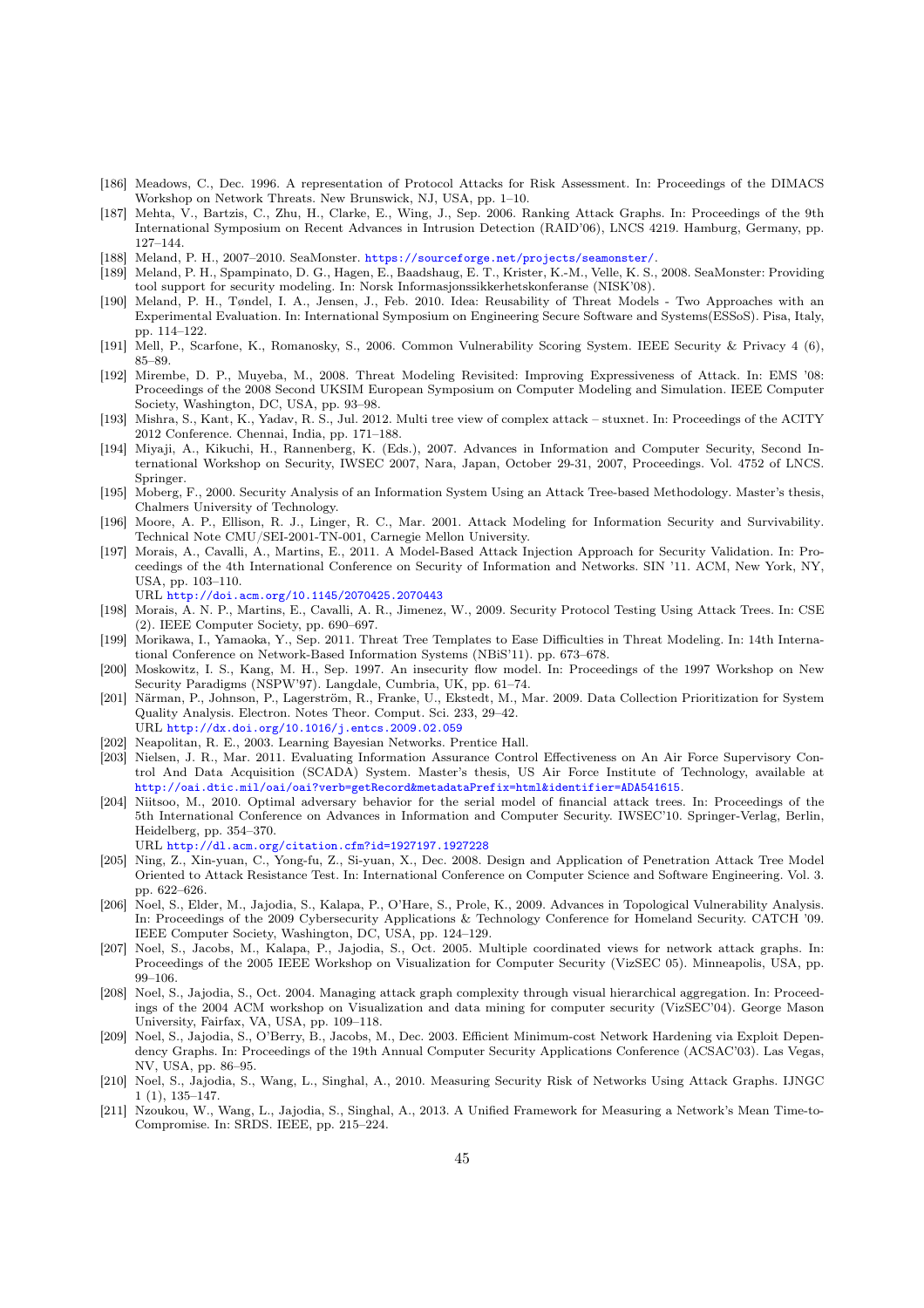[186] Meadows, C., Dec. 1996. A representation of Protocol Attacks for Risk Assessment. In: Proceedings of the DIMACS Workshop on Network Threats. New Brunswick, NJ, USA, pp. 1–10.

[187] Mehta, V., Bartzis, C., Zhu, H., Clarke, E., Wing, J., Sep. 2006. Ranking Attack Graphs. In: Proceedings of the 9th International Symposium on Recent Advances in Intrusion Detection (RAID'06), LNCS 4219. Hamburg, Germany, pp. 127–144.

[188] Meland, P. H., 2007–2010. SeaMonster. https://sourceforge.net/projects/seamonster/.

[189] Meland, P. H., Spampinato, D. G., Hagen, E., Baadshaug, E. T., Krister, K.-M., Velle, K. S., 2008. SeaMonster: Providing tool support for security modeling. In: Norsk Informasjonssikkerhetskonferanse (NISK'08).

[190] Meland, P. H., Tøndel, I. A., Jensen, J., Feb. 2010. Idea: Reusability of Threat Models - Two Approaches with an Experimental Evaluation. In: International Symposium on Engineering Secure Software and Systems(ESSoS). Pisa, Italy, pp. 114–122.

[191] Mell, P., Scarfone, K., Romanosky, S., 2006. Common Vulnerability Scoring System. IEEE Security & Privacy 4 (6), 85–89.

[192] Mirembe, D. P., Muyeba, M., 2008. Threat Modeling Revisited: Improving Expressiveness of Attack. In: EMS '08: Proceedings of the 2008 Second UKSIM European Symposium on Computer Modeling and Simulation. IEEE Computer Society, Washington, DC, USA, pp. 93–98.

[193] Mishra, S., Kant, K., Yadav, R. S., Jul. 2012. Multi tree view of complex attack – stuxnet. In: Proceedings of the ACITY 2012 Conference. Chennai, India, pp. 171–188.

[194] Miyaji, A., Kikuchi, H., Rannenberg, K. (Eds.), 2007. Advances in Information and Computer Security, Second International Workshop on Security, IWSEC 2007, Nara, Japan, October 29-31, 2007, Proceedings. Vol. 4752 of LNCS. Springer.

[195] Moberg, F., 2000. Security Analysis of an Information System Using an Attack Tree-based Methodology. Master's thesis, Chalmers University of Technology.

[196] Moore, A. P., Ellison, R. J., Linger, R. C., Mar. 2001. Attack Modeling for Information Security and Survivability. Technical Note CMU/SEI-2001-TN-001, Carnegie Mellon University.

[197] Morais, A., Cavalli, A., Martins, E., 2011. A Model-Based Attack Injection Approach for Security Validation. In: Proceedings of the 4th International Conference on Security of Information and Networks. SIN '11. ACM, New York, NY, USA, pp. 103–110.
URL http://doi.acm.org/10.1145/2070425.2070443

[198] Morais, A. N. P., Martins, E., Cavalli, A. R., Jimenez, W., 2009. Security Protocol Testing Using Attack Trees. In: CSE (2). IEEE Computer Society, pp. 690–697.

[199] Morikawa, I., Yamaoka, Y., Sep. 2011. Threat Tree Templates to Ease Difficulties in Threat Modeling. In: 14th International Conference on Network-Based Information Systems (NBiS'11). pp. 673–678.

[200] Moskowitz, I. S., Kang, M. H., Sep. 1997. An insecurity flow model. In: Proceedings of the 1997 Workshop on New Security Paradigms (NSPW'97). Langdale, Cumbria, UK, pp. 61–74.

[201] Närman, P., Johnson, P., Lagerström, R., Franke, U., Ekstedt, M., Mar. 2009. Data Collection Prioritization for System Quality Analysis. Electron. Notes Theor. Comput. Sci. 233, 29–42.
URL http://dx.doi.org/10.1016/j.entcs.2009.02.059

[202] Neapolitan, R. E., 2003. Learning Bayesian Networks. Prentice Hall.

[203] Nielsen, J. R., Mar. 2011. Evaluating Information Assurance Control Effectiveness on An Air Force Supervisory Control And Data Acquisition (SCADA) System. Master's thesis, US Air Force Institute of Technology, available at http://oai.dtic.mil/oai/oai?verb=getRecord&metadataPrefix=html&identifier=ADA541615.

[204] Niitsoo, M., 2010. Optimal adversary behavior for the serial model of financial attack trees. In: Proceedings of the 5th International Conference on Advances in Information and Computer Security. IWSEC'10. Springer-Verlag, Berlin, Heidelberg, pp. 354–370.
URL http://dl.acm.org/citation.cfm?id=1927197.1927228

[205] Ning, Z., Xin-yuan, C., Yong-fu, Z., Si-yuan, X., Dec. 2008. Design and Application of Penetration Attack Tree Model Oriented to Attack Resistance Test. In: International Conference on Computer Science and Software Engineering. Vol. 3. pp. 622–626.

[206] Noel, S., Elder, M., Jajodia, S., Kalapa, P., O'Hare, S., Prole, K., 2009. Advances in Topological Vulnerability Analysis. In: Proceedings of the 2009 Cybersecurity Applications & Technology Conference for Homeland Security. CATCH '09. IEEE Computer Society, Washington, DC, USA, pp. 124–129.

[207] Noel, S., Jacobs, M., Kalapa, P., Jajodia, S., Oct. 2005. Multiple coordinated views for network attack graphs. In: Proceedings of the 2005 IEEE Workshop on Visualization for Computer Security (VizSEC 05). Minneapolis, USA, pp. 99–106.

[208] Noel, S., Jajodia, S., Oct. 2004. Managing attack graph complexity through visual hierarchical aggregation. In: Proceedings of the 2004 ACM workshop on Visualization and data mining for computer security (VizSEC'04). George Mason University, Fairfax, VA, USA, pp. 109–118.

[209] Noel, S., Jajodia, S., O'Berry, B., Jacobs, M., Dec. 2003. Efficient Minimum-cost Network Hardening via Exploit Dependency Graphs. In: Proceedings of the 19th Annual Computer Security Applications Conference (ACSAC'03). Las Vegas, NV, USA, pp. 86–95.

[210] Noel, S., Jajodia, S., Wang, L., Singhal, A., 2010. Measuring Security Risk of Networks Using Attack Graphs. IJNGC 1 (1), 135–147.

[211] Nzoukou, W., Wang, L., Jajodia, S., Singhal, A., 2013. A Unified Framework for Measuring a Network's Mean Time-to-Compromise. In: SRDS. IEEE, pp. 215–224.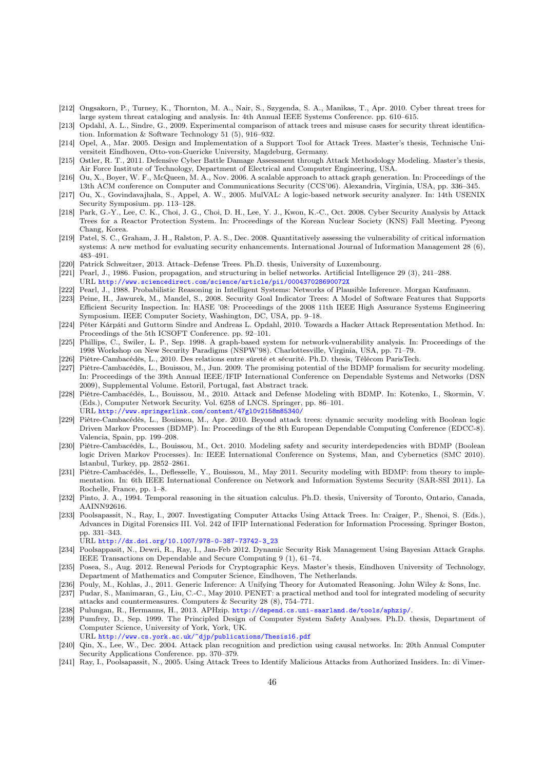[212] Ongsakorn, P., Turney, K., Thornton, M. A., Nair, S., Szygenda, S. A., Manikas, T., Apr. 2010. Cyber threat trees for large system threat cataloging and analysis. In: 4th Annual IEEE Systems Conference. pp. 610–615.

[213] Opdahl, A. L., Sindre, G., 2009. Experimental comparison of attack trees and misuse cases for security threat identification. Information & Software Technology 51 (5), 916–932.

[214] Opel, A., Mar. 2005. Design and Implementation of a Support Tool for Attack Trees. Master's thesis, Technische Universiteit Eindhoven, Otto-von-Guericke University, Magdeburg, Germany.

[215] Ostler, R. T., 2011. Defensive Cyber Battle Damage Assessment through Attack Methodology Modeling. Master's thesis, Air Force Institute of Technology, Department of Electrical and Computer Engineering, USA.

[216] Ou, X., Boyer, W. F., McQueen, M. A., Nov. 2006. A scalable approach to attack graph generation. In: Proceedings of the 13th ACM conference on Computer and Communications Security (CCS'06). Alexandria, Virginia, USA, pp. 336–345.

[217] Ou, X., Govindavajhala, S., Appel, A. W., 2005. MulVAL: A logic-based network security analyzer. In: 14th USENIX Security Symposium. pp. 113–128.

[218] Park, G.-Y., Lee, C. K., Choi, J. G., Choi, D. H., Lee, Y. J., Kwon, K.-C., Oct. 2008. Cyber Security Analysis by Attack Trees for a Reactor Protection System. In: Proceedings of the Korean Nuclear Society (KNS) Fall Meeting. Pyeong Chang, Korea.

[219] Patel, S. C., Graham, J. H., Ralston, P. A. S., Dec. 2008. Quantitatively assessing the vulnerability of critical information systems: A new method for evaluating security enhancements. International Journal of Information Management 28 (6), 483–491.

[220] Patrick Schweitzer, 2013. Attack–Defense Trees. Ph.D. thesis, University of Luxembourg.

[221] Pearl, J., 1986. Fusion, propagation, and structuring in belief networks. Artificial Intelligence 29 (3), 241–288.
URL http://www.sciencedirect.com/science/article/pii/000437028690072X

[222] Pearl, J., 1988. Probabilistic Reasoning in Intelligent Systems: Networks of Plausible Inference. Morgan Kaufmann.

[223] Peine, H., Jawurek, M., Mandel, S., 2008. Security Goal Indicator Trees: A Model of Software Features that Supports Efficient Security Inspection. In: HASE '08: Proceedings of the 2008 11th IEEE High Assurance Systems Engineering Symposium. IEEE Computer Society, Washington, DC, USA, pp. 9–18.

[224] Pèter Kàrpàti and Guttorm Sindre and Andreas L. Opdahl, 2010. Towards a Hacker Attack Representation Method. In: Proceedings of the 5th ICSOFT Conference. pp. 92–101.

[225] Phillips, C., Swiler, L. P., Sep. 1998. A graph-based system for network-vulnerability analysis. In: Proceedings of the 1998 Workshop on New Security Paradigms (NSPW'98). Charlottesville, Virginia, USA, pp. 71–79.

[226] Piètre-Cambacédès, L., 2010. Des relations entre sûreté et sécurité. Ph.D. thesis, Télécom ParisTech.

[227] Piètre-Cambacédès, L., Bouissou, M., Jun. 2009. The promising potential of the BDMP formalism for security modeling. In: Proceedings of the 39th Annual IEEE/IFIP International Conference on Dependable Systems and Networks (DSN 2009), Supplemental Volume. Estoril, Portugal, fast Abstract track.

[228] Piètre-Cambacédès, L., Bouissou, M., 2010. Attack and Defense Modeling with BDMP. In: Kotenko, I., Skormin, V. (Eds.), Computer Network Security. Vol. 6258 of LNCS. Springer, pp. 86–101.
URL http://www.springerlink.com/content/47gl0v2158m85340/

[229] Piètre-Cambacédès, L., Bouissou, M., Apr. 2010. Beyond attack trees: dynamic security modeling with Boolean logic Driven Markov Processes (BDMP). In: Proceedings of the 8th European Dependable Computing Conference (EDCC-8). Valencia, Spain, pp. 199–208.

[230] Piètre-Cambacédès, L., Bouissou, M., Oct. 2010. Modeling safety and security interdepedencies with BDMP (Boolean logic Driven Markov Processes). In: IEEE International Conference on Systems, Man, and Cybernetics (SMC 2010). Istanbul, Turkey, pp. 2852–2861.

[231] Piètre-Cambacédès, L., Deflesselle, Y., Bouissou, M., May 2011. Security modeling with BDMP: from theory to implementation. In: 6th IEEE International Conference on Network and Information Systems Security (SAR-SSI 2011). La Rochelle, France, pp. 1–8.

[232] Pinto, J. A., 1994. Temporal reasoning in the situation calculus. Ph.D. thesis, University of Toronto, Ontario, Canada, AAINN92616.

[233] Poolsapassit, N., Ray, I., 2007. Investigating Computer Attacks Using Attack Trees. In: Craiger, P., Shenoi, S. (Eds.), Advances in Digital Forensics III. Vol. 242 of IFIP International Federation for Information Processing. Springer Boston, pp. 331–343.
URL http://dx.doi.org/10.1007/978-0-387-73742-3_23

[234] Poolsappasit, N., Dewri, R., Ray, I., Jan-Feb 2012. Dynamic Security Risk Management Using Bayesian Attack Graphs. IEEE Transactions on Dependable and Secure Computing 9 (1), 61–74.

[235] Posea, S., Aug. 2012. Renewal Periods for Cryptographic Keys. Master's thesis, Eindhoven University of Technology, Department of Mathematics and Computer Science, Eindhoven, The Netherlands.

[236] Pouly, M., Kohlas, J., 2011. Generic Inference: A Unifying Theory for Automated Reasoning. John Wiley & Sons, Inc.

[237] Pudar, S., Manimaran, G., Liu, C.-C., May 2010. PENET: a practical method and tool for integrated modeling of security attacks and countermeasures. Computers & Security 28 (8), 754–771.

[238] Pulungan, R., Hermanns, H., 2013. APHzip. http://depend.cs.uni-saarland.de/tools/aphzip/.

[239] Pumfrey, D., Sep. 1999. The Principled Design of Computer System Safety Analyses. Ph.D. thesis, Department of Computer Science, University of York, York, UK.
URL http://www.cs.york.ac.uk/~djp/publications/Thesis16.pdf

[240] Qin, X., Lee, W., Dec. 2004. Attack plan recognition and prediction using causal networks. In: 20th Annual Computer Security Applications Conference. pp. 370–379.

[241] Ray, I., Poolsapassit, N., 2005. Using Attack Trees to Identify Malicious Attacks from Authorized Insiders. In: di Vimer-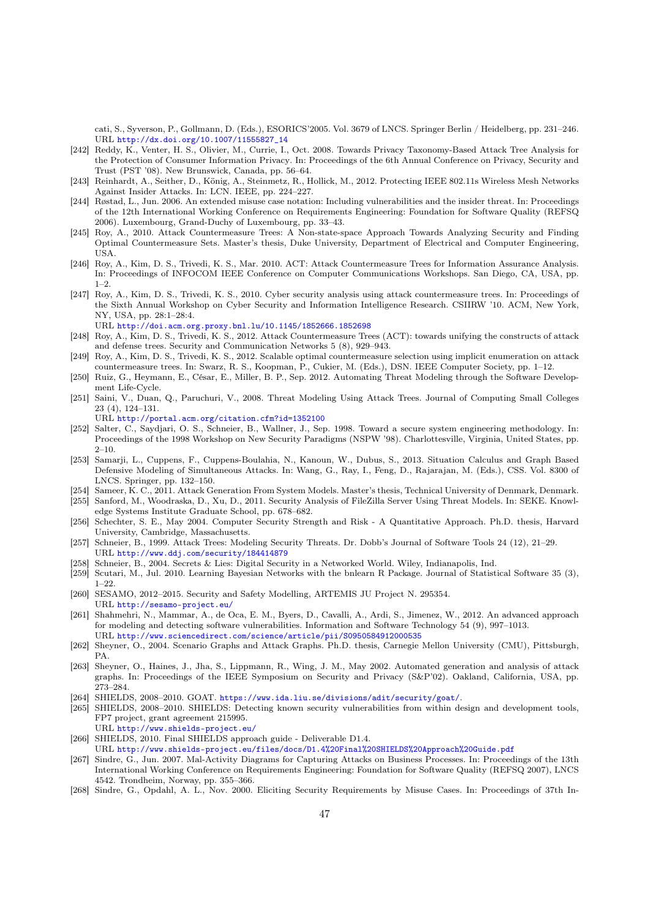cati, S., Syverson, P., Gollmann, D. (Eds.), ESORICS'2005. Vol. 3679 of LNCS. Springer Berlin / Heidelberg, pp. 231–246.
URL http://dx.doi.org/10.1007/11555827_14

[242] Reddy, K., Venter, H. S., Olivier, M., Currie, I., Oct. 2008. Towards Privacy Taxonomy-Based Attack Tree Analysis for the Protection of Consumer Information Privacy. In: Proceedings of the 6th Annual Conference on Privacy, Security and Trust (PST '08). New Brunswick, Canada, pp. 56–64.

[243] Reinhardt, A., Seither, D., König, A., Steinmetz, R., Hollick, M., 2012. Protecting IEEE 802.11s Wireless Mesh Networks Against Insider Attacks. In: LCN. IEEE, pp. 224–227.

[244] Røstad, L., Jun. 2006. An extended misuse case notation: Including vulnerabilities and the insider threat. In: Proceedings of the 12th International Working Conference on Requirements Engineering: Foundation for Software Quality (REFSQ 2006). Luxembourg, Grand-Duchy of Luxembourg, pp. 33–43.

[245] Roy, A., 2010. Attack Countermeasure Trees: A Non-state-space Approach Towards Analyzing Security and Finding Optimal Countermeasure Sets. Master's thesis, Duke University, Department of Electrical and Computer Engineering, USA.

[246] Roy, A., Kim, D. S., Trivedi, K. S., Mar. 2010. ACT: Attack Countermeasure Trees for Information Assurance Analysis. In: Proceedings of INFOCOM IEEE Conference on Computer Communications Workshops. San Diego, CA, USA, pp. 1–2.

[247] Roy, A., Kim, D. S., Trivedi, K. S., 2010. Cyber security analysis using attack countermeasure trees. In: Proceedings of the Sixth Annual Workshop on Cyber Security and Information Intelligence Research. CSIIRW '10. ACM, New York, NY, USA, pp. 28:1–28:4.
URL http://doi.acm.org.proxy.bnl.lu/10.1145/1852666.1852698

[248] Roy, A., Kim, D. S., Trivedi, K. S., 2012. Attack Countermeasure Trees (ACT): towards unifying the constructs of attack and defense trees. Security and Communication Networks 5 (8), 929–943.

[249] Roy, A., Kim, D. S., Trivedi, K. S., 2012. Scalable optimal countermeasure selection using implicit enumeration on attack countermeasure trees. In: Swarz, R. S., Koopman, P., Cukier, M. (Eds.), DSN. IEEE Computer Society, pp. 1–12.

[250] Ruiz, G., Heymann, E., César, E., Miller, B. P., Sep. 2012. Automating Threat Modeling through the Software Development Life-Cycle.

[251] Saini, V., Duan, Q., Paruchuri, V., 2008. Threat Modeling Using Attack Trees. Journal of Computing Small Colleges 23 (4), 124–131.
URL http://portal.acm.org/citation.cfm?id=1352100

[252] Salter, C., Saydjari, O. S., Schneier, B., Wallner, J., Sep. 1998. Toward a secure system engineering methodology. In: Proceedings of the 1998 Workshop on New Security Paradigms (NSPW '98). Charlottesville, Virginia, United States, pp. 2–10.

[253] Samarji, L., Cuppens, F., Cuppens-Boulahia, N., Kanoun, W., Dubus, S., 2013. Situation Calculus and Graph Based Defensive Modeling of Simultaneous Attacks. In: Wang, G., Ray, I., Feng, D., Rajarajan, M. (Eds.), CSS. Vol. 8300 of LNCS. Springer, pp. 132–150.

[254] Sameer, K. C., 2011. Attack Generation From System Models. Master's thesis, Technical University of Denmark, Denmark.

[255] Sanford, M., Woodraska, D., Xu, D., 2011. Security Analysis of FileZilla Server Using Threat Models. In: SEKE. Knowledge Systems Institute Graduate School, pp. 678–682.

[256] Schechter, S. E., May 2004. Computer Security Strength and Risk - A Quantitative Approach. Ph.D. thesis, Harvard University, Cambridge, Massachusetts.

[257] Schneier, B., 1999. Attack Trees: Modeling Security Threats. Dr. Dobb's Journal of Software Tools 24 (12), 21–29.
URL http://www.ddj.com/security/184414879

[258] Schneier, B., 2004. Secrets & Lies: Digital Security in a Networked World. Wiley, Indianapolis, Ind.

[259] Scutari, M., Jul. 2010. Learning Bayesian Networks with the bnlearn R Package. Journal of Statistical Software 35 (3), 1–22.

[260] SESAMO, 2012–2015. Security and Safety Modelling, ARTEMIS JU Project N. 295354.
URL http://sesamo-project.eu/

[261] Shahmehri, N., Mammar, A., de Oca, E. M., Byers, D., Cavalli, A., Ardi, S., Jimenez, W., 2012. An advanced approach for modeling and detecting software vulnerabilities. Information and Software Technology 54 (9), 997–1013.
URL http://www.sciencedirect.com/science/article/pii/S0950584912000535

[262] Sheyner, O., 2004. Scenario Graphs and Attack Graphs. Ph.D. thesis, Carnegie Mellon University (CMU), Pittsburgh, PA.

[263] Sheyner, O., Haines, J., Jha, S., Lippmann, R., Wing, J. M., May 2002. Automated generation and analysis of attack graphs. In: Proceedings of the IEEE Symposium on Security and Privacy (S&P'02). Oakland, California, USA, pp. 273–284.

[264] SHIELDS, 2008–2010. GOAT. https://www.ida.liu.se/divisions/adit/security/goat/.

[265] SHIELDS, 2008–2010. SHIELDS: Detecting known security vulnerabilities from within design and development tools, FP7 project, grant agreement 215995.
URL http://www.shields-project.eu/

[266] SHIELDS, 2010. Final SHIELDS approach guide - Deliverable D1.4.
URL http://www.shields-project.eu/files/docs/D1.4%20Final%20SHIELDS%20Approach%20Guide.pdf

[267] Sindre, G., Jun. 2007. Mal-Activity Diagrams for Capturing Attacks on Business Processes. In: Proceedings of the 13th International Working Conference on Requirements Engineering: Foundation for Software Quality (REFSQ 2007), LNCS 4542. Trondheim, Norway, pp. 355–366.

[268] Sindre, G., Opdahl, A. L., Nov. 2000. Eliciting Security Requirements by Misuse Cases. In: Proceedings of 37th In-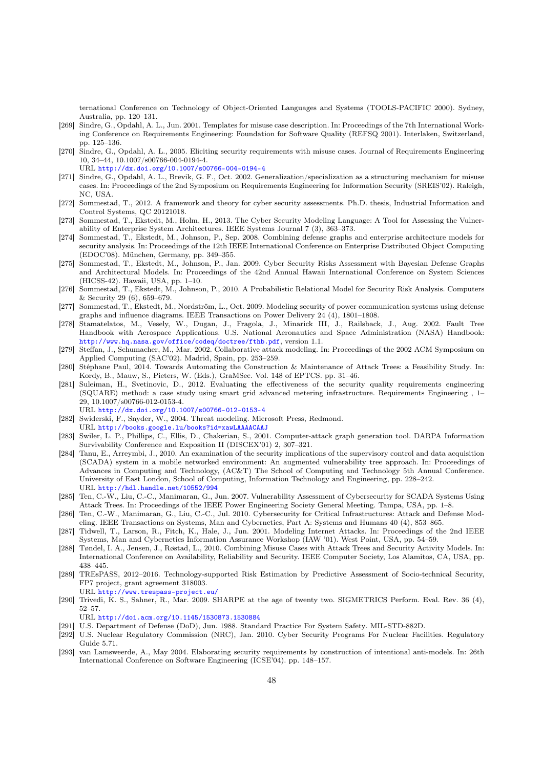ternational Conference on Technology of Object-Oriented Languages and Systems (TOOLS-PACIFIC 2000). Sydney, Australia, pp. 120–131.

[269] Sindre, G., Opdahl, A. L., Jun. 2001. Templates for misuse case description. In: Proceedings of the 7th International Working Conference on Requirements Engineering: Foundation for Software Quality (REFSQ 2001). Interlaken, Switzerland, pp. 125–136.

[270] Sindre, G., Opdahl, A. L., 2005. Eliciting security requirements with misuse cases. Journal of Requirements Engineering 10, 34–44, 10.1007/s00766-004-0194-4.
URL http://dx.doi.org/10.1007/s00766-004-0194-4

[271] Sindre, G., Opdahl, A. L., Brevik, G. F., Oct. 2002. Generalization/specialization as a structuring mechanism for misuse cases. In: Proceedings of the 2nd Symposium on Requirements Engineering for Information Security (SREIS'02). Raleigh, NC, USA.

[272] Sommestad, T., 2012. A framework and theory for cyber security assessments. Ph.D. thesis, Industrial Information and Control Systems, QC 20121018.

[273] Sommestad, T., Ekstedt, M., Holm, H., 2013. The Cyber Security Modeling Language: A Tool for Assessing the Vulnerability of Enterprise System Architectures. IEEE Systems Journal 7 (3), 363–373.

[274] Sommestad, T., Ekstedt, M., Johnson, P., Sep. 2008. Combining defense graphs and enterprise architecture models for security analysis. In: Proceedings of the 12th IEEE International Conference on Enterprise Distributed Object Computing (EDOC'08). München, Germany, pp. 349–355.

[275] Sommestad, T., Ekstedt, M., Johnson, P., Jan. 2009. Cyber Security Risks Assessment with Bayesian Defense Graphs and Architectural Models. In: Proceedings of the 42nd Annual Hawaii International Conference on System Sciences (HICSS-42). Hawaii, USA, pp. 1–10.

[276] Sommestad, T., Ekstedt, M., Johnson, P., 2010. A Probabilistic Relational Model for Security Risk Analysis. Computers & Security 29 (6), 659–679.

[277] Sommestad, T., Ekstedt, M., Nordström, L., Oct. 2009. Modeling security of power communication systems using defense graphs and influence diagrams. IEEE Transactions on Power Delivery 24 (4), 1801–1808.

[278] Stamatelatos, M., Vesely, W., Dugan, J., Fragola, J., Minarick III, J., Railsback, J., Aug. 2002. Fault Tree Handbook with Aerospace Applications. U.S. National Aeronautics and Space Administration (NASA) Handbook: http://www.hq.nasa.gov/office/codeq/doctree/fthb.pdf, version 1.1.

[279] Steffan, J., Schumacher, M., Mar. 2002. Collaborative attack modeling. In: Proceedings of the 2002 ACM Symposium on Applied Computing (SAC'02). Madrid, Spain, pp. 253–259.

[280] Stéphane Paul, 2014. Towards Automating the Construction & Maintenance of Attack Trees: a Feasibility Study. In: Kordy, B., Mauw, S., Pieters, W. (Eds.), GraMSec. Vol. 148 of EPTCS. pp. 31–46.

[281] Suleiman, H., Svetinovic, D., 2012. Evaluating the effectiveness of the security quality requirements engineering (SQUARE) method: a case study using smart grid advanced metering infrastructure. Requirements Engineering , 1–29, 10.1007/s00766-012-0153-4.
URL http://dx.doi.org/10.1007/s00766-012-0153-4

[282] Swiderski, F., Snyder, W., 2004. Threat modeling. Microsoft Press, Redmond.
URL http://books.google.lu/books?id=xawLAAAACAAJ

[283] Swiler, L. P., Phillips, C., Ellis, D., Chakerian, S., 2001. Computer-attack graph generation tool. DARPA Information Survivability Conference and Exposition II (DISCEX'01) 2, 307–321.

[284] Tanu, E., Arreymbi, J., 2010. An examination of the security implications of the supervisory control and data acquisition (SCADA) system in a mobile networked environment: An augmented vulnerability tree approach. In: Proceedings of Advances in Computing and Technology, (AC&T) The School of Computing and Technology 5th Annual Conference. University of East London, School of Computing, Information Technology and Engineering, pp. 228–242.
URL http://hdl.handle.net/10552/994

[285] Ten, C.-W., Liu, C.-C., Manimaran, G., Jun. 2007. Vulnerability Assessment of Cybersecurity for SCADA Systems Using Attack Trees. In: Proceedings of the IEEE Power Engineering Society General Meeting. Tampa, USA, pp. 1–8.

[286] Ten, C.-W., Manimaran, G., Liu, C.-C., Jul. 2010. Cybersecurity for Critical Infrastructures: Attack and Defense Modeling. IEEE Transactions on Systems, Man and Cybernetics, Part A: Systems and Humans 40 (4), 853–865.

[287] Tidwell, T., Larson, R., Fitch, K., Hale, J., Jun. 2001. Modeling Internet Attacks. In: Proceedings of the 2nd IEEE Systems, Man and Cybernetics Information Assurance Workshop (IAW '01). West Point, USA, pp. 54–59.

[288] Tøndel, I. A., Jensen, J., Røstad, L., 2010. Combining Misuse Cases with Attack Trees and Security Activity Models. In: International Conference on Availability, Reliability and Security. IEEE Computer Society, Los Alamitos, CA, USA, pp. 438–445.

[289] TREsPASS, 2012–2016. Technology-supported Risk Estimation by Predictive Assessment of Socio-technical Security, FP7 project, grant agreement 318003.
URL http://www.trespass-project.eu/

[290] Trivedi, K. S., Sahner, R., Mar. 2009. SHARPE at the age of twenty two. SIGMETRICS Perform. Eval. Rev. 36 (4), 52–57.
URL http://doi.acm.org/10.1145/1530873.1530884

[291] U.S. Department of Defense (DoD), Jun. 1988. Standard Practice For System Safety. MIL-STD-882D.

[292] U.S. Nuclear Regulatory Commission (NRC), Jan. 2010. Cyber Security Programs For Nuclear Facilities. Regulatory Guide 5.71.

[293] van Lamsweerde, A., May 2004. Elaborating security requirements by construction of intentional anti-models. In: 26th International Conference on Software Engineering (ICSE'04). pp. 148–157.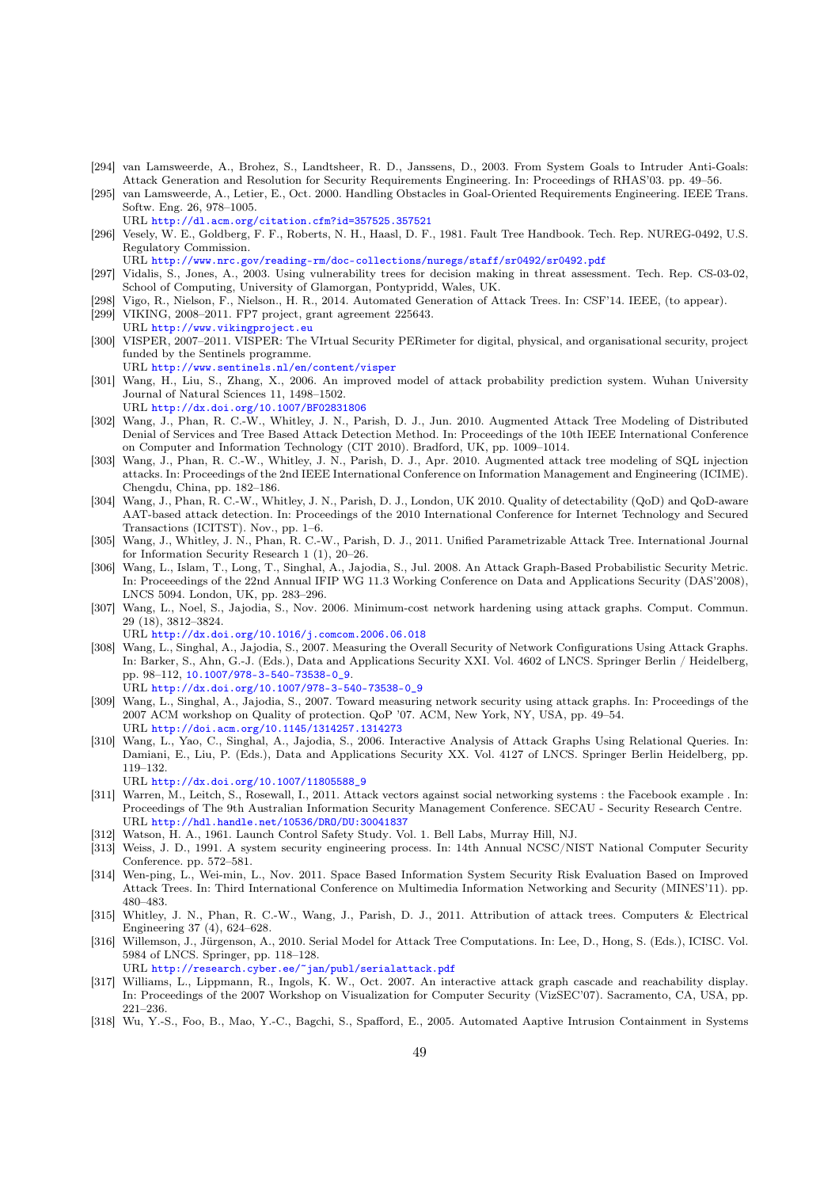[294] van Lamsweerde, A., Brohez, S., Landtsheer, R. D., Janssens, D., 2003. From System Goals to Intruder Anti-Goals: Attack Generation and Resolution for Security Requirements Engineering. In: Proceedings of RHAS'03. pp. 49–56.

[295] van Lamsweerde, A., Letier, E., Oct. 2000. Handling Obstacles in Goal-Oriented Requirements Engineering. IEEE Trans. Softw. Eng. 26, 978–1005.
URL http://dl.acm.org/citation.cfm?id=357525.357521

[296] Vesely, W. E., Goldberg, F. F., Roberts, N. H., Haasl, D. F., 1981. Fault Tree Handbook. Tech. Rep. NUREG-0492, U.S. Regulatory Commission.
URL http://www.nrc.gov/reading-rm/doc-collections/nuregs/staff/sr0492/sr0492.pdf

[297] Vidalis, S., Jones, A., 2003. Using vulnerability trees for decision making in threat assessment. Tech. Rep. CS-03-02, School of Computing, University of Glamorgan, Pontypridd, Wales, UK.

[298] Vigo, R., Nielson, F., Nielson., H. R., 2014. Automated Generation of Attack Trees. In: CSF'14. IEEE, (to appear).

[299] VIKING, 2008–2011. FP7 project, grant agreement 225643.
URL http://www.vikingproject.eu

[300] VISPER, 2007–2011. VISPER: The VIrtual Security PERimeter for digital, physical, and organisational security, project funded by the Sentinels programme.
URL http://www.sentinels.nl/en/content/visper

[301] Wang, H., Liu, S., Zhang, X., 2006. An improved model of attack probability prediction system. Wuhan University Journal of Natural Sciences 11, 1498–1502.
URL http://dx.doi.org/10.1007/BF02831806

[302] Wang, J., Phan, R. C.-W., Whitley, J. N., Parish, D. J., Jun. 2010. Augmented Attack Tree Modeling of Distributed Denial of Services and Tree Based Attack Detection Method. In: Proceedings of the 10th IEEE International Conference on Computer and Information Technology (CIT 2010). Bradford, UK, pp. 1009–1014.

[303] Wang, J., Phan, R. C.-W., Whitley, J. N., Parish, D. J., Apr. 2010. Augmented attack tree modeling of SQL injection attacks. In: Proceedings of the 2nd IEEE International Conference on Information Management and Engineering (ICIME). Chengdu, China, pp. 182–186.

[304] Wang, J., Phan, R. C.-W., Whitley, J. N., Parish, D. J., London, UK 2010. Quality of detectability (QoD) and QoD-aware AAT-based attack detection. In: Proceedings of the 2010 International Conference for Internet Technology and Secured Transactions (ICITST). Nov., pp. 1–6.

[305] Wang, J., Whitley, J. N., Phan, R. C.-W., Parish, D. J., 2011. Unified Parametrizable Attack Tree. International Journal for Information Security Research 1 (1), 20–26.

[306] Wang, L., Islam, T., Long, T., Singhal, A., Jajodia, S., Jul. 2008. An Attack Graph-Based Probabilistic Security Metric. In: Proceeedings of the 22nd Annual IFIP WG 11.3 Working Conference on Data and Applications Security (DAS'2008), LNCS 5094. London, UK, pp. 283–296.

[307] Wang, L., Noel, S., Jajodia, S., Nov. 2006. Minimum-cost network hardening using attack graphs. Comput. Commun. 29 (18), 3812–3824.
URL http://dx.doi.org/10.1016/j.comcom.2006.06.018

[308] Wang, L., Singhal, A., Jajodia, S., 2007. Measuring the Overall Security of Network Configurations Using Attack Graphs. In: Barker, S., Ahn, G.-J. (Eds.), Data and Applications Security XXI. Vol. 4602 of LNCS. Springer Berlin / Heidelberg, pp. 98–112, 10.1007/978-3-540-73538-0_9.
URL http://dx.doi.org/10.1007/978-3-540-73538-0_9

[309] Wang, L., Singhal, A., Jajodia, S., 2007. Toward measuring network security using attack graphs. In: Proceedings of the 2007 ACM workshop on Quality of protection. QoP '07. ACM, New York, NY, USA, pp. 49–54.
URL http://doi.acm.org/10.1145/1314257.1314273

[310] Wang, L., Yao, C., Singhal, A., Jajodia, S., 2006. Interactive Analysis of Attack Graphs Using Relational Queries. In: Damiani, E., Liu, P. (Eds.), Data and Applications Security XX. Vol. 4127 of LNCS. Springer Berlin Heidelberg, pp. 119–132.
URL http://dx.doi.org/10.1007/11805588_9

[311] Warren, M., Leitch, S., Rosewall, I., 2011. Attack vectors against social networking systems : the Facebook example . In: Proceedings of The 9th Australian Information Security Management Conference. SECAU - Security Research Centre.
URL http://hdl.handle.net/10536/DRO/DU:30041837

[312] Watson, H. A., 1961. Launch Control Safety Study. Vol. 1. Bell Labs, Murray Hill, NJ.

[313] Weiss, J. D., 1991. A system security engineering process. In: 14th Annual NCSC/NIST National Computer Security Conference. pp. 572–581.

[314] Wen-ping, L., Wei-min, L., Nov. 2011. Space Based Information System Security Risk Evaluation Based on Improved Attack Trees. In: Third International Conference on Multimedia Information Networking and Security (MINES'11). pp. 480–483.

[315] Whitley, J. N., Phan, R. C.-W., Wang, J., Parish, D. J., 2011. Attribution of attack trees. Computers & Electrical Engineering 37 (4), 624–628.

[316] Willemson, J., Jürgenson, A., 2010. Serial Model for Attack Tree Computations. In: Lee, D., Hong, S. (Eds.), ICISC. Vol. 5984 of LNCS. Springer, pp. 118–128.
URL http://research.cyber.ee/~jan/publ/serialattack.pdf

[317] Williams, L., Lippmann, R., Ingols, K. W., Oct. 2007. An interactive attack graph cascade and reachability display. In: Proceedings of the 2007 Workshop on Visualization for Computer Security (VizSEC'07). Sacramento, CA, USA, pp. 221–236.

[318] Wu, Y.-S., Foo, B., Mao, Y.-C., Bagchi, S., Spafford, E., 2005. Automated Aaptive Intrusion Containment in Systems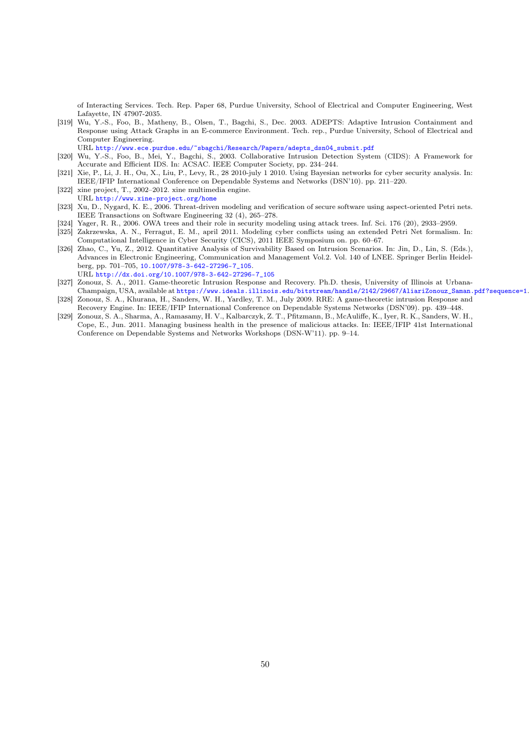of Interacting Services. Tech. Rep. Paper 68, Purdue University, School of Electrical and Computer Engineering, West Lafayette, IN 47907-2035.

[319] Wu, Y.-S., Foo, B., Matheny, B., Olsen, T., Bagchi, S., Dec. 2003. ADEPTS: Adaptive Intrusion Containment and Response using Attack Graphs in an E-commerce Environment. Tech. rep., Purdue University, School of Electrical and Computer Engineering.
URL http://www.ece.purdue.edu/~sbagchi/Research/Papers/adepts_dsn04_submit.pdf

[320] Wu, Y.-S., Foo, B., Mei, Y., Bagchi, S., 2003. Collaborative Intrusion Detection System (CIDS): A Framework for Accurate and Efficient IDS. In: ACSAC. IEEE Computer Society, pp. 234–244.

[321] Xie, P., Li, J. H., Ou, X., Liu, P., Levy, R., 28 2010-july 1 2010. Using Bayesian networks for cyber security analysis. In: IEEE/IFIP International Conference on Dependable Systems and Networks (DSN'10). pp. 211–220.

[322] xine project, T., 2002–2012. xine multimedia engine.
URL http://www.xine-project.org/home

[323] Xu, D., Nygard, K. E., 2006. Threat-driven modeling and verification of secure software using aspect-oriented Petri nets. IEEE Transactions on Software Engineering 32 (4), 265–278.

[324] Yager, R. R., 2006. OWA trees and their role in security modeling using attack trees. Inf. Sci. 176 (20), 2933–2959.

[325] Zakrzewska, A. N., Ferragut, E. M., april 2011. Modeling cyber conflicts using an extended Petri Net formalism. In: Computational Intelligence in Cyber Security (CICS), 2011 IEEE Symposium on. pp. 60–67.

[326] Zhao, C., Yu, Z., 2012. Quantitative Analysis of Survivability Based on Intrusion Scenarios. In: Jin, D., Lin, S. (Eds.), Advances in Electronic Engineering, Communication and Management Vol.2. Vol. 140 of LNEE. Springer Berlin Heidelberg, pp. 701–705, 10.1007/978-3-642-27296-7_105.
URL http://dx.doi.org/10.1007/978-3-642-27296-7_105

[327] Zonouz, S. A., 2011. Game-theoretic Intrusion Response and Recovery. Ph.D. thesis, University of Illinois at Urbana-Champaign, USA, available at https://www.ideals.illinois.edu/bitstream/handle/2142/29667/AliariZonouz_Saman.pdf?sequence=1.

[328] Zonouz, S. A., Khurana, H., Sanders, W. H., Yardley, T. M., July 2009. RRE: A game-theoretic intrusion Response and Recovery Engine. In: IEEE/IFIP International Conference on Dependable Systems Networks (DSN'09). pp. 439–448.

[329] Zonouz, S. A., Sharma, A., Ramasamy, H. V., Kalbarczyk, Z. T., Pfitzmann, B., McAuliffe, K., Iyer, R. K., Sanders, W. H., Cope, E., Jun. 2011. Managing business health in the presence of malicious attacks. In: IEEE/IFIP 41st International Conference on Dependable Systems and Networks Workshops (DSN-W'11). pp. 9–14.